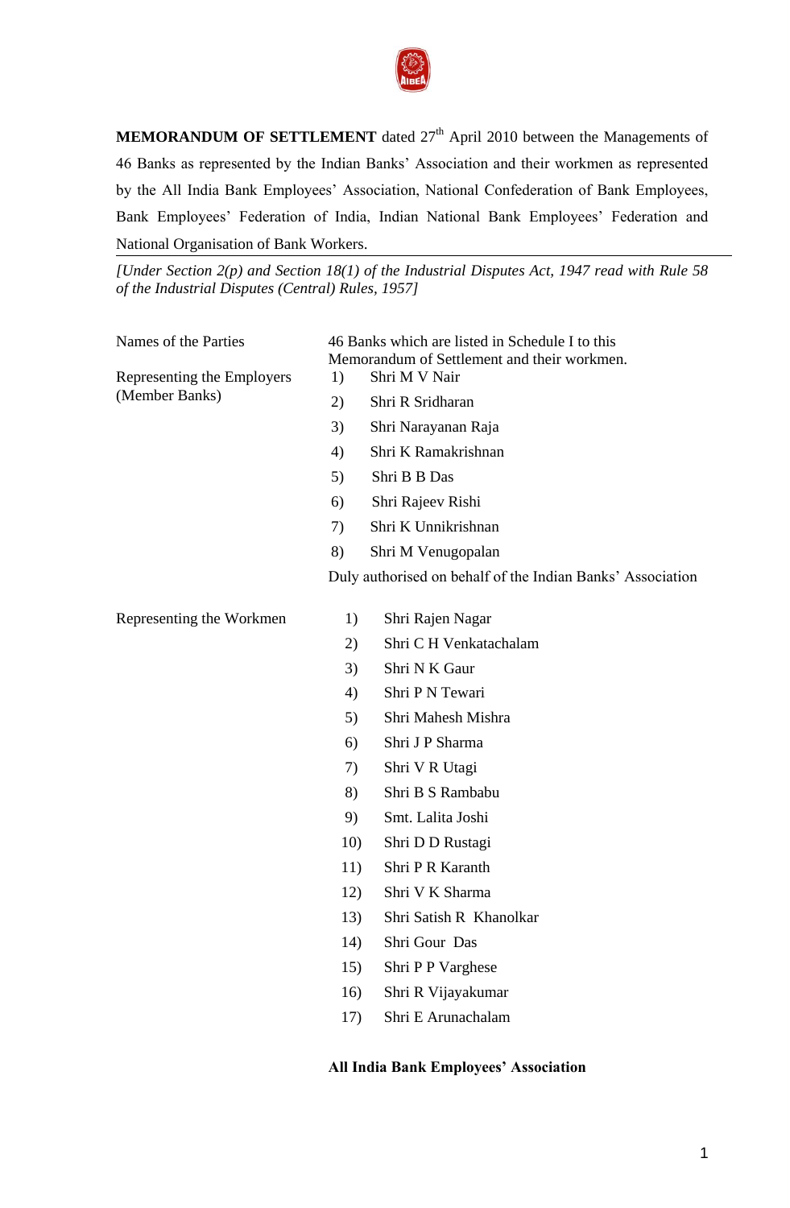**MEMORANDUM OF SETTLEMENT** dated 27th April 2010 between the Managements of 46 Banks as represented by the Indian Banks' Association and their workmen as represented by the All India Bank Employees' Association, National Confederation of Bank Employees, Bank Employees' Federation of India, Indian National Bank Employees' Federation and National Organisation of Bank Workers.

*[Under Section 2(p) and Section 18(1) of the Industrial Disputes Act, 1947 read with Rule 58 of the Industrial Disputes (Central) Rules, 1957]*

| | |
|---|---|
| Names of the Parties | 46 Banks which are listed in Schedule I to this Memorandum of Settlement and their workmen. |
| Representing the Employers (Member Banks) | 1) Shri M V Nair<br>2) Shri R Sridharan<br>3) Shri Narayanan Raja<br>4) Shri K Ramakrishnan<br>5) Shri B B Das<br>6) Shri Rajeev Rishi<br>7) Shri K Unnikrishnan<br>8) Shri M Venugopalan<br>Duly authorised on behalf of the Indian Banks' Association |
| Representing the Workmen | 1) Shri Rajen Nagar<br>2) Shri C H Venkatachalam<br>3) Shri N K Gaur<br>4) Shri P N Tewari<br>5) Shri Mahesh Mishra<br>6) Shri J P Sharma<br>7) Shri V R Utagi<br>8) Shri B S Rambabu<br>9) Smt. Lalita Joshi<br>10) Shri D D Rustagi<br>11) Shri P R Karanth<br>12) Shri V K Sharma<br>13) Shri Satish R Khanolkar<br>14) Shri Gour Das<br>15) Shri P P Varghese<br>16) Shri R Vijayakumar<br>17) Shri E Arunachalam<br>**All India Bank Employees' Association** |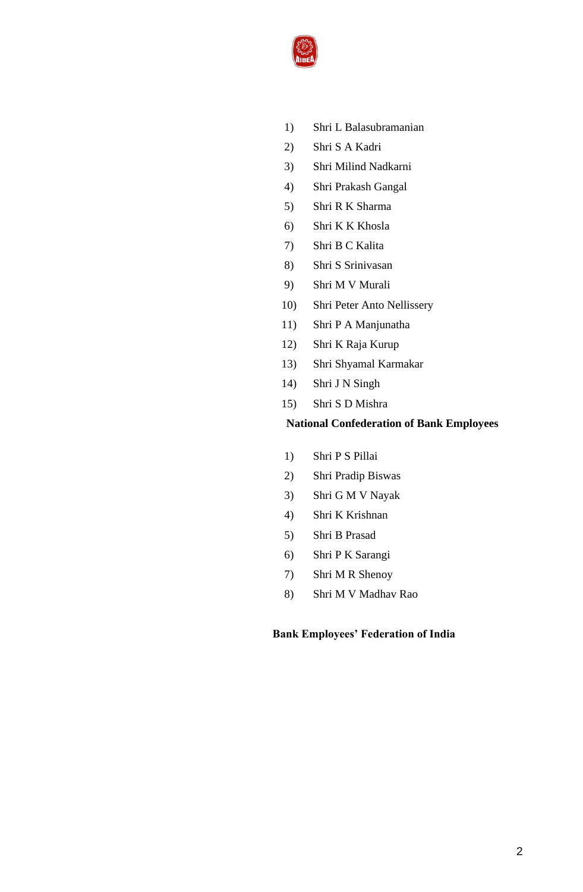1) Shri L Balasubramanian
2) Shri S A Kadri
3) Shri Milind Nadkarni
4) Shri Prakash Gangal
5) Shri R K Sharma
6) Shri K K Khosla
7) Shri B C Kalita
8) Shri S Srinivasan
9) Shri M V Murali
10) Shri Peter Anto Nellissery
11) Shri P A Manjunatha
12) Shri K Raja Kurup
13) Shri Shyamal Karmakar
14) Shri J N Singh
15) Shri S D Mishra

**National Confederation of Bank Employees**

1) Shri P S Pillai
2) Shri Pradip Biswas
3) Shri G M V Nayak
4) Shri K Krishnan
5) Shri B Prasad
6) Shri P K Sarangi
7) Shri M R Shenoy
8) Shri M V Madhav Rao

**Bank Employees' Federation of India**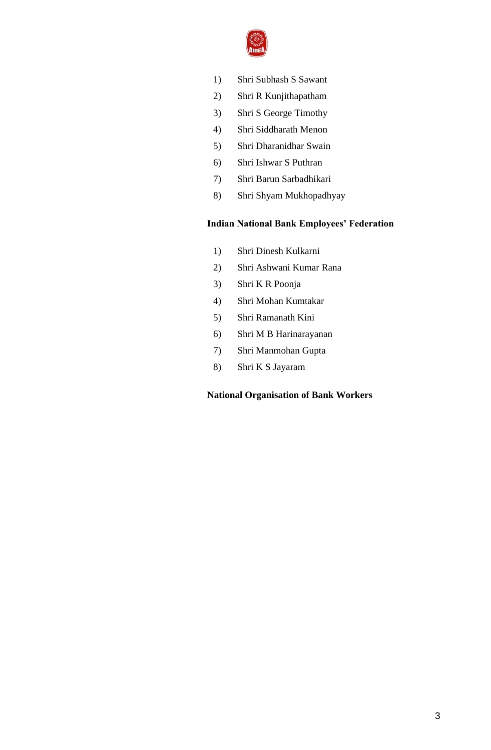1) Shri Subhash S Sawant
2) Shri R Kunjithapatham
3) Shri S George Timothy
4) Shri Siddharath Menon
5) Shri Dharanidhar Swain
6) Shri Ishwar S Puthran
7) Shri Barun Sarbadhikari
8) Shri Shyam Mukhopadhyay

**Indian National Bank Employees' Federation**

1) Shri Dinesh Kulkarni
2) Shri Ashwani Kumar Rana
3) Shri K R Poonja
4) Shri Mohan Kumtakar
5) Shri Ramanath Kini
6) Shri M B Harinarayanan
7) Shri Manmohan Gupta
8) Shri K S Jayaram

**National Organisation of Bank Workers**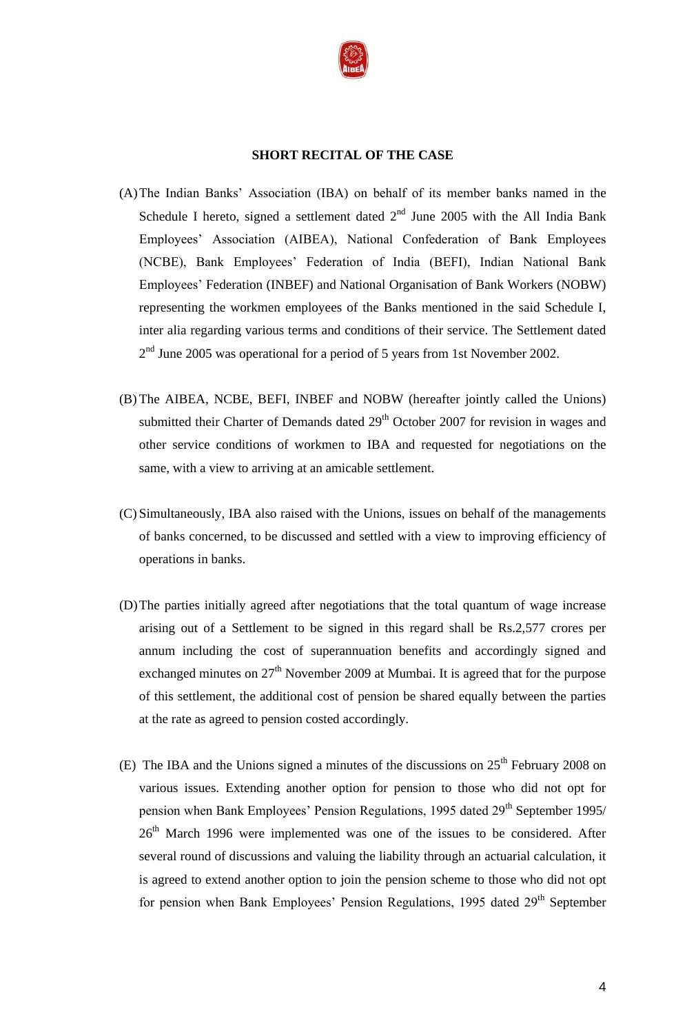**SHORT RECITAL OF THE CASE**

(A) The Indian Banks' Association (IBA) on behalf of its member banks named in the Schedule I hereto, signed a settlement dated 2nd June 2005 with the All India Bank Employees' Association (AIBEA), National Confederation of Bank Employees (NCBE), Bank Employees' Federation of India (BEFI), Indian National Bank Employees' Federation (INBEF) and National Organisation of Bank Workers (NOBW) representing the workmen employees of the Banks mentioned in the said Schedule I, inter alia regarding various terms and conditions of their service. The Settlement dated 2nd June 2005 was operational for a period of 5 years from 1st November 2002.

(B) The AIBEA, NCBE, BEFI, INBEF and NOBW (hereafter jointly called the Unions) submitted their Charter of Demands dated 29th October 2007 for revision in wages and other service conditions of workmen to IBA and requested for negotiations on the same, with a view to arriving at an amicable settlement.

(C) Simultaneously, IBA also raised with the Unions, issues on behalf of the managements of banks concerned, to be discussed and settled with a view to improving efficiency of operations in banks.

(D) The parties initially agreed after negotiations that the total quantum of wage increase arising out of a Settlement to be signed in this regard shall be Rs.2,577 crores per annum including the cost of superannuation benefits and accordingly signed and exchanged minutes on 27th November 2009 at Mumbai. It is agreed that for the purpose of this settlement, the additional cost of pension be shared equally between the parties at the rate as agreed to pension costed accordingly.

(E) The IBA and the Unions signed a minutes of the discussions on 25th February 2008 on various issues. Extending another option for pension to those who did not opt for pension when Bank Employees' Pension Regulations, 1995 dated 29th September 1995/ 26th March 1996 were implemented was one of the issues to be considered. After several round of discussions and valuing the liability through an actuarial calculation, it is agreed to extend another option to join the pension scheme to those who did not opt for pension when Bank Employees' Pension Regulations, 1995 dated 29th September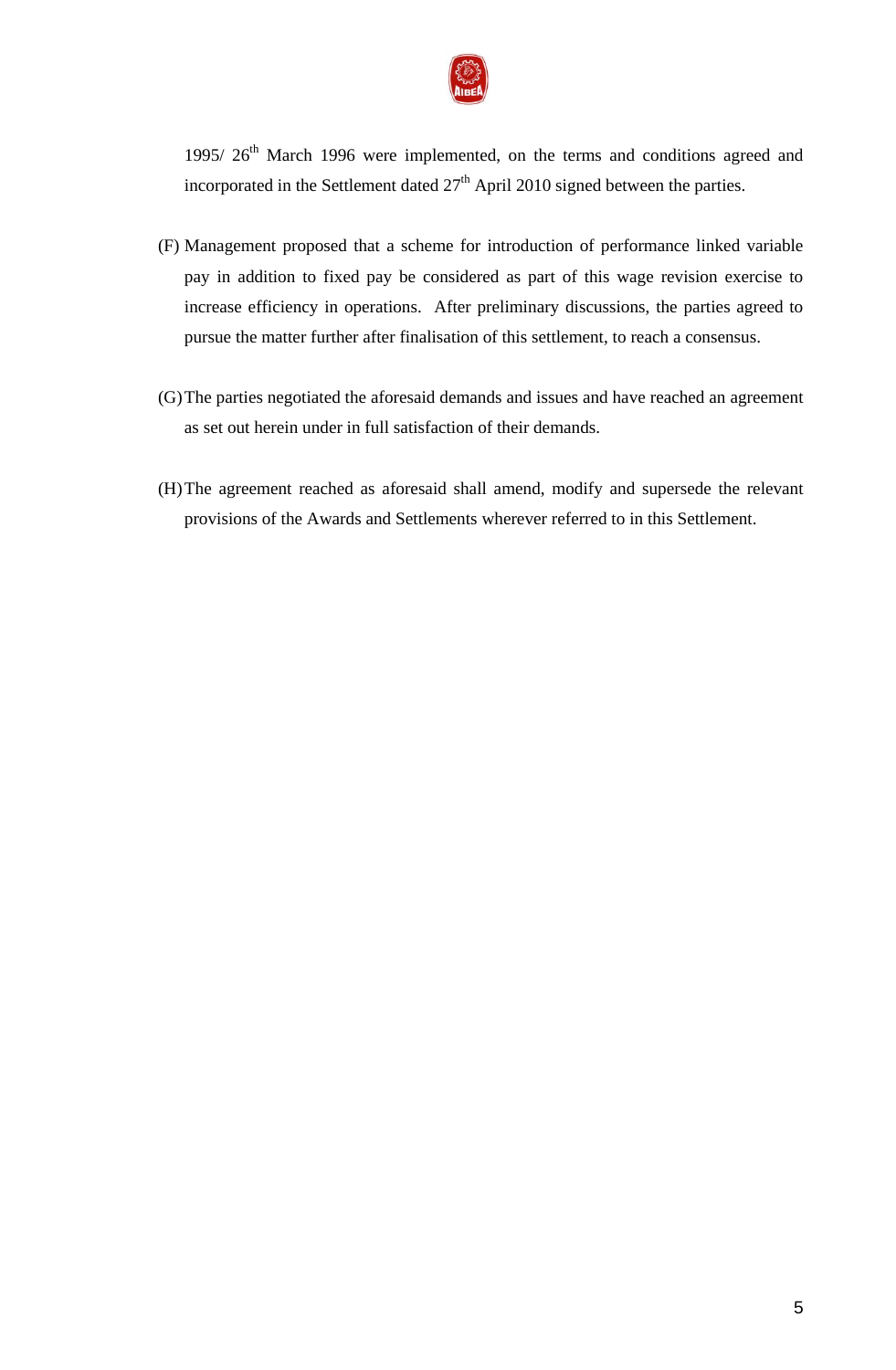1995/ 26th March 1996 were implemented, on the terms and conditions agreed and incorporated in the Settlement dated 27th April 2010 signed between the parties.

(F) Management proposed that a scheme for introduction of performance linked variable pay in addition to fixed pay be considered as part of this wage revision exercise to increase efficiency in operations. After preliminary discussions, the parties agreed to pursue the matter further after finalisation of this settlement, to reach a consensus.

(G) The parties negotiated the aforesaid demands and issues and have reached an agreement as set out herein under in full satisfaction of their demands.

(H) The agreement reached as aforesaid shall amend, modify and supersede the relevant provisions of the Awards and Settlements wherever referred to in this Settlement.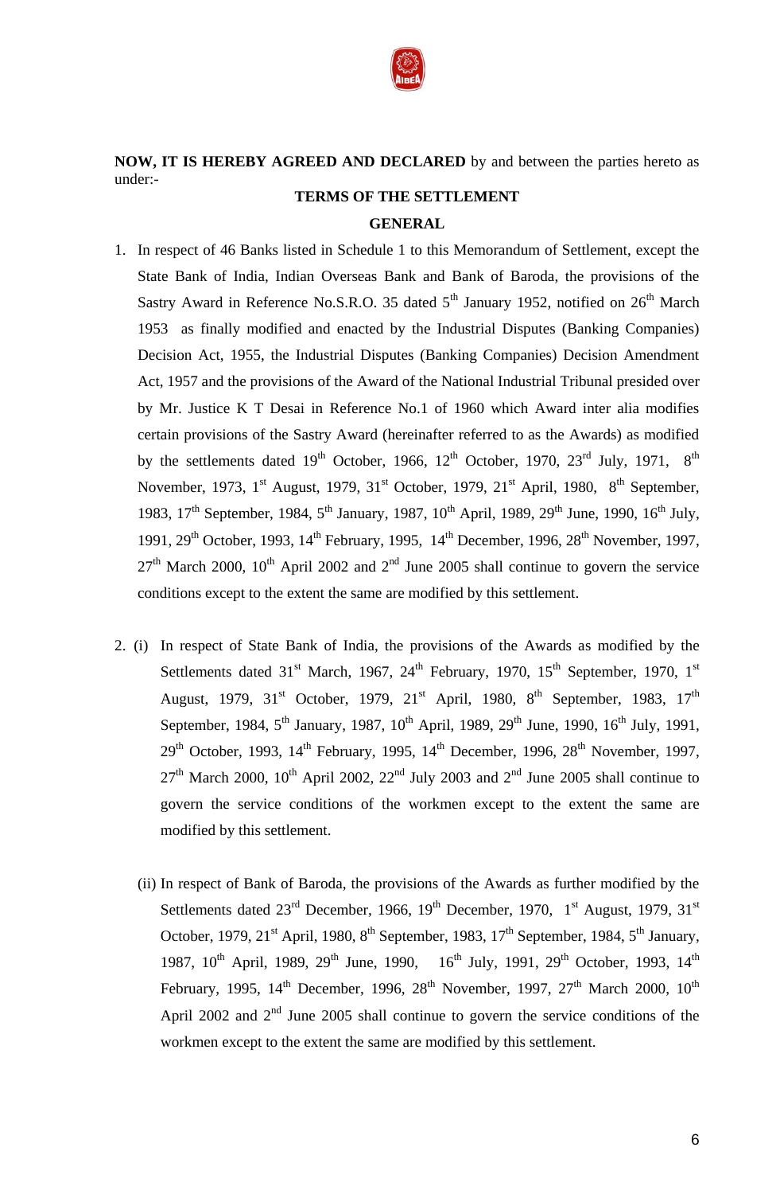**NOW, IT IS HEREBY AGREED AND DECLARED** by and between the parties hereto as under:-

**TERMS OF THE SETTLEMENT**

**GENERAL**

1. In respect of 46 Banks listed in Schedule 1 to this Memorandum of Settlement, except the State Bank of India, Indian Overseas Bank and Bank of Baroda, the provisions of the Sastry Award in Reference No.S.R.O. 35 dated 5th January 1952, notified on 26th March 1953 as finally modified and enacted by the Industrial Disputes (Banking Companies) Decision Act, 1955, the Industrial Disputes (Banking Companies) Decision Amendment Act, 1957 and the provisions of the Award of the National Industrial Tribunal presided over by Mr. Justice K T Desai in Reference No.1 of 1960 which Award inter alia modifies certain provisions of the Sastry Award (hereinafter referred to as the Awards) as modified by the settlements dated 19th October, 1966, 12th October, 1970, 23rd July, 1971, 8th November, 1973, 1st August, 1979, 31st October, 1979, 21st April, 1980, 8th September, 1983, 17th September, 1984, 5th January, 1987, 10th April, 1989, 29th June, 1990, 16th July, 1991, 29th October, 1993, 14th February, 1995, 14th December, 1996, 28th November, 1997, 27th March 2000, 10th April 2002 and 2nd June 2005 shall continue to govern the service conditions except to the extent the same are modified by this settlement.

2. (i) In respect of State Bank of India, the provisions of the Awards as modified by the Settlements dated 31st March, 1967, 24th February, 1970, 15th September, 1970, 1st August, 1979, 31st October, 1979, 21st April, 1980, 8th September, 1983, 17th September, 1984, 5th January, 1987, 10th April, 1989, 29th June, 1990, 16th July, 1991, 29th October, 1993, 14th February, 1995, 14th December, 1996, 28th November, 1997, 27th March 2000, 10th April 2002, 22nd July 2003 and 2nd June 2005 shall continue to govern the service conditions of the workmen except to the extent the same are modified by this settlement.

   (ii) In respect of Bank of Baroda, the provisions of the Awards as further modified by the Settlements dated 23rd December, 1966, 19th December, 1970, 1st August, 1979, 31st October, 1979, 21st April, 1980, 8th September, 1983, 17th September, 1984, 5th January, 1987, 10th April, 1989, 29th June, 1990, 16th July, 1991, 29th October, 1993, 14th February, 1995, 14th December, 1996, 28th November, 1997, 27th March 2000, 10th April 2002 and 2nd June 2005 shall continue to govern the service conditions of the workmen except to the extent the same are modified by this settlement.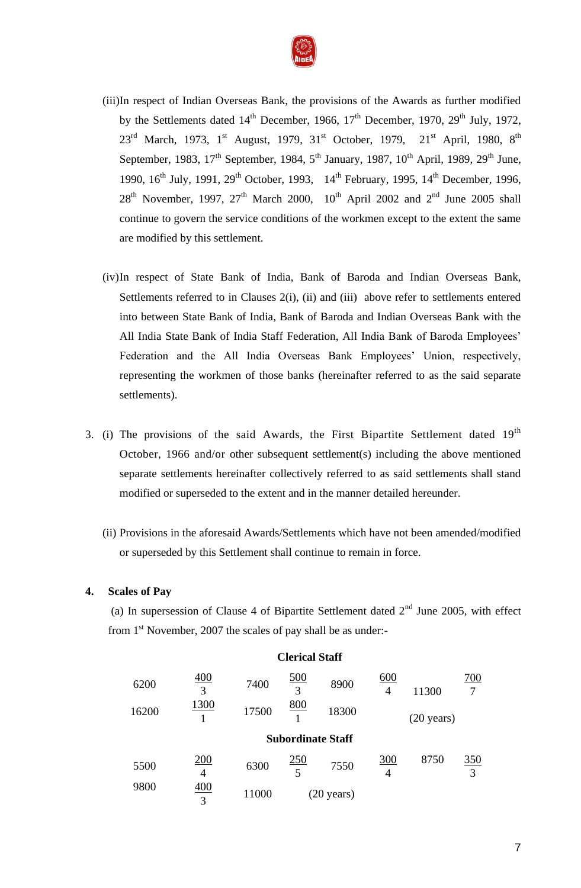(iii) In respect of Indian Overseas Bank, the provisions of the Awards as further modified by the Settlements dated 14th December, 1966, 17th December, 1970, 29th July, 1972, 23rd March, 1973, 1st August, 1979, 31st October, 1979, 21st April, 1980, 8th September, 1983, 17th September, 1984, 5th January, 1987, 10th April, 1989, 29th June, 1990, 16th July, 1991, 29th October, 1993, 14th February, 1995, 14th December, 1996, 28th November, 1997, 27th March 2000, 10th April 2002 and 2nd June 2005 shall continue to govern the service conditions of the workmen except to the extent the same are modified by this settlement.

(iv) In respect of State Bank of India, Bank of Baroda and Indian Overseas Bank, Settlements referred to in Clauses 2(i), (ii) and (iii) above refer to settlements entered into between State Bank of India, Bank of Baroda and Indian Overseas Bank with the All India State Bank of India Staff Federation, All India Bank of Baroda Employees' Federation and the All India Overseas Bank Employees' Union, respectively, representing the workmen of those banks (hereinafter referred to as the said separate settlements).

3. (i) The provisions of the said Awards, the First Bipartite Settlement dated 19th October, 1966 and/or other subsequent settlement(s) including the above mentioned separate settlements hereinafter collectively referred to as said settlements shall stand modified or superseded to the extent and in the manner detailed hereunder.

(ii) Provisions in the aforesaid Awards/Settlements which have not been amended/modified or superseded by this Settlement shall continue to remain in force.

**4. Scales of Pay**

(a) In supersession of Clause 4 of Bipartite Settlement dated 2nd June 2005, with effect from 1st November, 2007 the scales of pay shall be as under:-

**Clerical Staff**

6200 – $\frac{400}{3}$ – 7400 – $\frac{500}{3}$ – 8900 – $\frac{600}{4}$ – 11300 – $\frac{700}{7}$ – 16200 – $\frac{1300}{1}$ – 17500 – $\frac{800}{1}$ – 18300 (20 years)

**Subordinate Staff**

5500 – $\frac{200}{4}$ – 6300 – $\frac{250}{5}$ – 7550 – $\frac{300}{4}$ – 8750 – $\frac{350}{3}$ – 9800 – $\frac{400}{3}$ – 11000 (20 years)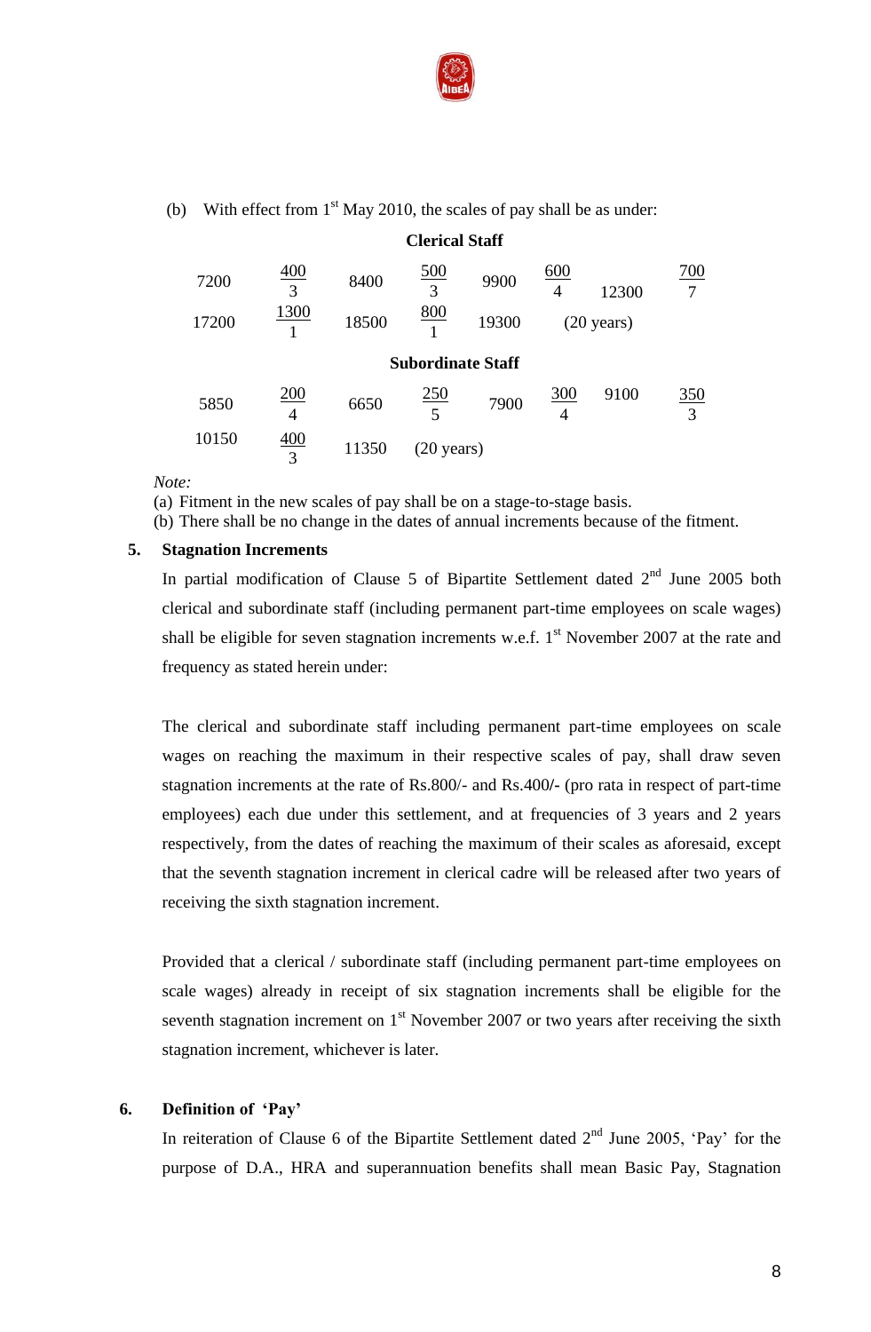(b) With effect from 1st May 2010, the scales of pay shall be as under:

**Clerical Staff**

| | | | | | | | |
|---|---|---|---|---|---|---|---|
| 7200 | $\frac{400}{3}$ | 8400 | $\frac{500}{3}$ | 9900 | $\frac{600}{4}$ | 12300 | $\frac{700}{7}$ |
| 17200 | $\frac{1300}{1}$ | 18500 | $\frac{800}{1}$ | 19300 | (20 years) | | |

**Subordinate Staff**

| | | | | | | | |
|---|---|---|---|---|---|---|---|
| 5850 | $\frac{200}{4}$ | 6650 | $\frac{250}{5}$ | 7900 | $\frac{300}{4}$ | 9100 | $\frac{350}{3}$ |
| 10150 | $\frac{400}{3}$ | 11350 | (20 years) | | | | |

*Note:*

(a) Fitment in the new scales of pay shall be on a stage-to-stage basis.

(b) There shall be no change in the dates of annual increments because of the fitment.

**5. Stagnation Increments**

In partial modification of Clause 5 of Bipartite Settlement dated 2nd June 2005 both clerical and subordinate staff (including permanent part-time employees on scale wages) shall be eligible for seven stagnation increments w.e.f. 1st November 2007 at the rate and frequency as stated herein under:

The clerical and subordinate staff including permanent part-time employees on scale wages on reaching the maximum in their respective scales of pay, shall draw seven stagnation increments at the rate of Rs.800/- and Rs.400/- (pro rata in respect of part-time employees) each due under this settlement, and at frequencies of 3 years and 2 years respectively, from the dates of reaching the maximum of their scales as aforesaid, except that the seventh stagnation increment in clerical cadre will be released after two years of receiving the sixth stagnation increment.

Provided that a clerical / subordinate staff (including permanent part-time employees on scale wages) already in receipt of six stagnation increments shall be eligible for the seventh stagnation increment on 1st November 2007 or two years after receiving the sixth stagnation increment, whichever is later.

**6. Definition of 'Pay'**

In reiteration of Clause 6 of the Bipartite Settlement dated 2nd June 2005, 'Pay' for the purpose of D.A., HRA and superannuation benefits shall mean Basic Pay, Stagnation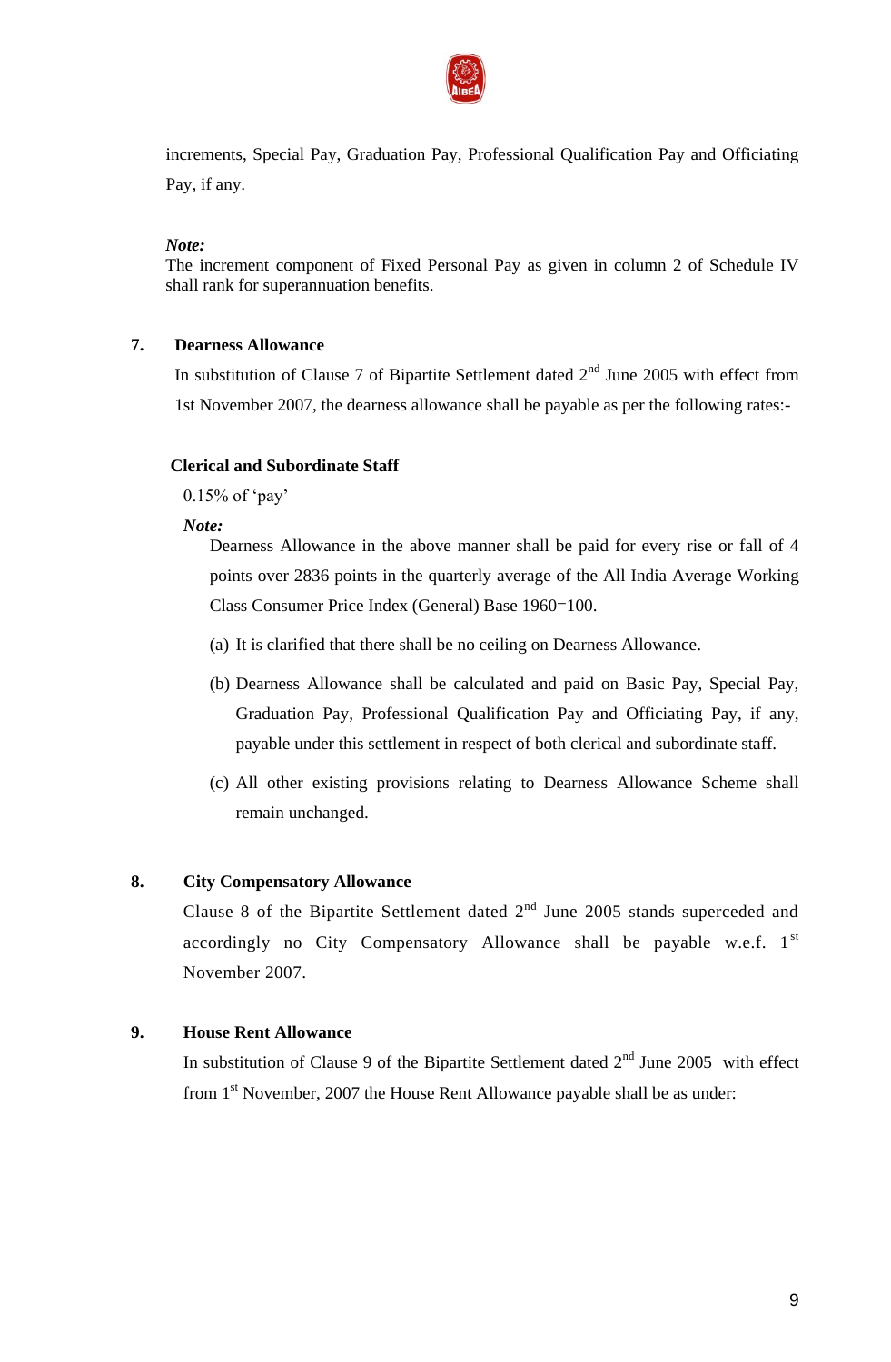increments, Special Pay, Graduation Pay, Professional Qualification Pay and Officiating Pay, if any.

***Note:***
The increment component of Fixed Personal Pay as given in column 2 of Schedule IV shall rank for superannuation benefits.

## 7. Dearness Allowance

In substitution of Clause 7 of Bipartite Settlement dated 2nd June 2005 with effect from 1st November 2007, the dearness allowance shall be payable as per the following rates:-

**Clerical and Subordinate Staff**

0.15% of 'pay'

***Note:***

Dearness Allowance in the above manner shall be paid for every rise or fall of 4 points over 2836 points in the quarterly average of the All India Average Working Class Consumer Price Index (General) Base 1960=100.

(a) It is clarified that there shall be no ceiling on Dearness Allowance.

(b) Dearness Allowance shall be calculated and paid on Basic Pay, Special Pay, Graduation Pay, Professional Qualification Pay and Officiating Pay, if any, payable under this settlement in respect of both clerical and subordinate staff.

(c) All other existing provisions relating to Dearness Allowance Scheme shall remain unchanged.

## 8. City Compensatory Allowance

Clause 8 of the Bipartite Settlement dated 2nd June 2005 stands superceded and accordingly no City Compensatory Allowance shall be payable w.e.f. 1st November 2007.

## 9. House Rent Allowance

In substitution of Clause 9 of the Bipartite Settlement dated 2nd June 2005 with effect from 1st November, 2007 the House Rent Allowance payable shall be as under: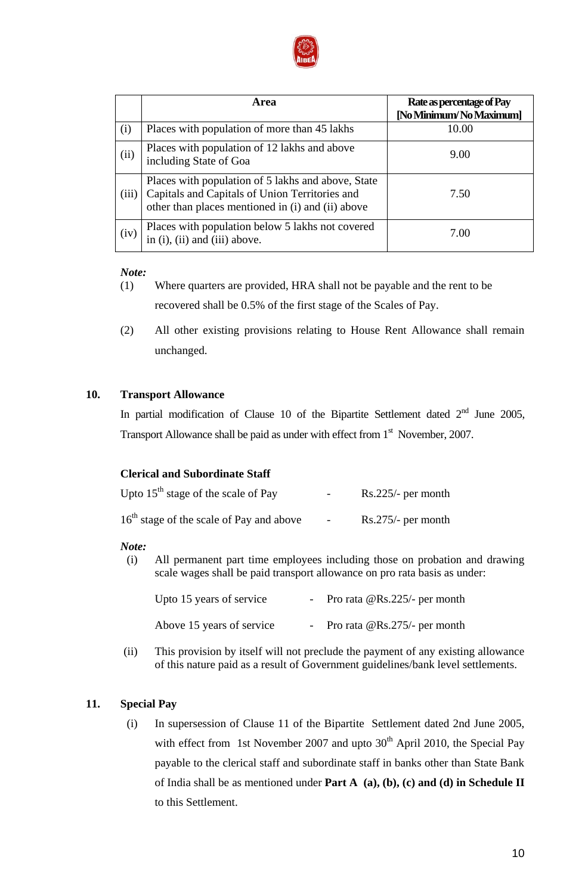| | Area | Rate as percentage of Pay [No Minimum/ No Maximum] |
|---|---|---|
| (i) | Places with population of more than 45 lakhs | 10.00 |
| (ii) | Places with population of 12 lakhs and above including State of Goa | 9.00 |
| (iii) | Places with population of 5 lakhs and above, State Capitals and Capitals of Union Territories and other than places mentioned in (i) and (ii) above | 7.50 |
| (iv) | Places with population below 5 lakhs not covered in (i), (ii) and (iii) above. | 7.00 |

***Note:***

(1) Where quarters are provided, HRA shall not be payable and the rent to be recovered shall be 0.5% of the first stage of the Scales of Pay.

(2) All other existing provisions relating to House Rent Allowance shall remain unchanged.

## 10. Transport Allowance

In partial modification of Clause 10 of the Bipartite Settlement dated 2nd June 2005, Transport Allowance shall be paid as under with effect from 1st November, 2007.

**Clerical and Subordinate Staff**

Upto 15th stage of the scale of Pay - Rs.225/- per month

16th stage of the scale of Pay and above - Rs.275/- per month

***Note:***

(i) All permanent part time employees including those on probation and drawing scale wages shall be paid transport allowance on pro rata basis as under:

Upto 15 years of service - Pro rata @Rs.225/- per month

Above 15 years of service - Pro rata @Rs.275/- per month

(ii) This provision by itself will not preclude the payment of any existing allowance of this nature paid as a result of Government guidelines/bank level settlements.

## 11. Special Pay

(i) In supersession of Clause 11 of the Bipartite Settlement dated 2nd June 2005, with effect from 1st November 2007 and upto 30th April 2010, the Special Pay payable to the clerical staff and subordinate staff in banks other than State Bank of India shall be as mentioned under **Part A (a), (b), (c) and (d) in Schedule II** to this Settlement.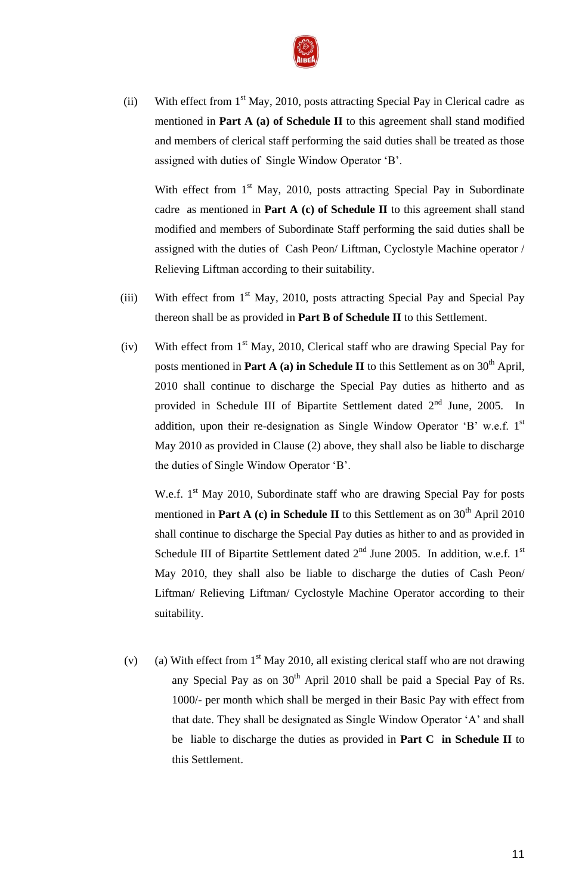(ii) With effect from 1st May, 2010, posts attracting Special Pay in Clerical cadre as mentioned in **Part A (a) of Schedule II** to this agreement shall stand modified and members of clerical staff performing the said duties shall be treated as those assigned with duties of Single Window Operator 'B'.

With effect from 1st May, 2010, posts attracting Special Pay in Subordinate cadre as mentioned in **Part A (c) of Schedule II** to this agreement shall stand modified and members of Subordinate Staff performing the said duties shall be assigned with the duties of Cash Peon/ Liftman, Cyclostyle Machine operator / Relieving Liftman according to their suitability.

(iii) With effect from 1st May, 2010, posts attracting Special Pay and Special Pay thereon shall be as provided in **Part B of Schedule II** to this Settlement.

(iv) With effect from 1st May, 2010, Clerical staff who are drawing Special Pay for posts mentioned in **Part A (a) in Schedule II** to this Settlement as on 30th April, 2010 shall continue to discharge the Special Pay duties as hitherto and as provided in Schedule III of Bipartite Settlement dated 2nd June, 2005. In addition, upon their re-designation as Single Window Operator 'B' w.e.f. 1st May 2010 as provided in Clause (2) above, they shall also be liable to discharge the duties of Single Window Operator 'B'.

W.e.f. 1st May 2010, Subordinate staff who are drawing Special Pay for posts mentioned in **Part A (c) in Schedule II** to this Settlement as on 30th April 2010 shall continue to discharge the Special Pay duties as hither to and as provided in Schedule III of Bipartite Settlement dated 2nd June 2005. In addition, w.e.f. 1st May 2010, they shall also be liable to discharge the duties of Cash Peon/ Liftman/ Relieving Liftman/ Cyclostyle Machine Operator according to their suitability.

(v) (a) With effect from 1st May 2010, all existing clerical staff who are not drawing any Special Pay as on 30th April 2010 shall be paid a Special Pay of Rs. 1000/- per month which shall be merged in their Basic Pay with effect from that date. They shall be designated as Single Window Operator 'A' and shall be liable to discharge the duties as provided in **Part C in Schedule II** to this Settlement.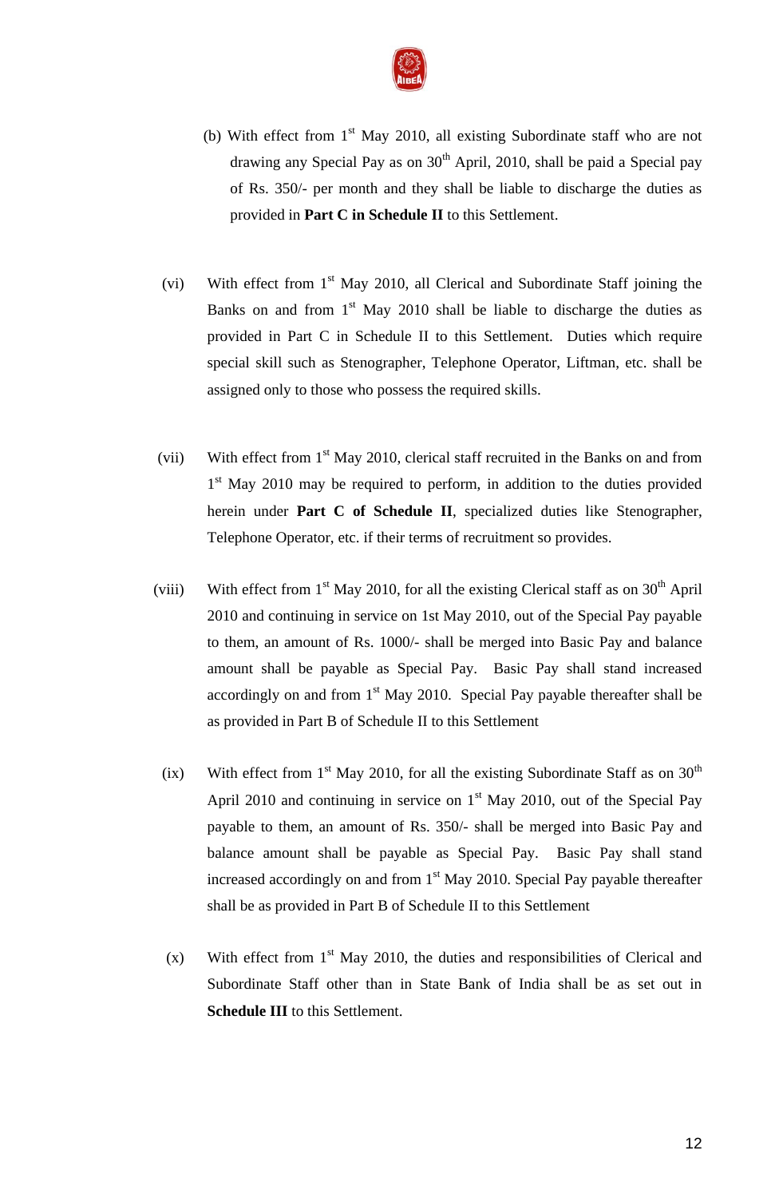(b) With effect from 1st May 2010, all existing Subordinate staff who are not drawing any Special Pay as on 30th April, 2010, shall be paid a Special pay of Rs. 350/- per month and they shall be liable to discharge the duties as provided in **Part C in Schedule II** to this Settlement.

(vi) With effect from 1st May 2010, all Clerical and Subordinate Staff joining the Banks on and from 1st May 2010 shall be liable to discharge the duties as provided in Part C in Schedule II to this Settlement. Duties which require special skill such as Stenographer, Telephone Operator, Liftman, etc. shall be assigned only to those who possess the required skills.

(vii) With effect from 1st May 2010, clerical staff recruited in the Banks on and from 1st May 2010 may be required to perform, in addition to the duties provided herein under **Part C of Schedule II**, specialized duties like Stenographer, Telephone Operator, etc. if their terms of recruitment so provides.

(viii) With effect from 1st May 2010, for all the existing Clerical staff as on 30th April 2010 and continuing in service on 1st May 2010, out of the Special Pay payable to them, an amount of Rs. 1000/- shall be merged into Basic Pay and balance amount shall be payable as Special Pay. Basic Pay shall stand increased accordingly on and from 1st May 2010. Special Pay payable thereafter shall be as provided in Part B of Schedule II to this Settlement

(ix) With effect from 1st May 2010, for all the existing Subordinate Staff as on 30th April 2010 and continuing in service on 1st May 2010, out of the Special Pay payable to them, an amount of Rs. 350/- shall be merged into Basic Pay and balance amount shall be payable as Special Pay. Basic Pay shall stand increased accordingly on and from 1st May 2010. Special Pay payable thereafter shall be as provided in Part B of Schedule II to this Settlement

(x) With effect from 1st May 2010, the duties and responsibilities of Clerical and Subordinate Staff other than in State Bank of India shall be as set out in **Schedule III** to this Settlement.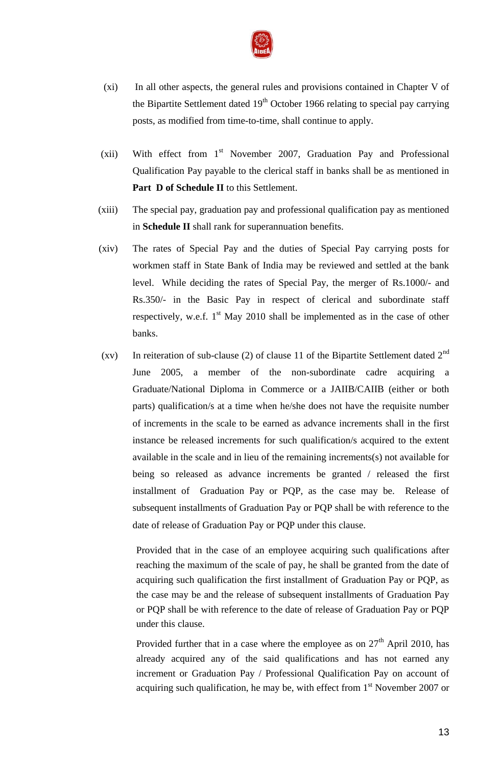(xi) In all other aspects, the general rules and provisions contained in Chapter V of the Bipartite Settlement dated 19th October 1966 relating to special pay carrying posts, as modified from time-to-time, shall continue to apply.

(xii) With effect from 1st November 2007, Graduation Pay and Professional Qualification Pay payable to the clerical staff in banks shall be as mentioned in **Part D of Schedule II** to this Settlement.

(xiii) The special pay, graduation pay and professional qualification pay as mentioned in **Schedule II** shall rank for superannuation benefits.

(xiv) The rates of Special Pay and the duties of Special Pay carrying posts for workmen staff in State Bank of India may be reviewed and settled at the bank level. While deciding the rates of Special Pay, the merger of Rs.1000/- and Rs.350/- in the Basic Pay in respect of clerical and subordinate staff respectively, w.e.f. 1st May 2010 shall be implemented as in the case of other banks.

(xv) In reiteration of sub-clause (2) of clause 11 of the Bipartite Settlement dated 2nd June 2005, a member of the non-subordinate cadre acquiring a Graduate/National Diploma in Commerce or a JAIIB/CAIIB (either or both parts) qualification/s at a time when he/she does not have the requisite number of increments in the scale to be earned as advance increments shall in the first instance be released increments for such qualification/s acquired to the extent available in the scale and in lieu of the remaining increments(s) not available for being so released as advance increments be granted / released the first installment of Graduation Pay or PQP, as the case may be. Release of subsequent installments of Graduation Pay or PQP shall be with reference to the date of release of Graduation Pay or PQP under this clause.

Provided that in the case of an employee acquiring such qualifications after reaching the maximum of the scale of pay, he shall be granted from the date of acquiring such qualification the first installment of Graduation Pay or PQP, as the case may be and the release of subsequent installments of Graduation Pay or PQP shall be with reference to the date of release of Graduation Pay or PQP under this clause.

Provided further that in a case where the employee as on 27th April 2010, has already acquired any of the said qualifications and has not earned any increment or Graduation Pay / Professional Qualification Pay on account of acquiring such qualification, he may be, with effect from 1st November 2007 or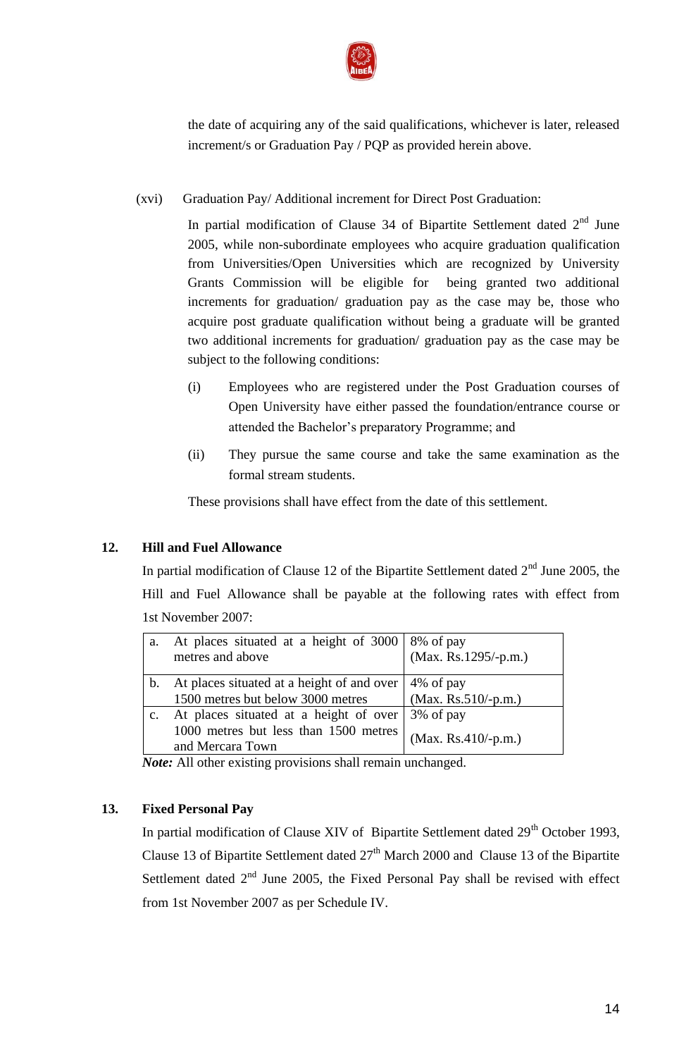the date of acquiring any of the said qualifications, whichever is later, released increment/s or Graduation Pay / PQP as provided herein above.

(xvi) Graduation Pay/ Additional increment for Direct Post Graduation:

In partial modification of Clause 34 of Bipartite Settlement dated 2nd June 2005, while non-subordinate employees who acquire graduation qualification from Universities/Open Universities which are recognized by University Grants Commission will be eligible for being granted two additional increments for graduation/ graduation pay as the case may be, those who acquire post graduate qualification without being a graduate will be granted two additional increments for graduation/ graduation pay as the case may be subject to the following conditions:

(i) Employees who are registered under the Post Graduation courses of Open University have either passed the foundation/entrance course or attended the Bachelor's preparatory Programme; and

(ii) They pursue the same course and take the same examination as the formal stream students.

These provisions shall have effect from the date of this settlement.

## 12. Hill and Fuel Allowance

In partial modification of Clause 12 of the Bipartite Settlement dated 2nd June 2005, the Hill and Fuel Allowance shall be payable at the following rates with effect from 1st November 2007:

| | |
|---|---|
| a. At places situated at a height of 3000 metres and above | 8% of pay (Max. Rs.1295/-p.m.) |
| b. At places situated at a height of and over 1500 metres but below 3000 metres | 4% of pay (Max. Rs.510/-p.m.) |
| c. At places situated at a height of over 1000 metres but less than 1500 metres and Mercara Town | 3% of pay (Max. Rs.410/-p.m.) |

***Note:*** All other existing provisions shall remain unchanged.

## 13. Fixed Personal Pay

In partial modification of Clause XIV of Bipartite Settlement dated 29th October 1993, Clause 13 of Bipartite Settlement dated 27th March 2000 and Clause 13 of the Bipartite Settlement dated 2nd June 2005, the Fixed Personal Pay shall be revised with effect from 1st November 2007 as per Schedule IV.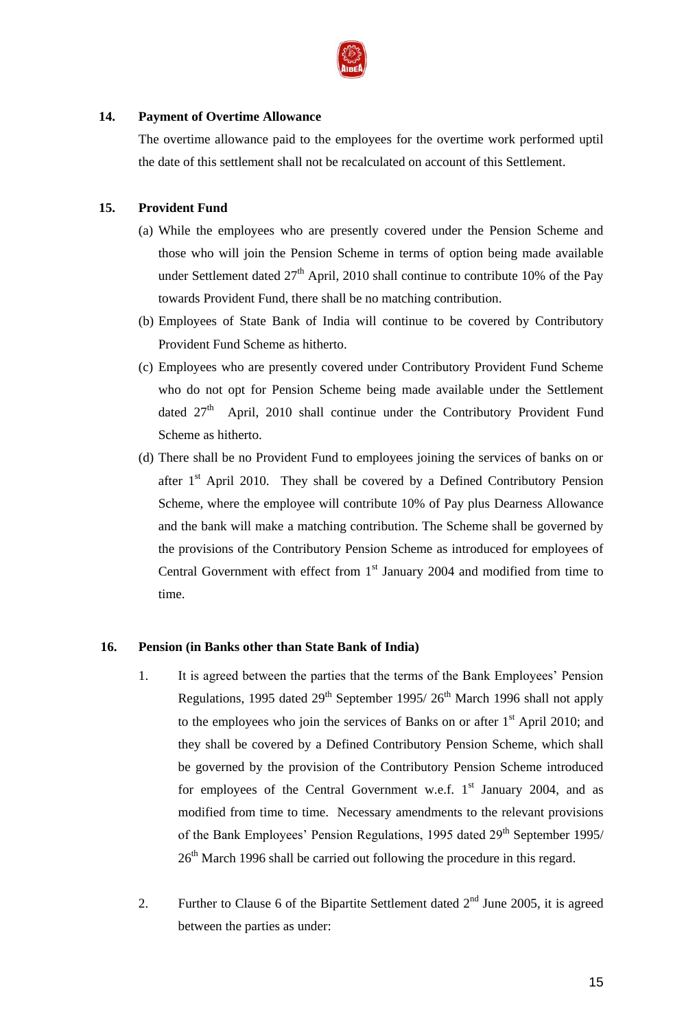**14. Payment of Overtime Allowance**

The overtime allowance paid to the employees for the overtime work performed uptil the date of this settlement shall not be recalculated on account of this Settlement.

**15. Provident Fund**

(a) While the employees who are presently covered under the Pension Scheme and those who will join the Pension Scheme in terms of option being made available under Settlement dated 27th April, 2010 shall continue to contribute 10% of the Pay towards Provident Fund, there shall be no matching contribution.

(b) Employees of State Bank of India will continue to be covered by Contributory Provident Fund Scheme as hitherto.

(c) Employees who are presently covered under Contributory Provident Fund Scheme who do not opt for Pension Scheme being made available under the Settlement dated 27th April, 2010 shall continue under the Contributory Provident Fund Scheme as hitherto.

(d) There shall be no Provident Fund to employees joining the services of banks on or after 1st April 2010. They shall be covered by a Defined Contributory Pension Scheme, where the employee will contribute 10% of Pay plus Dearness Allowance and the bank will make a matching contribution. The Scheme shall be governed by the provisions of the Contributory Pension Scheme as introduced for employees of Central Government with effect from 1st January 2004 and modified from time to time.

**16. Pension (in Banks other than State Bank of India)**

1. It is agreed between the parties that the terms of the Bank Employees' Pension Regulations, 1995 dated 29th September 1995/ 26th March 1996 shall not apply to the employees who join the services of Banks on or after 1st April 2010; and they shall be covered by a Defined Contributory Pension Scheme, which shall be governed by the provision of the Contributory Pension Scheme introduced for employees of the Central Government w.e.f. 1st January 2004, and as modified from time to time. Necessary amendments to the relevant provisions of the Bank Employees' Pension Regulations, 1995 dated 29th September 1995/ 26th March 1996 shall be carried out following the procedure in this regard.

2. Further to Clause 6 of the Bipartite Settlement dated 2nd June 2005, it is agreed between the parties as under: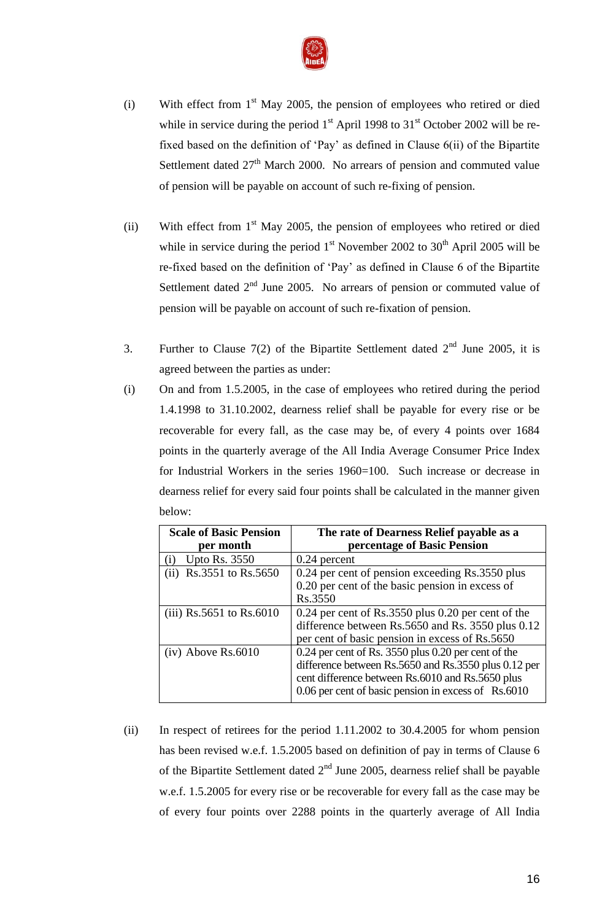(i) With effect from 1st May 2005, the pension of employees who retired or died while in service during the period 1st April 1998 to 31st October 2002 will be re-fixed based on the definition of 'Pay' as defined in Clause 6(ii) of the Bipartite Settlement dated 27th March 2000. No arrears of pension and commuted value of pension will be payable on account of such re-fixing of pension.

(ii) With effect from 1st May 2005, the pension of employees who retired or died while in service during the period 1st November 2002 to 30th April 2005 will be re-fixed based on the definition of 'Pay' as defined in Clause 6 of the Bipartite Settlement dated 2nd June 2005. No arrears of pension or commuted value of pension will be payable on account of such re-fixation of pension.

3. Further to Clause 7(2) of the Bipartite Settlement dated 2nd June 2005, it is agreed between the parties as under:

(i) On and from 1.5.2005, in the case of employees who retired during the period 1.4.1998 to 31.10.2002, dearness relief shall be payable for every rise or be recoverable for every fall, as the case may be, of every 4 points over 1684 points in the quarterly average of the All India Average Consumer Price Index for Industrial Workers in the series 1960=100. Such increase or decrease in dearness relief for every said four points shall be calculated in the manner given below:

| Scale of Basic Pension per month | The rate of Dearness Relief payable as a percentage of Basic Pension |
|---|---|
| (i) Upto Rs. 3550 | 0.24 percent |
| (ii) Rs.3551 to Rs.5650 | 0.24 per cent of pension exceeding Rs.3550 plus 0.20 per cent of the basic pension in excess of Rs.3550 |
| (iii) Rs.5651 to Rs.6010 | 0.24 per cent of Rs.3550 plus 0.20 per cent of the difference between Rs.5650 and Rs. 3550 plus 0.12 per cent of basic pension in excess of Rs.5650 |
| (iv) Above Rs.6010 | 0.24 per cent of Rs. 3550 plus 0.20 per cent of the difference between Rs.5650 and Rs.3550 plus 0.12 per cent difference between Rs.6010 and Rs.5650 plus 0.06 per cent of basic pension in excess of Rs.6010 |

(ii) In respect of retirees for the period 1.11.2002 to 30.4.2005 for whom pension has been revised w.e.f. 1.5.2005 based on definition of pay in terms of Clause 6 of the Bipartite Settlement dated 2nd June 2005, dearness relief shall be payable w.e.f. 1.5.2005 for every rise or be recoverable for every fall as the case may be of every four points over 2288 points in the quarterly average of All India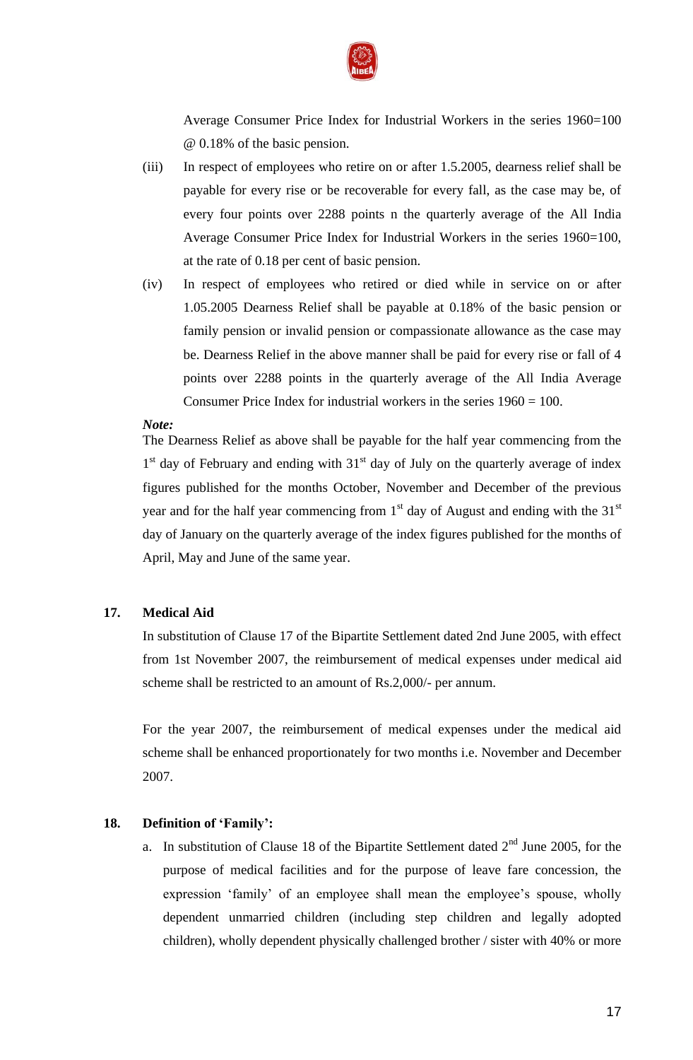Average Consumer Price Index for Industrial Workers in the series 1960=100 @ 0.18% of the basic pension.

(iii) In respect of employees who retire on or after 1.5.2005, dearness relief shall be payable for every rise or be recoverable for every fall, as the case may be, of every four points over 2288 points n the quarterly average of the All India Average Consumer Price Index for Industrial Workers in the series 1960=100, at the rate of 0.18 per cent of basic pension.

(iv) In respect of employees who retired or died while in service on or after 1.05.2005 Dearness Relief shall be payable at 0.18% of the basic pension or family pension or invalid pension or compassionate allowance as the case may be. Dearness Relief in the above manner shall be paid for every rise or fall of 4 points over 2288 points in the quarterly average of the All India Average Consumer Price Index for industrial workers in the series 1960 = 100.

***Note:***

The Dearness Relief as above shall be payable for the half year commencing from the 1st day of February and ending with 31st day of July on the quarterly average of index figures published for the months October, November and December of the previous year and for the half year commencing from 1st day of August and ending with the 31st day of January on the quarterly average of the index figures published for the months of April, May and June of the same year.

**17. Medical Aid**

In substitution of Clause 17 of the Bipartite Settlement dated 2nd June 2005, with effect from 1st November 2007, the reimbursement of medical expenses under medical aid scheme shall be restricted to an amount of Rs.2,000/- per annum.

For the year 2007, the reimbursement of medical expenses under the medical aid scheme shall be enhanced proportionately for two months i.e. November and December 2007.

**18. Definition of 'Family':**

a. In substitution of Clause 18 of the Bipartite Settlement dated 2nd June 2005, for the purpose of medical facilities and for the purpose of leave fare concession, the expression 'family' of an employee shall mean the employee's spouse, wholly dependent unmarried children (including step children and legally adopted children), wholly dependent physically challenged brother / sister with 40% or more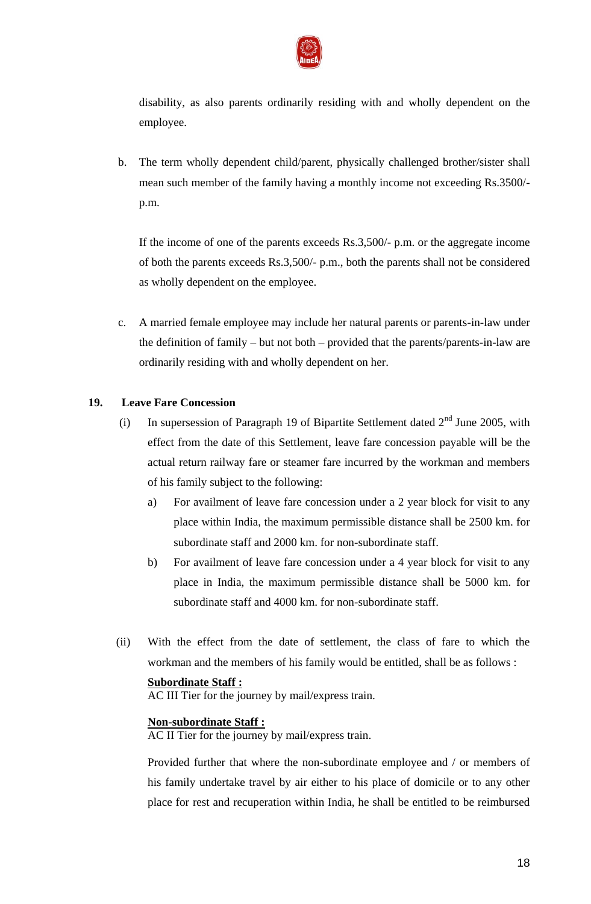disability, as also parents ordinarily residing with and wholly dependent on the employee.

b. The term wholly dependent child/parent, physically challenged brother/sister shall mean such member of the family having a monthly income not exceeding Rs.3500/- p.m.

   If the income of one of the parents exceeds Rs.3,500/- p.m. or the aggregate income of both the parents exceeds Rs.3,500/- p.m., both the parents shall not be considered as wholly dependent on the employee.

c. A married female employee may include her natural parents or parents-in-law under the definition of family – but not both – provided that the parents/parents-in-law are ordinarily residing with and wholly dependent on her.

**19. Leave Fare Concession**

(i) In supersession of Paragraph 19 of Bipartite Settlement dated 2nd June 2005, with effect from the date of this Settlement, leave fare concession payable will be the actual return railway fare or steamer fare incurred by the workman and members of his family subject to the following:

   a) For availment of leave fare concession under a 2 year block for visit to any place within India, the maximum permissible distance shall be 2500 km. for subordinate staff and 2000 km. for non-subordinate staff.

   b) For availment of leave fare concession under a 4 year block for visit to any place in India, the maximum permissible distance shall be 5000 km. for subordinate staff and 4000 km. for non-subordinate staff.

(ii) With the effect from the date of settlement, the class of fare to which the workman and the members of his family would be entitled, shall be as follows :

   **Subordinate Staff :**
   AC III Tier for the journey by mail/express train.

   **Non-subordinate Staff :**
   AC II Tier for the journey by mail/express train.

   Provided further that where the non-subordinate employee and / or members of his family undertake travel by air either to his place of domicile or to any other place for rest and recuperation within India, he shall be entitled to be reimbursed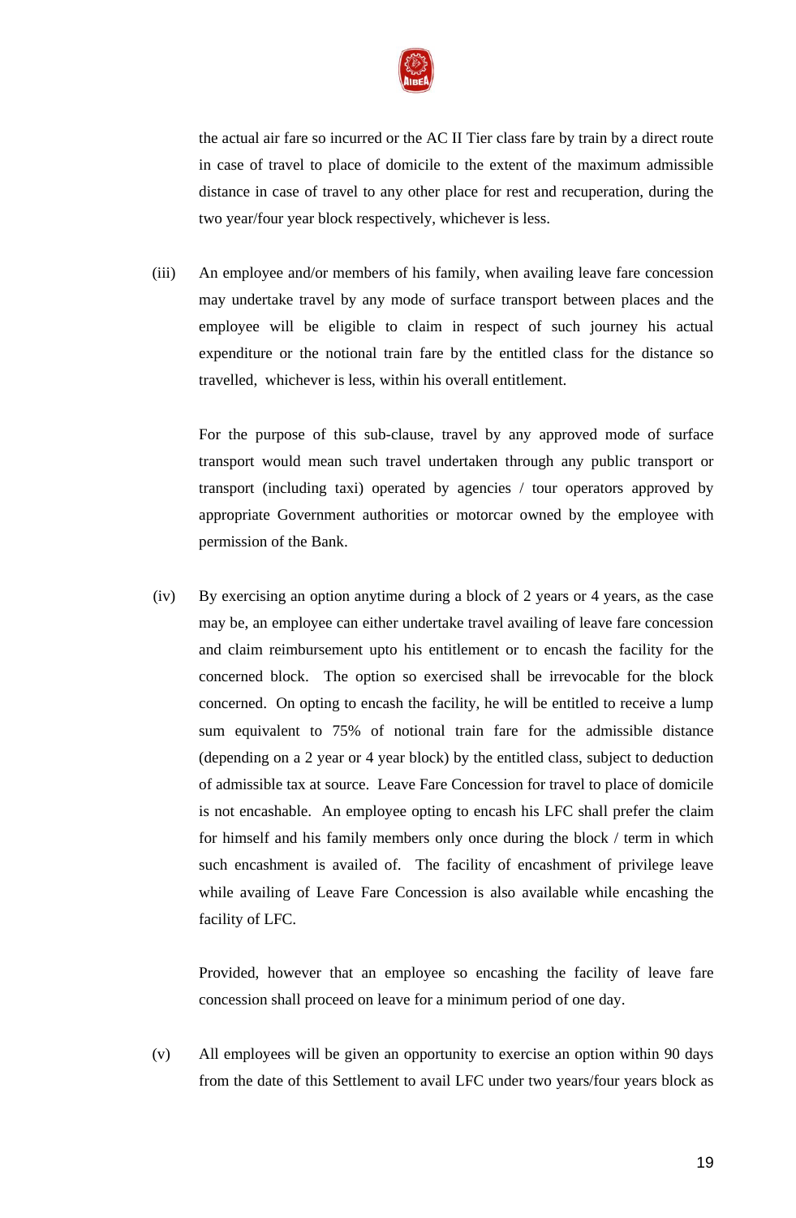the actual air fare so incurred or the AC II Tier class fare by train by a direct route in case of travel to place of domicile to the extent of the maximum admissible distance in case of travel to any other place for rest and recuperation, during the two year/four year block respectively, whichever is less.

(iii) An employee and/or members of his family, when availing leave fare concession may undertake travel by any mode of surface transport between places and the employee will be eligible to claim in respect of such journey his actual expenditure or the notional train fare by the entitled class for the distance so travelled, whichever is less, within his overall entitlement.

For the purpose of this sub-clause, travel by any approved mode of surface transport would mean such travel undertaken through any public transport or transport (including taxi) operated by agencies / tour operators approved by appropriate Government authorities or motorcar owned by the employee with permission of the Bank.

(iv) By exercising an option anytime during a block of 2 years or 4 years, as the case may be, an employee can either undertake travel availing of leave fare concession and claim reimbursement upto his entitlement or to encash the facility for the concerned block. The option so exercised shall be irrevocable for the block concerned. On opting to encash the facility, he will be entitled to receive a lump sum equivalent to 75% of notional train fare for the admissible distance (depending on a 2 year or 4 year block) by the entitled class, subject to deduction of admissible tax at source. Leave Fare Concession for travel to place of domicile is not encashable. An employee opting to encash his LFC shall prefer the claim for himself and his family members only once during the block / term in which such encashment is availed of. The facility of encashment of privilege leave while availing of Leave Fare Concession is also available while encashing the facility of LFC.

Provided, however that an employee so encashing the facility of leave fare concession shall proceed on leave for a minimum period of one day.

(v) All employees will be given an opportunity to exercise an option within 90 days from the date of this Settlement to avail LFC under two years/four years block as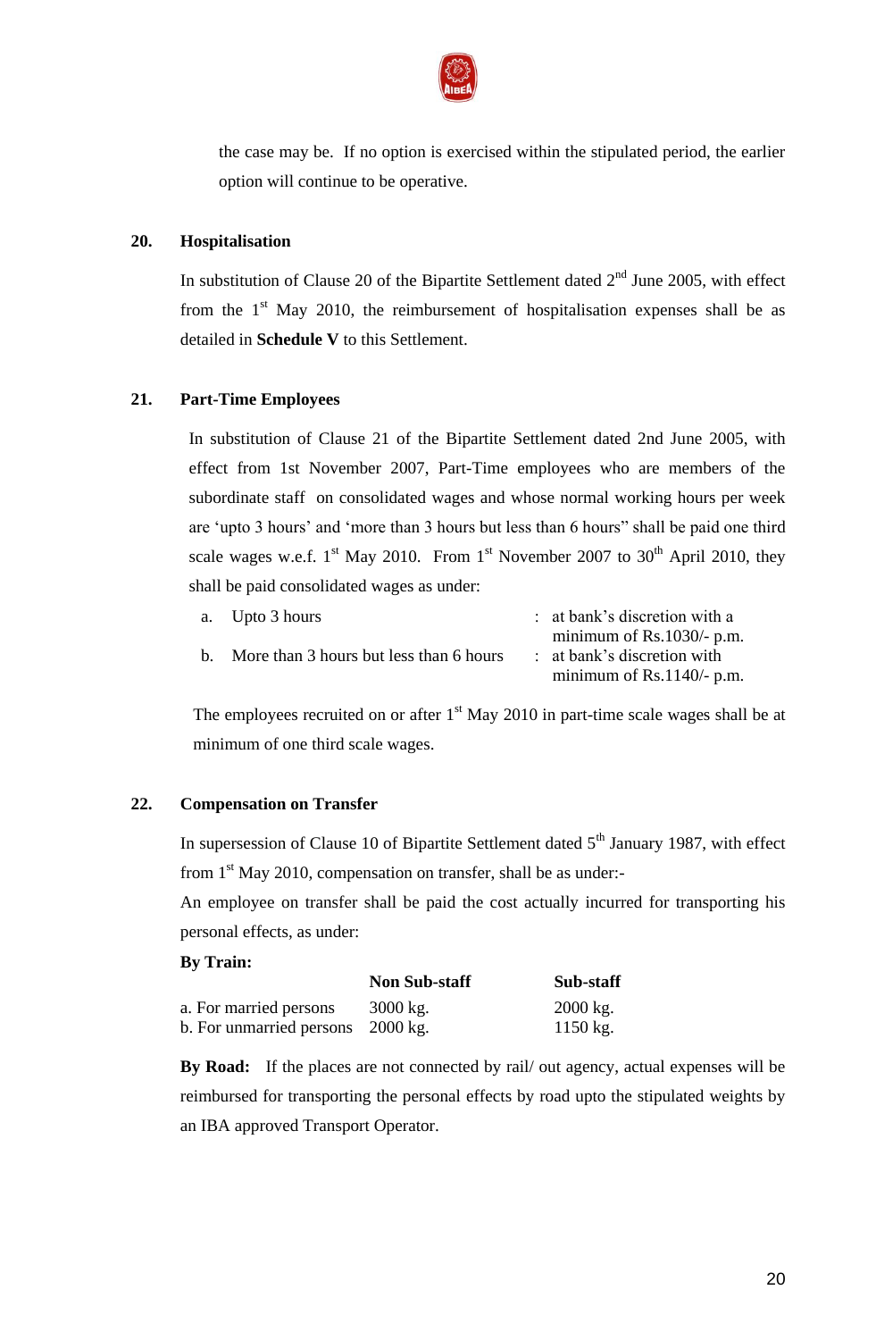the case may be. If no option is exercised within the stipulated period, the earlier option will continue to be operative.

**20. Hospitalisation**

In substitution of Clause 20 of the Bipartite Settlement dated 2nd June 2005, with effect from the 1st May 2010, the reimbursement of hospitalisation expenses shall be as detailed in **Schedule V** to this Settlement.

**21. Part-Time Employees**

In substitution of Clause 21 of the Bipartite Settlement dated 2nd June 2005, with effect from 1st November 2007, Part-Time employees who are members of the subordinate staff on consolidated wages and whose normal working hours per week are 'upto 3 hours' and 'more than 3 hours but less than 6 hours" shall be paid one third scale wages w.e.f. 1st May 2010. From 1st November 2007 to 30th April 2010, they shall be paid consolidated wages as under:

| | | |
|---|---|---|
| a. | Upto 3 hours | : at bank's discretion with a minimum of Rs.1030/- p.m. |
| b. | More than 3 hours but less than 6 hours | : at bank's discretion with minimum of Rs.1140/- p.m. |

The employees recruited on or after 1st May 2010 in part-time scale wages shall be at minimum of one third scale wages.

**22. Compensation on Transfer**

In supersession of Clause 10 of Bipartite Settlement dated 5th January 1987, with effect from 1st May 2010, compensation on transfer, shall be as under:-

An employee on transfer shall be paid the cost actually incurred for transporting his personal effects, as under:

**By Train:**

| | **Non Sub-staff** | **Sub-staff** |
|---|---|---|
| a. For married persons | 3000 kg. | 2000 kg. |
| b. For unmarried persons | 2000 kg. | 1150 kg. |

**By Road:** If the places are not connected by rail/ out agency, actual expenses will be reimbursed for transporting the personal effects by road upto the stipulated weights by an IBA approved Transport Operator.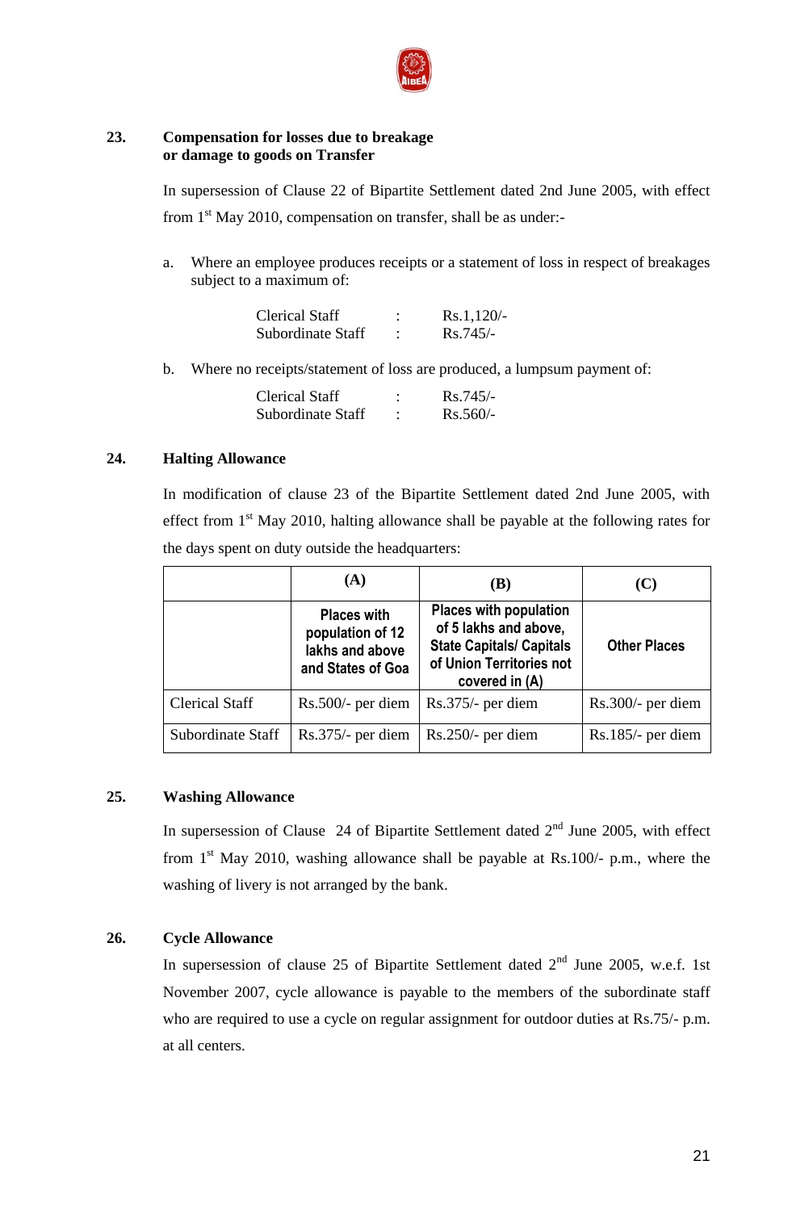## 23. Compensation for losses due to breakage or damage to goods on Transfer

In supersession of Clause 22 of Bipartite Settlement dated 2nd June 2005, with effect from 1st May 2010, compensation on transfer, shall be as under:-

a. Where an employee produces receipts or a statement of loss in respect of breakages subject to a maximum of:

| | | |
|---|---|---|
| Clerical Staff | : | Rs.1,120/- |
| Subordinate Staff | : | Rs.745/- |

b. Where no receipts/statement of loss are produced, a lumpsum payment of:

| | | |
|---|---|---|
| Clerical Staff | : | Rs.745/- |
| Subordinate Staff | : | Rs.560/- |

## 24. Halting Allowance

In modification of clause 23 of the Bipartite Settlement dated 2nd June 2005, with effect from 1st May 2010, halting allowance shall be payable at the following rates for the days spent on duty outside the headquarters:

| | (A) | (B) | (C) |
|---|---|---|---|
| | **Places with population of 12 lakhs and above and States of Goa** | **Places with population of 5 lakhs and above, State Capitals/ Capitals of Union Territories not covered in (A)** | **Other Places** |
| Clerical Staff | Rs.500/- per diem | Rs.375/- per diem | Rs.300/- per diem |
| Subordinate Staff | Rs.375/- per diem | Rs.250/- per diem | Rs.185/- per diem |

## 25. Washing Allowance

In supersession of Clause 24 of Bipartite Settlement dated 2nd June 2005, with effect from 1st May 2010, washing allowance shall be payable at Rs.100/- p.m., where the washing of livery is not arranged by the bank.

## 26. Cycle Allowance

In supersession of clause 25 of Bipartite Settlement dated 2nd June 2005, w.e.f. 1st November 2007, cycle allowance is payable to the members of the subordinate staff who are required to use a cycle on regular assignment for outdoor duties at Rs.75/- p.m. at all centers.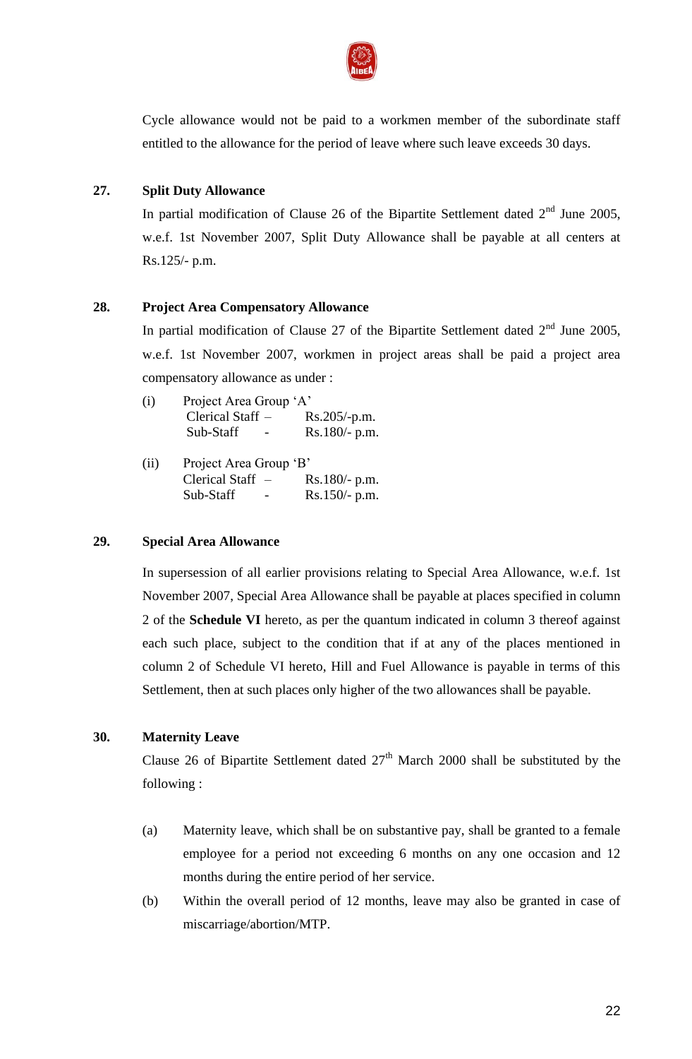Cycle allowance would not be paid to a workmen member of the subordinate staff entitled to the allowance for the period of leave where such leave exceeds 30 days.

**27. Split Duty Allowance**

In partial modification of Clause 26 of the Bipartite Settlement dated 2nd June 2005, w.e.f. 1st November 2007, Split Duty Allowance shall be payable at all centers at Rs.125/- p.m.

**28. Project Area Compensatory Allowance**

In partial modification of Clause 27 of the Bipartite Settlement dated 2nd June 2005, w.e.f. 1st November 2007, workmen in project areas shall be paid a project area compensatory allowance as under :

(i) Project Area Group 'A'

| | |
|---|---|
| Clerical Staff – | Rs.205/-p.m. |
| Sub-Staff - | Rs.180/- p.m. |

(ii) Project Area Group 'B'

| | |
|---|---|
| Clerical Staff – | Rs.180/- p.m. |
| Sub-Staff - | Rs.150/- p.m. |

**29. Special Area Allowance**

In supersession of all earlier provisions relating to Special Area Allowance, w.e.f. 1st November 2007, Special Area Allowance shall be payable at places specified in column 2 of the **Schedule VI** hereto, as per the quantum indicated in column 3 thereof against each such place, subject to the condition that if at any of the places mentioned in column 2 of Schedule VI hereto, Hill and Fuel Allowance is payable in terms of this Settlement, then at such places only higher of the two allowances shall be payable.

**30. Maternity Leave**

Clause 26 of Bipartite Settlement dated 27th March 2000 shall be substituted by the following :

(a) Maternity leave, which shall be on substantive pay, shall be granted to a female employee for a period not exceeding 6 months on any one occasion and 12 months during the entire period of her service.

(b) Within the overall period of 12 months, leave may also be granted in case of miscarriage/abortion/MTP.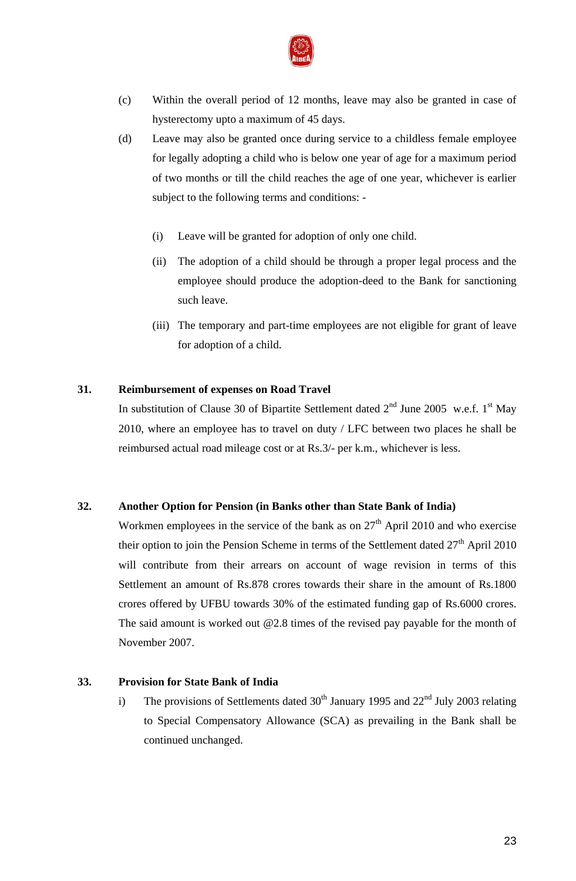(c) Within the overall period of 12 months, leave may also be granted in case of hysterectomy upto a maximum of 45 days.

(d) Leave may also be granted once during service to a childless female employee for legally adopting a child who is below one year of age for a maximum period of two months or till the child reaches the age of one year, whichever is earlier subject to the following terms and conditions: -

(i) Leave will be granted for adoption of only one child.

(ii) The adoption of a child should be through a proper legal process and the employee should produce the adoption-deed to the Bank for sanctioning such leave.

(iii) The temporary and part-time employees are not eligible for grant of leave for adoption of a child.

**31. Reimbursement of expenses on Road Travel**

In substitution of Clause 30 of Bipartite Settlement dated 2nd June 2005 w.e.f. 1st May 2010, where an employee has to travel on duty / LFC between two places he shall be reimbursed actual road mileage cost or at Rs.3/- per k.m., whichever is less.

**32. Another Option for Pension (in Banks other than State Bank of India)**

Workmen employees in the service of the bank as on 27th April 2010 and who exercise their option to join the Pension Scheme in terms of the Settlement dated 27th April 2010 will contribute from their arrears on account of wage revision in terms of this Settlement an amount of Rs.878 crores towards their share in the amount of Rs.1800 crores offered by UFBU towards 30% of the estimated funding gap of Rs.6000 crores. The said amount is worked out @2.8 times of the revised pay payable for the month of November 2007.

**33. Provision for State Bank of India**

i) The provisions of Settlements dated 30th January 1995 and 22nd July 2003 relating to Special Compensatory Allowance (SCA) as prevailing in the Bank shall be continued unchanged.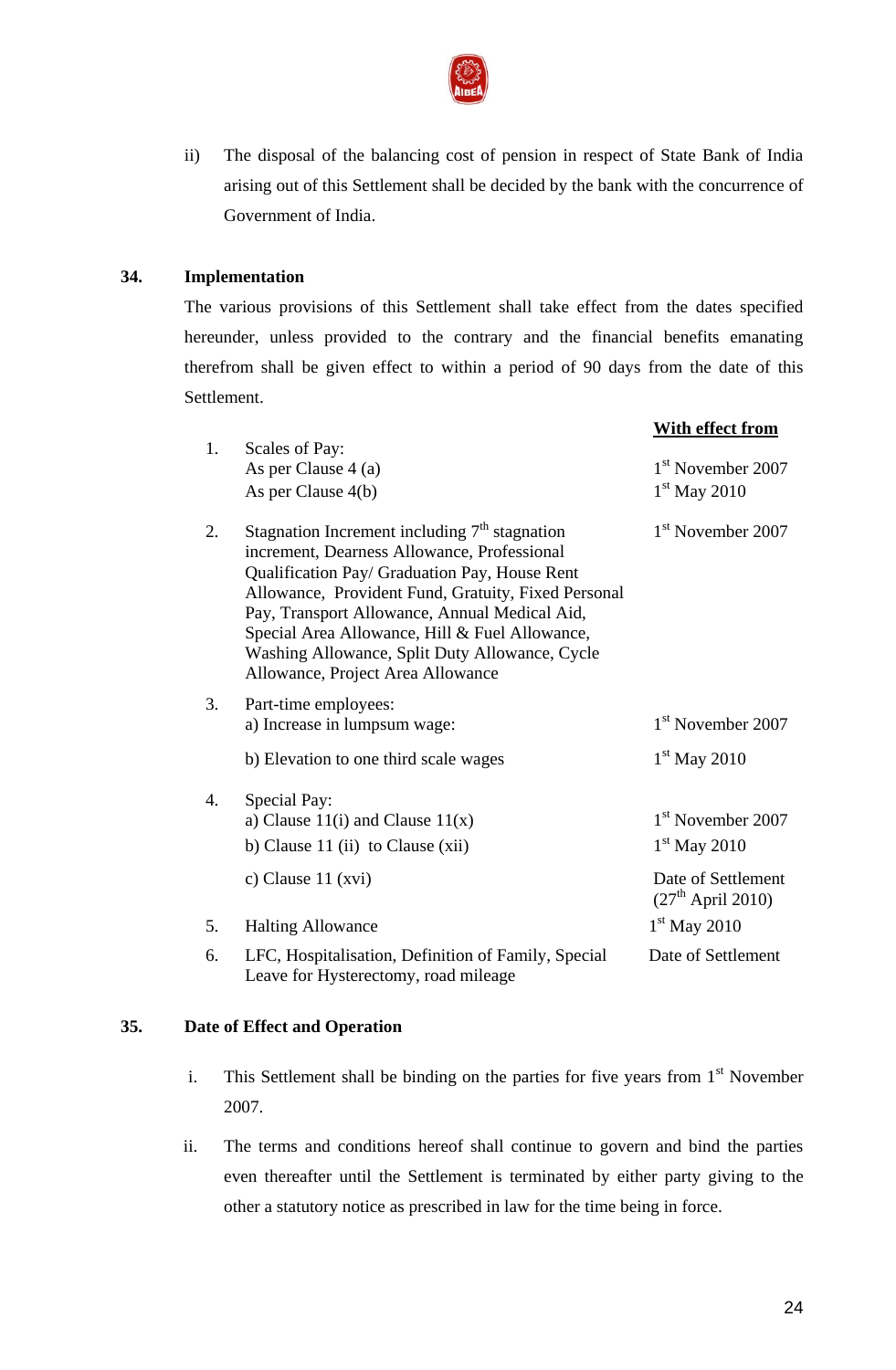ii) The disposal of the balancing cost of pension in respect of State Bank of India arising out of this Settlement shall be decided by the bank with the concurrence of Government of India.

**34. Implementation**

The various provisions of this Settlement shall take effect from the dates specified hereunder, unless provided to the contrary and the financial benefits emanating therefrom shall be given effect to within a period of 90 days from the date of this Settlement.

| | | **With effect from** |
|---|---|---|
| 1. | Scales of Pay: | |
| | As per Clause 4 (a) | 1st November 2007 |
| | As per Clause 4(b) | 1st May 2010 |
| 2. | Stagnation Increment including 7th stagnation increment, Dearness Allowance, Professional Qualification Pay/ Graduation Pay, House Rent Allowance, Provident Fund, Gratuity, Fixed Personal Pay, Transport Allowance, Annual Medical Aid, Special Area Allowance, Hill & Fuel Allowance, Washing Allowance, Split Duty Allowance, Cycle Allowance, Project Area Allowance | 1st November 2007 |
| 3. | Part-time employees: | |
| | a) Increase in lumpsum wage: | 1st November 2007 |
| | b) Elevation to one third scale wages | 1st May 2010 |
| 4. | Special Pay: | |
| | a) Clause 11(i) and Clause 11(x) | 1st November 2007 |
| | b) Clause 11 (ii) to Clause (xii) | 1st May 2010 |
| | c) Clause 11 (xvi) | Date of Settlement (27th April 2010) |
| 5. | Halting Allowance | 1st May 2010 |
| 6. | LFC, Hospitalisation, Definition of Family, Special Leave for Hysterectomy, road mileage | Date of Settlement |

**35. Date of Effect and Operation**

i. This Settlement shall be binding on the parties for five years from 1st November 2007.

ii. The terms and conditions hereof shall continue to govern and bind the parties even thereafter until the Settlement is terminated by either party giving to the other a statutory notice as prescribed in law for the time being in force.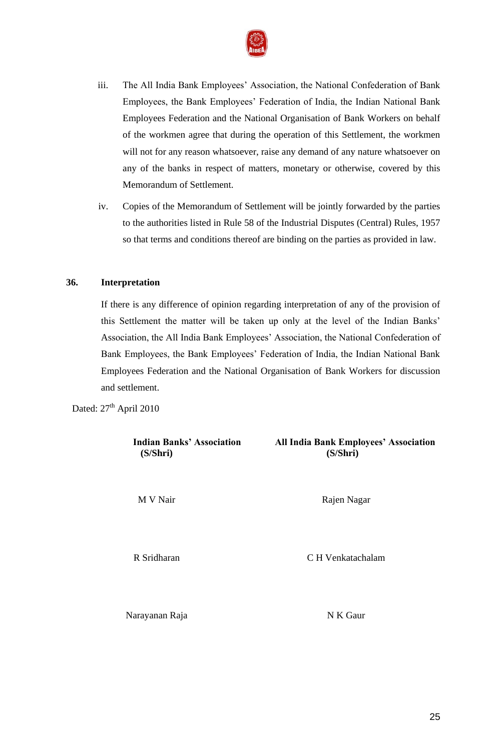iii. The All India Bank Employees' Association, the National Confederation of Bank Employees, the Bank Employees' Federation of India, the Indian National Bank Employees Federation and the National Organisation of Bank Workers on behalf of the workmen agree that during the operation of this Settlement, the workmen will not for any reason whatsoever, raise any demand of any nature whatsoever on any of the banks in respect of matters, monetary or otherwise, covered by this Memorandum of Settlement.

iv. Copies of the Memorandum of Settlement will be jointly forwarded by the parties to the authorities listed in Rule 58 of the Industrial Disputes (Central) Rules, 1957 so that terms and conditions thereof are binding on the parties as provided in law.

**36. Interpretation**

If there is any difference of opinion regarding interpretation of any of the provision of this Settlement the matter will be taken up only at the level of the Indian Banks' Association, the All India Bank Employees' Association, the National Confederation of Bank Employees, the Bank Employees' Federation of India, the Indian National Bank Employees Federation and the National Organisation of Bank Workers for discussion and settlement.

Dated: 27th April 2010

| **Indian Banks' Association (S/Shri)** | **All India Bank Employees' Association (S/Shri)** |
|---|---|
| M V Nair | Rajen Nagar |
| R Sridharan | C H Venkatachalam |
| Narayanan Raja | N K Gaur |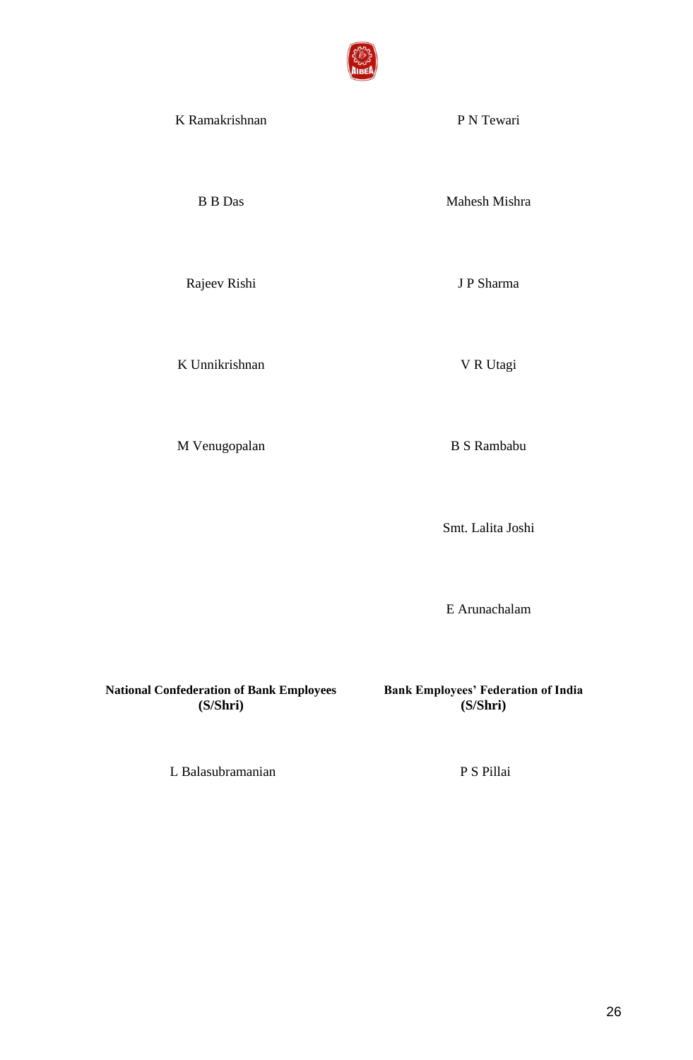| | |
|---|---|
| K Ramakrishnan | P N Tewari |
| B B Das | Mahesh Mishra |
| Rajeev Rishi | J P Sharma |
| K Unnikrishnan | V R Utagi |
| M Venugopalan | B S Rambabu |
| | Smt. Lalita Joshi |
| | E Arunachalam |

| **National Confederation of Bank Employees (S/Shri)** | **Bank Employees' Federation of India (S/Shri)** |
|---|---|
| L Balasubramanian | P S Pillai |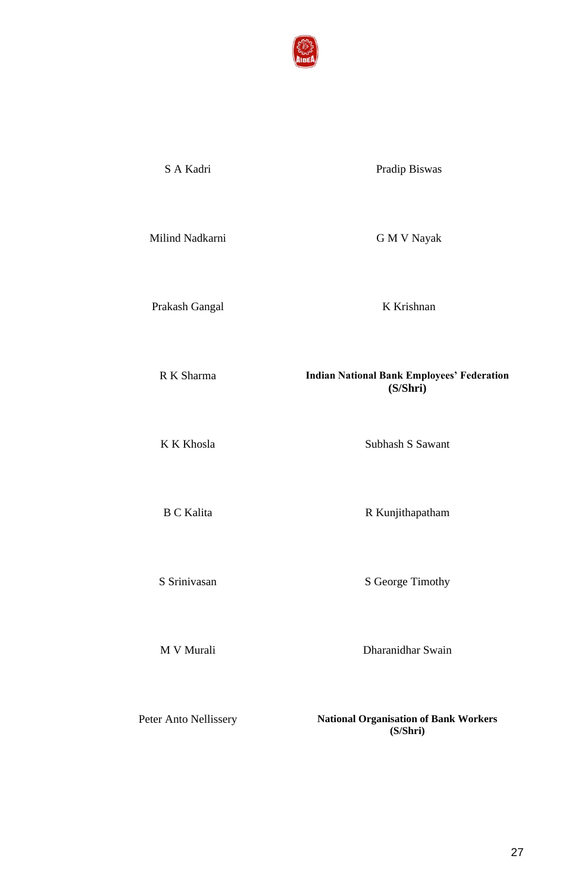S A Kadri

Pradip Biswas

Milind Nadkarni

G M V Nayak

Prakash Gangal

K Krishnan

R K Sharma

**Indian National Bank Employees' Federation (S/Shri)**

K K Khosla

Subhash S Sawant

B C Kalita

R Kunjithapatham

S Srinivasan

S George Timothy

M V Murali

Dharanidhar Swain

Peter Anto Nellissery

**National Organisation of Bank Workers (S/Shri)**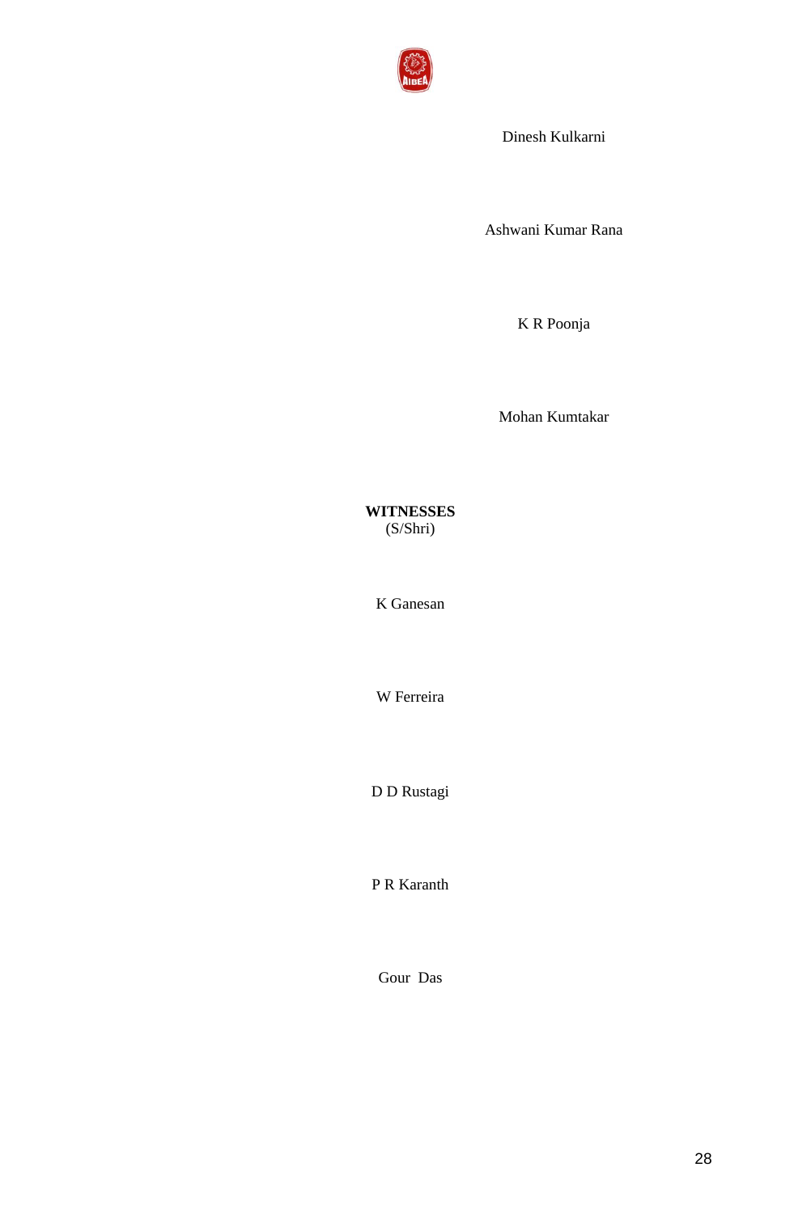Dinesh Kulkarni

Ashwani Kumar Rana

K R Poonja

Mohan Kumtakar

**WITNESSES**
(S/Shri)

K Ganesan

W Ferreira

D D Rustagi

P R Karanth

Gour Das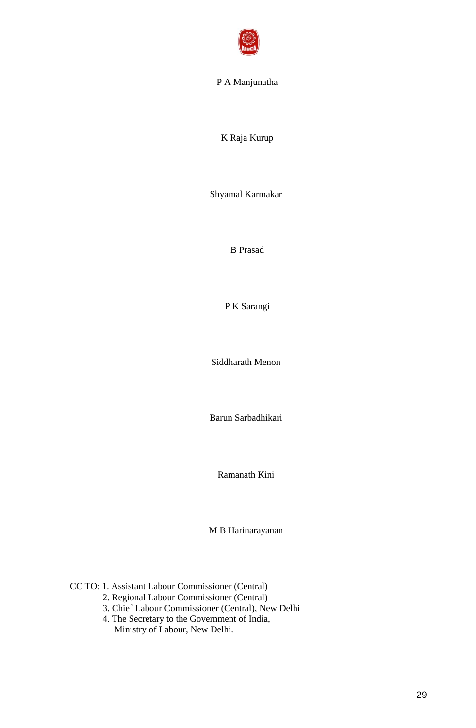P A Manjunatha

K Raja Kurup

Shyamal Karmakar

B Prasad

P K Sarangi

Siddharath Menon

Barun Sarbadhikari

Ramanath Kini

M B Harinarayanan

CC TO: 1. Assistant Labour Commissioner (Central)
2. Regional Labour Commissioner (Central)
3. Chief Labour Commissioner (Central), New Delhi
4. The Secretary to the Government of India,
Ministry of Labour, New Delhi.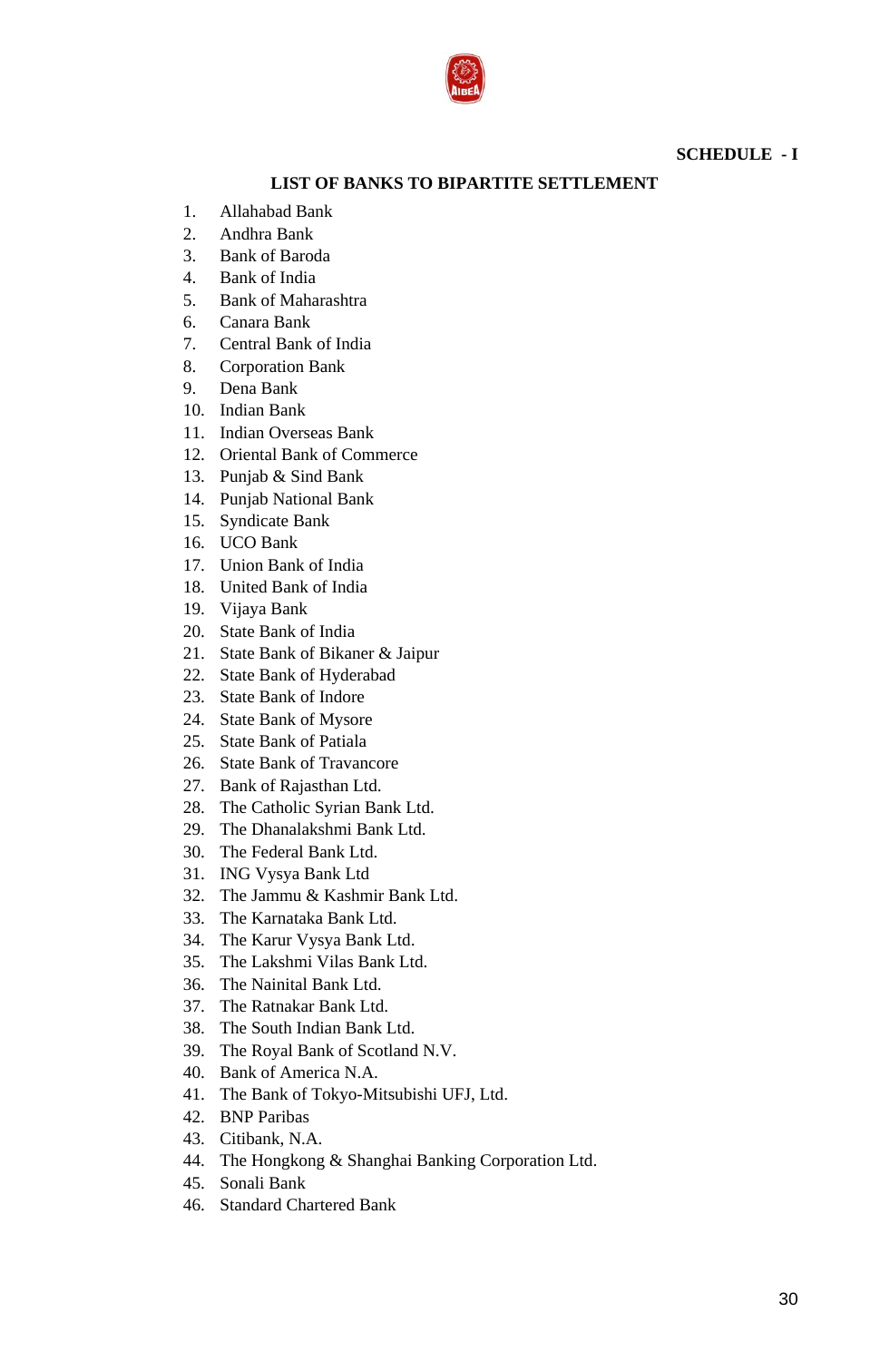**SCHEDULE - I**

## LIST OF BANKS TO BIPARTITE SETTLEMENT

1. Allahabad Bank
2. Andhra Bank
3. Bank of Baroda
4. Bank of India
5. Bank of Maharashtra
6. Canara Bank
7. Central Bank of India
8. Corporation Bank
9. Dena Bank
10. Indian Bank
11. Indian Overseas Bank
12. Oriental Bank of Commerce
13. Punjab & Sind Bank
14. Punjab National Bank
15. Syndicate Bank
16. UCO Bank
17. Union Bank of India
18. United Bank of India
19. Vijaya Bank
20. State Bank of India
21. State Bank of Bikaner & Jaipur
22. State Bank of Hyderabad
23. State Bank of Indore
24. State Bank of Mysore
25. State Bank of Patiala
26. State Bank of Travancore
27. Bank of Rajasthan Ltd.
28. The Catholic Syrian Bank Ltd.
29. The Dhanalakshmi Bank Ltd.
30. The Federal Bank Ltd.
31. ING Vysya Bank Ltd
32. The Jammu & Kashmir Bank Ltd.
33. The Karnataka Bank Ltd.
34. The Karur Vysya Bank Ltd.
35. The Lakshmi Vilas Bank Ltd.
36. The Nainital Bank Ltd.
37. The Ratnakar Bank Ltd.
38. The South Indian Bank Ltd.
39. The Royal Bank of Scotland N.V.
40. Bank of America N.A.
41. The Bank of Tokyo-Mitsubishi UFJ, Ltd.
42. BNP Paribas
43. Citibank, N.A.
44. The Hongkong & Shanghai Banking Corporation Ltd.
45. Sonali Bank
46. Standard Chartered Bank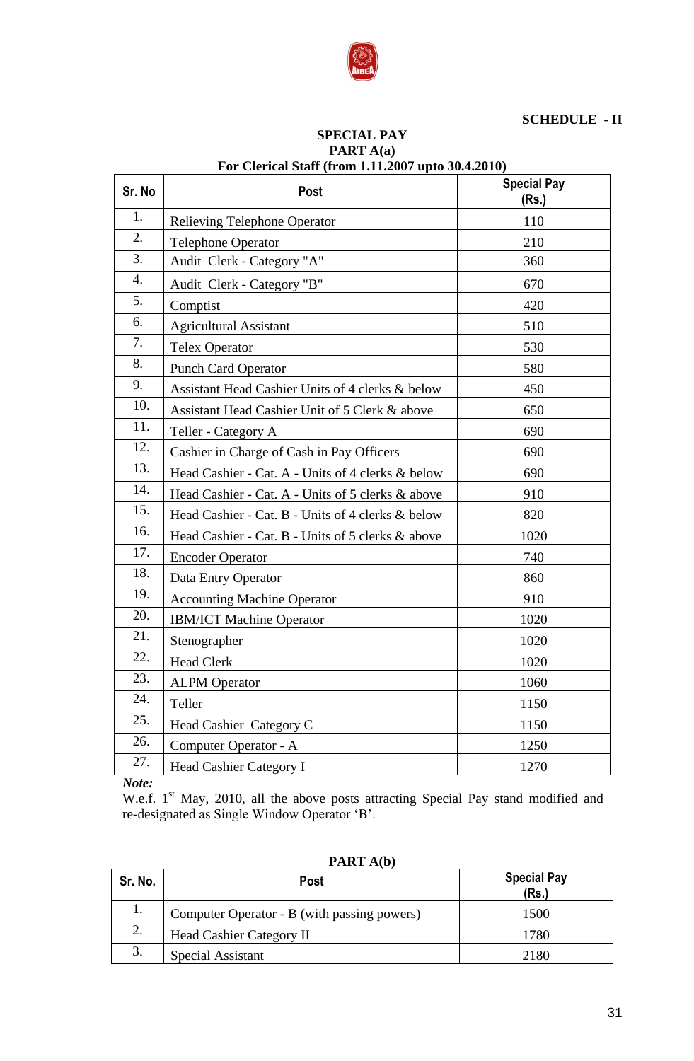**SCHEDULE - II**

## SPECIAL PAY

### PART A(a)

### For Clerical Staff (from 1.11.2007 upto 30.4.2010)

| Sr. No | Post | Special Pay (Rs.) |
|---|---|---|
| 1. | Relieving Telephone Operator | 110 |
| 2. | Telephone Operator | 210 |
| 3. | Audit Clerk - Category "A" | 360 |
| 4. | Audit Clerk - Category "B" | 670 |
| 5. | Comptist | 420 |
| 6. | Agricultural Assistant | 510 |
| 7. | Telex Operator | 530 |
| 8. | Punch Card Operator | 580 |
| 9. | Assistant Head Cashier Units of 4 clerks & below | 450 |
| 10. | Assistant Head Cashier Unit of 5 Clerk & above | 650 |
| 11. | Teller - Category A | 690 |
| 12. | Cashier in Charge of Cash in Pay Officers | 690 |
| 13. | Head Cashier - Cat. A - Units of 4 clerks & below | 690 |
| 14. | Head Cashier - Cat. A - Units of 5 clerks & above | 910 |
| 15. | Head Cashier - Cat. B - Units of 4 clerks & below | 820 |
| 16. | Head Cashier - Cat. B - Units of 5 clerks & above | 1020 |
| 17. | Encoder Operator | 740 |
| 18. | Data Entry Operator | 860 |
| 19. | Accounting Machine Operator | 910 |
| 20. | IBM/ICT Machine Operator | 1020 |
| 21. | Stenographer | 1020 |
| 22. | Head Clerk | 1020 |
| 23. | ALPM Operator | 1060 |
| 24. | Teller | 1150 |
| 25. | Head Cashier Category C | 1150 |
| 26. | Computer Operator - A | 1250 |
| 27. | Head Cashier Category I | 1270 |

***Note:***

W.e.f. 1st May, 2010, all the above posts attracting Special Pay stand modified and re-designated as Single Window Operator 'B'.

### PART A(b)

| Sr. No. | Post | Special Pay (Rs.) |
|---|---|---|
| 1. | Computer Operator - B (with passing powers) | 1500 |
| 2. | Head Cashier Category II | 1780 |
| 3. | Special Assistant | 2180 |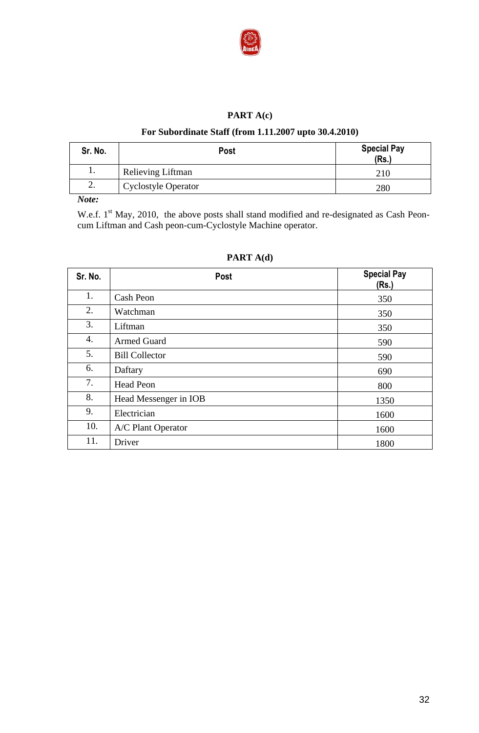## PART A(c)

### For Subordinate Staff (from 1.11.2007 upto 30.4.2010)

| Sr. No. | Post | Special Pay (Rs.) |
|---|---|---|
| 1. | Relieving Liftman | 210 |
| 2. | Cyclostyle Operator | 280 |

***Note:***

W.e.f. 1st May, 2010, the above posts shall stand modified and re-designated as Cash Peon-cum Liftman and Cash peon-cum-Cyclostyle Machine operator.

## PART A(d)

| Sr. No. | Post | Special Pay (Rs.) |
|---|---|---|
| 1. | Cash Peon | 350 |
| 2. | Watchman | 350 |
| 3. | Liftman | 350 |
| 4. | Armed Guard | 590 |
| 5. | Bill Collector | 590 |
| 6. | Daftary | 690 |
| 7. | Head Peon | 800 |
| 8. | Head Messenger in IOB | 1350 |
| 9. | Electrician | 1600 |
| 10. | A/C Plant Operator | 1600 |
| 11. | Driver | 1800 |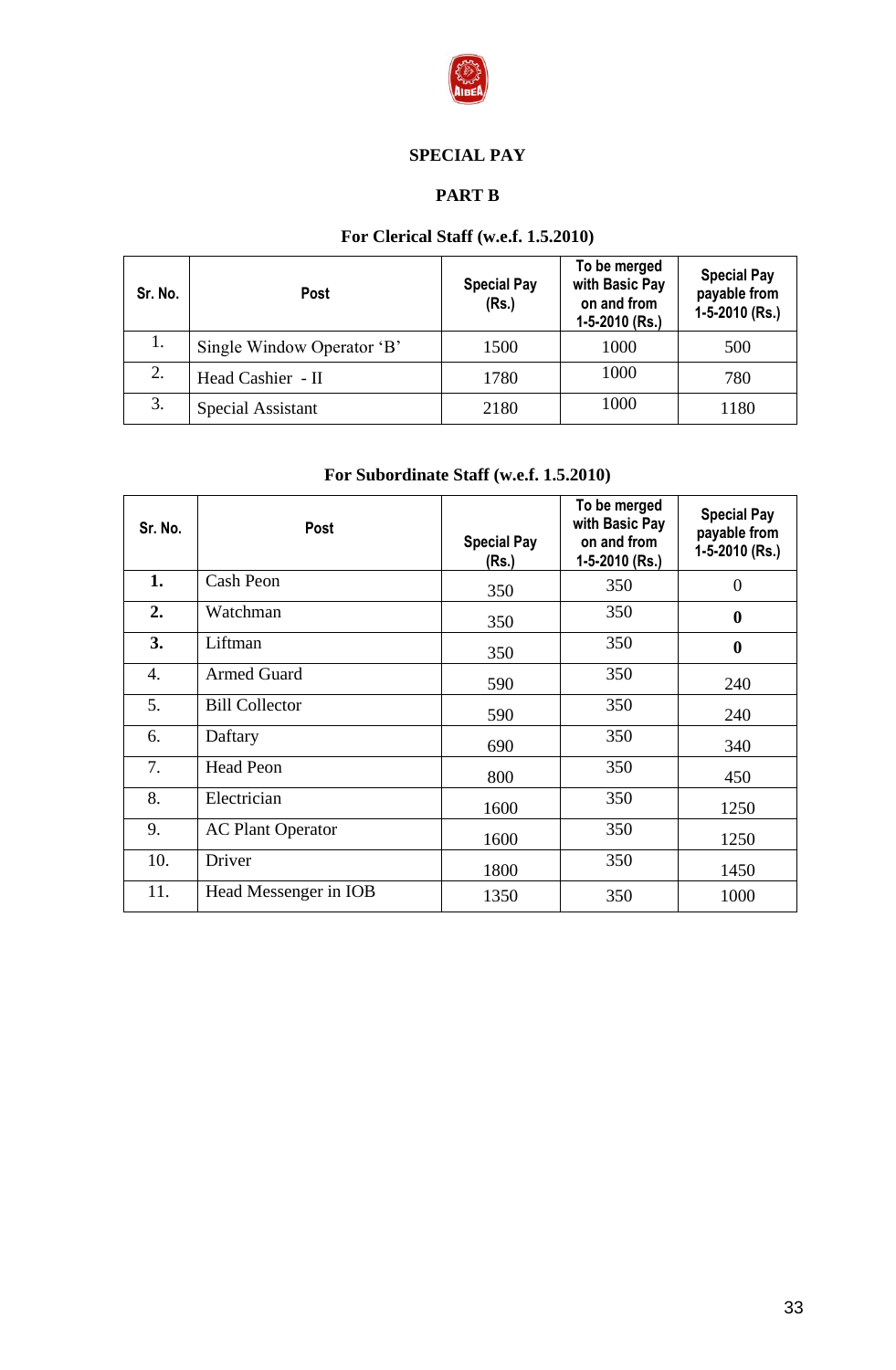# SPECIAL PAY

## PART B

### For Clerical Staff (w.e.f. 1.5.2010)

| Sr. No. | Post | Special Pay (Rs.) | To be merged with Basic Pay on and from 1-5-2010 (Rs.) | Special Pay payable from 1-5-2010 (Rs.) |
|---|---|---|---|---|
| 1. | Single Window Operator 'B' | 1500 | 1000 | 500 |
| 2. | Head Cashier - II | 1780 | 1000 | 780 |
| 3. | Special Assistant | 2180 | 1000 | 1180 |

### For Subordinate Staff (w.e.f. 1.5.2010)

| Sr. No. | Post | Special Pay (Rs.) | To be merged with Basic Pay on and from 1-5-2010 (Rs.) | Special Pay payable from 1-5-2010 (Rs.) |
|---|---|---|---|---|
| **1.** | Cash Peon | 350 | 350 | 0 |
| **2.** | Watchman | 350 | 350 | **0** |
| **3.** | Liftman | 350 | 350 | **0** |
| 4. | Armed Guard | 590 | 350 | 240 |
| 5. | Bill Collector | 590 | 350 | 240 |
| 6. | Daftary | 690 | 350 | 340 |
| 7. | Head Peon | 800 | 350 | 450 |
| 8. | Electrician | 1600 | 350 | 1250 |
| 9. | AC Plant Operator | 1600 | 350 | 1250 |
| 10. | Driver | 1800 | 350 | 1450 |
| 11. | Head Messenger in IOB | 1350 | 350 | 1000 |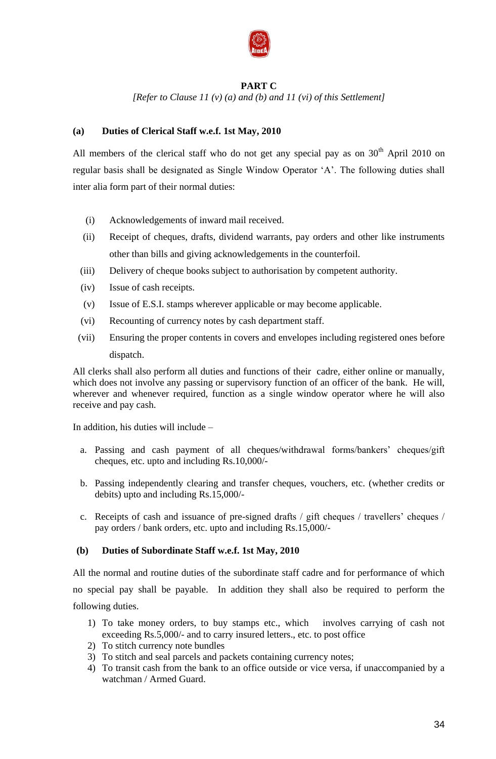## PART C

*[Refer to Clause 11 (v) (a) and (b) and 11 (vi) of this Settlement]*

### (a) Duties of Clerical Staff w.e.f. 1st May, 2010

All members of the clerical staff who do not get any special pay as on 30th April 2010 on regular basis shall be designated as Single Window Operator 'A'. The following duties shall inter alia form part of their normal duties:

- (i) Acknowledgements of inward mail received.
- (ii) Receipt of cheques, drafts, dividend warrants, pay orders and other like instruments other than bills and giving acknowledgements in the counterfoil.
- (iii) Delivery of cheque books subject to authorisation by competent authority.
- (iv) Issue of cash receipts.
- (v) Issue of E.S.I. stamps wherever applicable or may become applicable.
- (vi) Recounting of currency notes by cash department staff.
- (vii) Ensuring the proper contents in covers and envelopes including registered ones before dispatch.

All clerks shall also perform all duties and functions of their cadre, either online or manually, which does not involve any passing or supervisory function of an officer of the bank. He will, wherever and whenever required, function as a single window operator where he will also receive and pay cash.

In addition, his duties will include –

a. Passing and cash payment of all cheques/withdrawal forms/bankers' cheques/gift cheques, etc. upto and including Rs.10,000/-

b. Passing independently clearing and transfer cheques, vouchers, etc. (whether credits or debits) upto and including Rs.15,000/-

c. Receipts of cash and issuance of pre-signed drafts / gift cheques / travellers' cheques / pay orders / bank orders, etc. upto and including Rs.15,000/-

### (b) Duties of Subordinate Staff w.e.f. 1st May, 2010

All the normal and routine duties of the subordinate staff cadre and for performance of which no special pay shall be payable. In addition they shall also be required to perform the following duties.

1) To take money orders, to buy stamps etc., which involves carrying of cash not exceeding Rs.5,000/- and to carry insured letters., etc. to post office
2) To stitch currency note bundles
3) To stitch and seal parcels and packets containing currency notes;
4) To transit cash from the bank to an office outside or vice versa, if unaccompanied by a watchman / Armed Guard.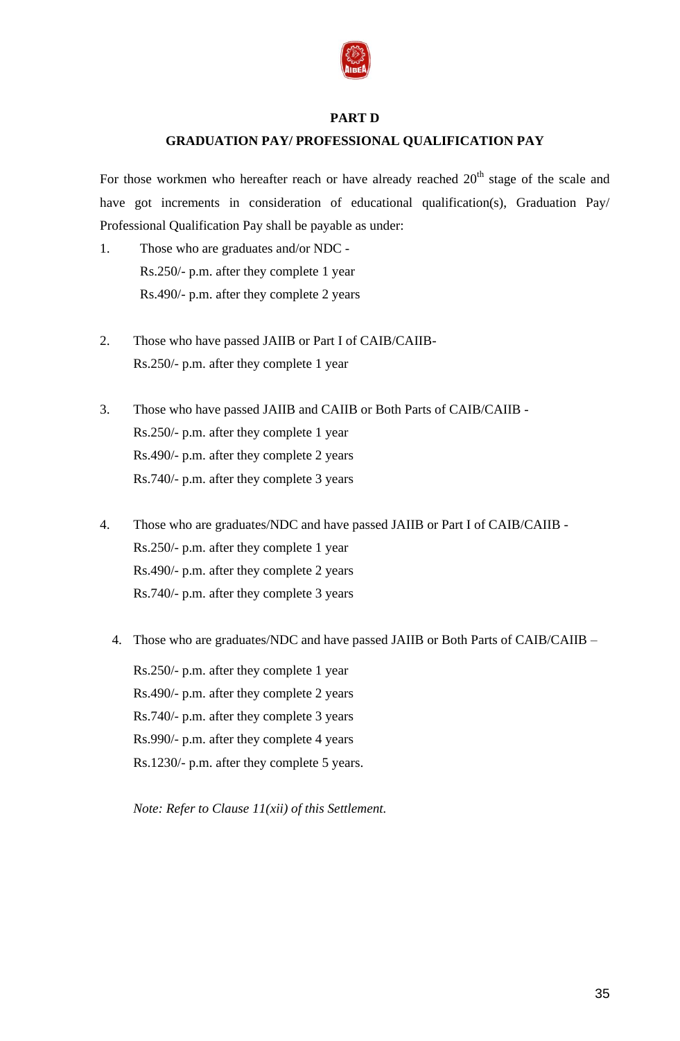## PART D

## GRADUATION PAY/ PROFESSIONAL QUALIFICATION PAY

For those workmen who hereafter reach or have already reached 20th stage of the scale and have got increments in consideration of educational qualification(s), Graduation Pay/ Professional Qualification Pay shall be payable as under:

1. Those who are graduates and/or NDC -
   Rs.250/- p.m. after they complete 1 year
   Rs.490/- p.m. after they complete 2 years

2. Those who have passed JAIIB or Part I of CAIB/CAIIB-
   Rs.250/- p.m. after they complete 1 year

3. Those who have passed JAIIB and CAIIB or Both Parts of CAIB/CAIIB -
   Rs.250/- p.m. after they complete 1 year
   Rs.490/- p.m. after they complete 2 years
   Rs.740/- p.m. after they complete 3 years

4. Those who are graduates/NDC and have passed JAIIB or Part I of CAIB/CAIIB -
   Rs.250/- p.m. after they complete 1 year
   Rs.490/- p.m. after they complete 2 years
   Rs.740/- p.m. after they complete 3 years

4. Those who are graduates/NDC and have passed JAIIB or Both Parts of CAIB/CAIIB –

   Rs.250/- p.m. after they complete 1 year
   Rs.490/- p.m. after they complete 2 years
   Rs.740/- p.m. after they complete 3 years
   Rs.990/- p.m. after they complete 4 years
   Rs.1230/- p.m. after they complete 5 years.

*Note: Refer to Clause 11(xii) of this Settlement.*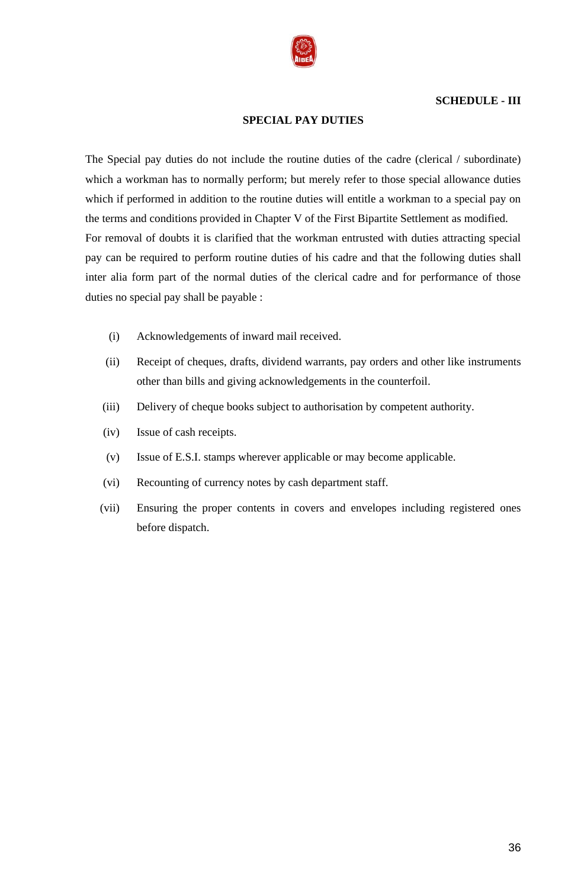**SCHEDULE - III**

## SPECIAL PAY DUTIES

The Special pay duties do not include the routine duties of the cadre (clerical / subordinate) which a workman has to normally perform; but merely refer to those special allowance duties which if performed in addition to the routine duties will entitle a workman to a special pay on the terms and conditions provided in Chapter V of the First Bipartite Settlement as modified.

For removal of doubts it is clarified that the workman entrusted with duties attracting special pay can be required to perform routine duties of his cadre and that the following duties shall inter alia form part of the normal duties of the clerical cadre and for performance of those duties no special pay shall be payable :

(i) Acknowledgements of inward mail received.

(ii) Receipt of cheques, drafts, dividend warrants, pay orders and other like instruments other than bills and giving acknowledgements in the counterfoil.

(iii) Delivery of cheque books subject to authorisation by competent authority.

(iv) Issue of cash receipts.

(v) Issue of E.S.I. stamps wherever applicable or may become applicable.

(vi) Recounting of currency notes by cash department staff.

(vii) Ensuring the proper contents in covers and envelopes including registered ones before dispatch.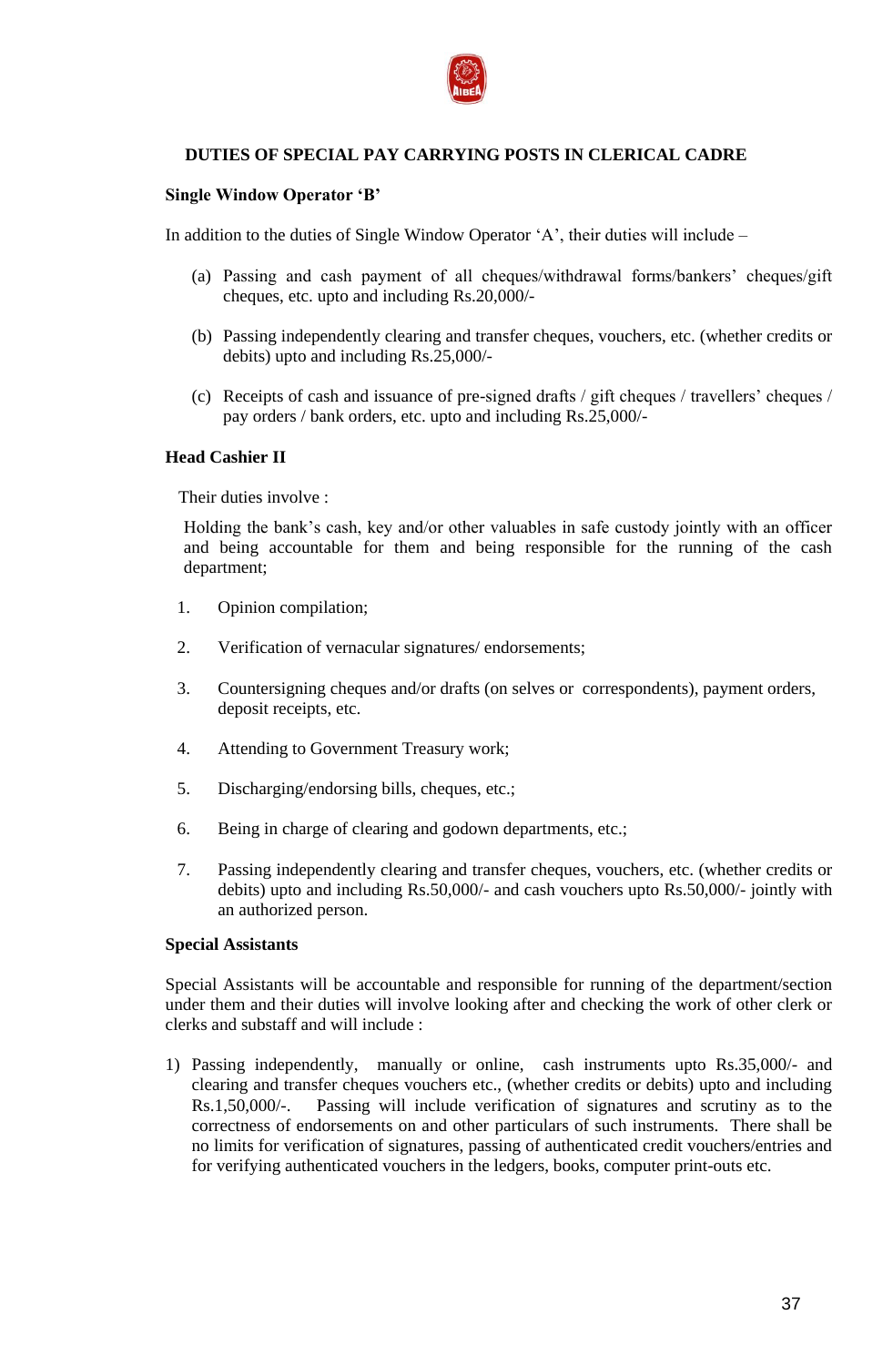## DUTIES OF SPECIAL PAY CARRYING POSTS IN CLERICAL CADRE

**Single Window Operator 'B'**

In addition to the duties of Single Window Operator 'A', their duties will include –

(a) Passing and cash payment of all cheques/withdrawal forms/bankers' cheques/gift cheques, etc. upto and including Rs.20,000/-

(b) Passing independently clearing and transfer cheques, vouchers, etc. (whether credits or debits) upto and including Rs.25,000/-

(c) Receipts of cash and issuance of pre-signed drafts / gift cheques / travellers' cheques / pay orders / bank orders, etc. upto and including Rs.25,000/-

**Head Cashier II**

Their duties involve :

Holding the bank's cash, key and/or other valuables in safe custody jointly with an officer and being accountable for them and being responsible for the running of the cash department;

1. Opinion compilation;
2. Verification of vernacular signatures/ endorsements;
3. Countersigning cheques and/or drafts (on selves or correspondents), payment orders, deposit receipts, etc.
4. Attending to Government Treasury work;
5. Discharging/endorsing bills, cheques, etc.;
6. Being in charge of clearing and godown departments, etc.;
7. Passing independently clearing and transfer cheques, vouchers, etc. (whether credits or debits) upto and including Rs.50,000/- and cash vouchers upto Rs.50,000/- jointly with an authorized person.

**Special Assistants**

Special Assistants will be accountable and responsible for running of the department/section under them and their duties will involve looking after and checking the work of other clerk or clerks and substaff and will include :

1) Passing independently, manually or online, cash instruments upto Rs.35,000/- and clearing and transfer cheques vouchers etc., (whether credits or debits) upto and including Rs.1,50,000/-. Passing will include verification of signatures and scrutiny as to the correctness of endorsements on and other particulars of such instruments. There shall be no limits for verification of signatures, passing of authenticated credit vouchers/entries and for verifying authenticated vouchers in the ledgers, books, computer print-outs etc.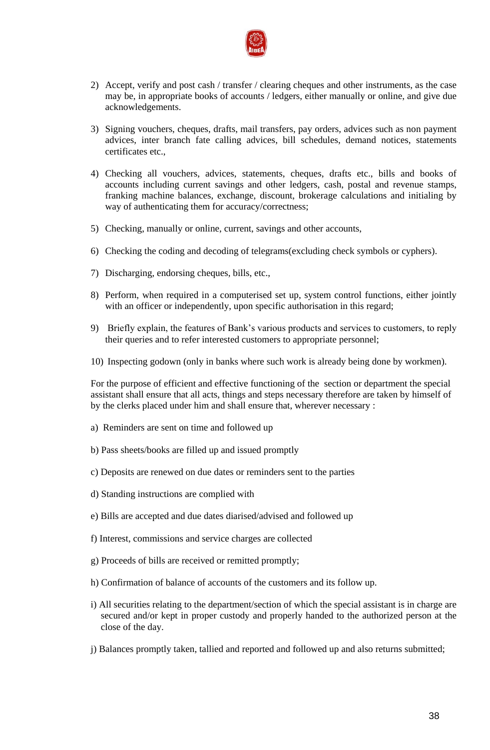2) Accept, verify and post cash / transfer / clearing cheques and other instruments, as the case may be, in appropriate books of accounts / ledgers, either manually or online, and give due acknowledgements.

3) Signing vouchers, cheques, drafts, mail transfers, pay orders, advices such as non payment advices, inter branch fate calling advices, bill schedules, demand notices, statements certificates etc.,

4) Checking all vouchers, advices, statements, cheques, drafts etc., bills and books of accounts including current savings and other ledgers, cash, postal and revenue stamps, franking machine balances, exchange, discount, brokerage calculations and initialing by way of authenticating them for accuracy/correctness;

5) Checking, manually or online, current, savings and other accounts,

6) Checking the coding and decoding of telegrams(excluding check symbols or cyphers).

7) Discharging, endorsing cheques, bills, etc.,

8) Perform, when required in a computerised set up, system control functions, either jointly with an officer or independently, upon specific authorisation in this regard;

9) Briefly explain, the features of Bank's various products and services to customers, to reply their queries and to refer interested customers to appropriate personnel;

10) Inspecting godown (only in banks where such work is already being done by workmen).

For the purpose of efficient and effective functioning of the section or department the special assistant shall ensure that all acts, things and steps necessary therefore are taken by himself of by the clerks placed under him and shall ensure that, wherever necessary :

a) Reminders are sent on time and followed up

b) Pass sheets/books are filled up and issued promptly

c) Deposits are renewed on due dates or reminders sent to the parties

d) Standing instructions are complied with

e) Bills are accepted and due dates diarised/advised and followed up

f) Interest, commissions and service charges are collected

g) Proceeds of bills are received or remitted promptly;

h) Confirmation of balance of accounts of the customers and its follow up.

i) All securities relating to the department/section of which the special assistant is in charge are secured and/or kept in proper custody and properly handed to the authorized person at the close of the day.

j) Balances promptly taken, tallied and reported and followed up and also returns submitted;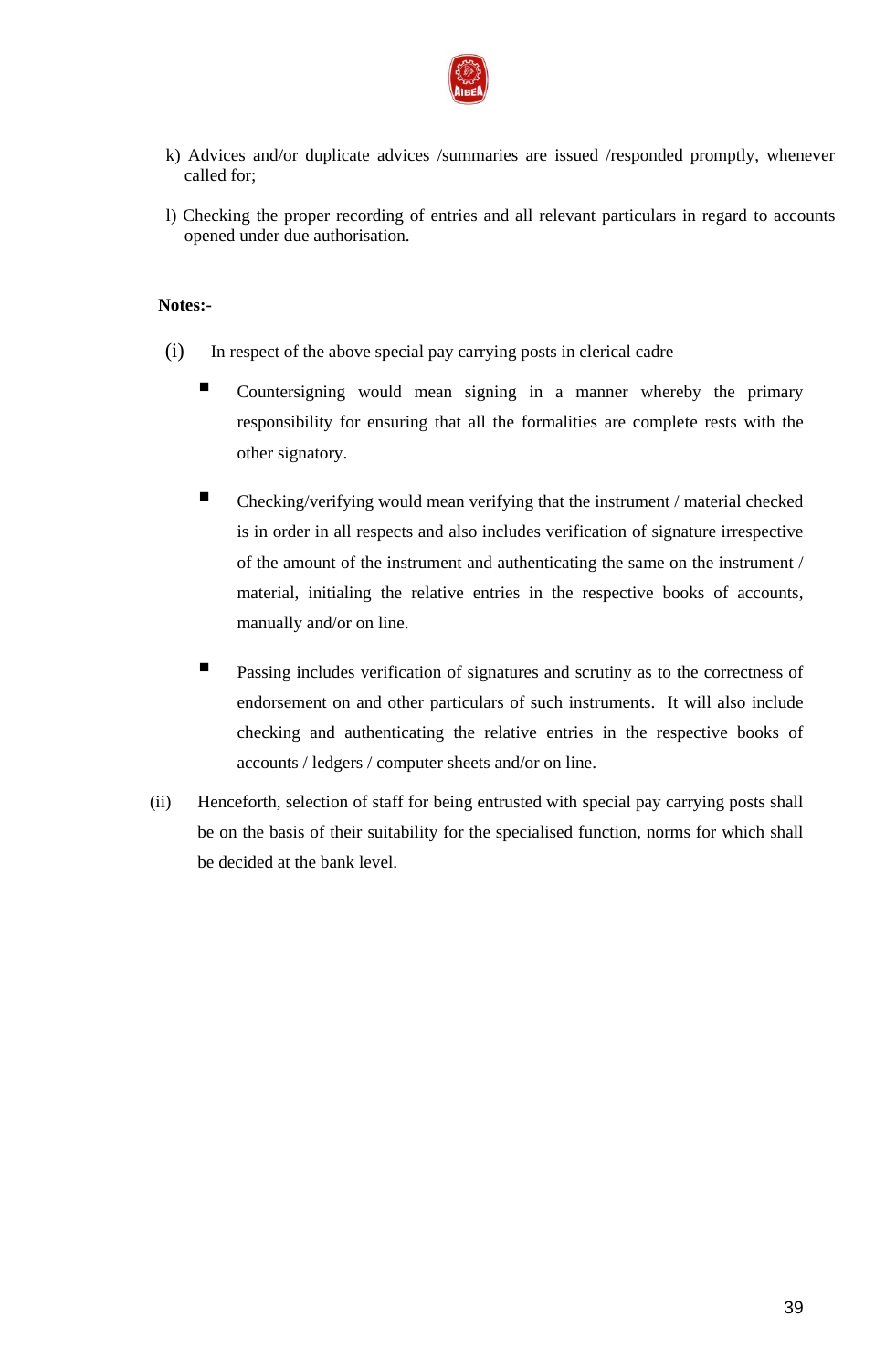k) Advices and/or duplicate advices /summaries are issued /responded promptly, whenever called for;

l) Checking the proper recording of entries and all relevant particulars in regard to accounts opened under due authorisation.

**Notes:-**

(i) In respect of the above special pay carrying posts in clerical cadre –

- Countersigning would mean signing in a manner whereby the primary responsibility for ensuring that all the formalities are complete rests with the other signatory.

- Checking/verifying would mean verifying that the instrument / material checked is in order in all respects and also includes verification of signature irrespective of the amount of the instrument and authenticating the same on the instrument / material, initialing the relative entries in the respective books of accounts, manually and/or on line.

- Passing includes verification of signatures and scrutiny as to the correctness of endorsement on and other particulars of such instruments. It will also include checking and authenticating the relative entries in the respective books of accounts / ledgers / computer sheets and/or on line.

(ii) Henceforth, selection of staff for being entrusted with special pay carrying posts shall be on the basis of their suitability for the specialised function, norms for which shall be decided at the bank level.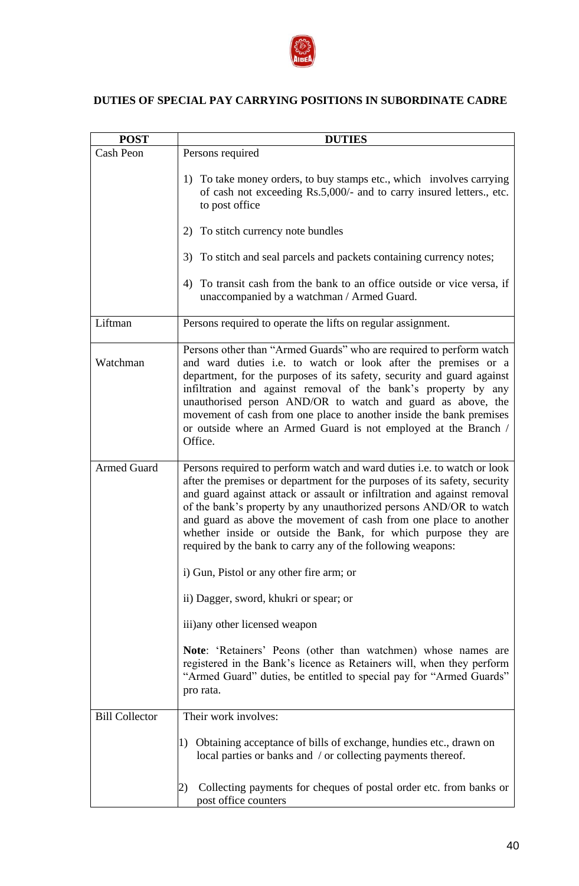**DUTIES OF SPECIAL PAY CARRYING POSITIONS IN SUBORDINATE CADRE**

| POST | DUTIES |
|---|---|
| Cash Peon | Persons required<br><br>1) To take money orders, to buy stamps etc., which involves carrying of cash not exceeding Rs.5,000/- and to carry insured letters., etc. to post office<br><br>2) To stitch currency note bundles<br><br>3) To stitch and seal parcels and packets containing currency notes;<br><br>4) To transit cash from the bank to an office outside or vice versa, if unaccompanied by a watchman / Armed Guard. |
| Liftman | Persons required to operate the lifts on regular assignment. |
| Watchman | Persons other than "Armed Guards" who are required to perform watch and ward duties i.e. to watch or look after the premises or a department, for the purposes of its safety, security and guard against infiltration and against removal of the bank's property by any unauthorised person AND/OR to watch and guard as above, the movement of cash from one place to another inside the bank premises or outside where an Armed Guard is not employed at the Branch / Office. |
| Armed Guard | Persons required to perform watch and ward duties i.e. to watch or look after the premises or department for the purposes of its safety, security and guard against attack or assault or infiltration and against removal of the bank's property by any unauthorized persons AND/OR to watch and guard as above the movement of cash from one place to another whether inside or outside the Bank, for which purpose they are required by the bank to carry any of the following weapons:<br><br>i) Gun, Pistol or any other fire arm; or<br><br>ii) Dagger, sword, khukri or spear; or<br><br>iii)any other licensed weapon<br><br>**Note**: 'Retainers' Peons (other than watchmen) whose names are registered in the Bank's licence as Retainers will, when they perform "Armed Guard" duties, be entitled to special pay for "Armed Guards" pro rata. |
| Bill Collector | Their work involves:<br><br>1) Obtaining acceptance of bills of exchange, hundies etc., drawn on local parties or banks and / or collecting payments thereof.<br><br>2) Collecting payments for cheques of postal order etc. from banks or post office counters |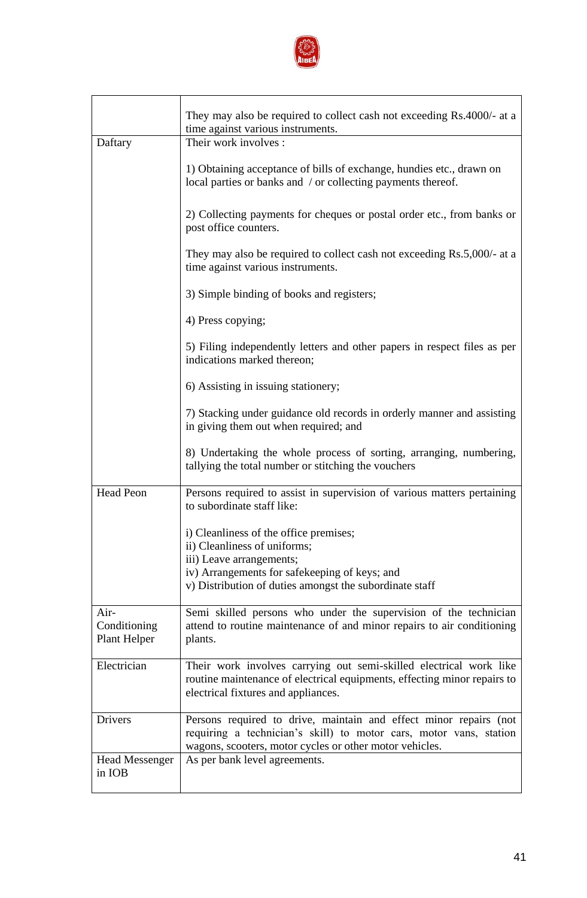| | |
|---|---|
| | They may also be required to collect cash not exceeding Rs.4000/- at a time against various instruments. |
| Daftary | Their work involves :<br><br>1) Obtaining acceptance of bills of exchange, hundies etc., drawn on local parties or banks and / or collecting payments thereof.<br><br>2) Collecting payments for cheques or postal order etc., from banks or post office counters.<br><br>They may also be required to collect cash not exceeding Rs.5,000/- at a time against various instruments.<br><br>3) Simple binding of books and registers;<br><br>4) Press copying;<br><br>5) Filing independently letters and other papers in respect files as per indications marked thereon;<br><br>6) Assisting in issuing stationery;<br><br>7) Stacking under guidance old records in orderly manner and assisting in giving them out when required; and<br><br>8) Undertaking the whole process of sorting, arranging, numbering, tallying the total number or stitching the vouchers |
| Head Peon | Persons required to assist in supervision of various matters pertaining to subordinate staff like:<br><br>i) Cleanliness of the office premises;<br>ii) Cleanliness of uniforms;<br>iii) Leave arrangements;<br>iv) Arrangements for safekeeping of keys; and<br>v) Distribution of duties amongst the subordinate staff |
| Air-Conditioning Plant Helper | Semi skilled persons who under the supervision of the technician attend to routine maintenance of and minor repairs to air conditioning plants. |
| Electrician | Their work involves carrying out semi-skilled electrical work like routine maintenance of electrical equipments, effecting minor repairs to electrical fixtures and appliances. |
| Drivers | Persons required to drive, maintain and effect minor repairs (not requiring a technician's skill) to motor cars, motor vans, station wagons, scooters, motor cycles or other motor vehicles. |
| Head Messenger in IOB | As per bank level agreements. |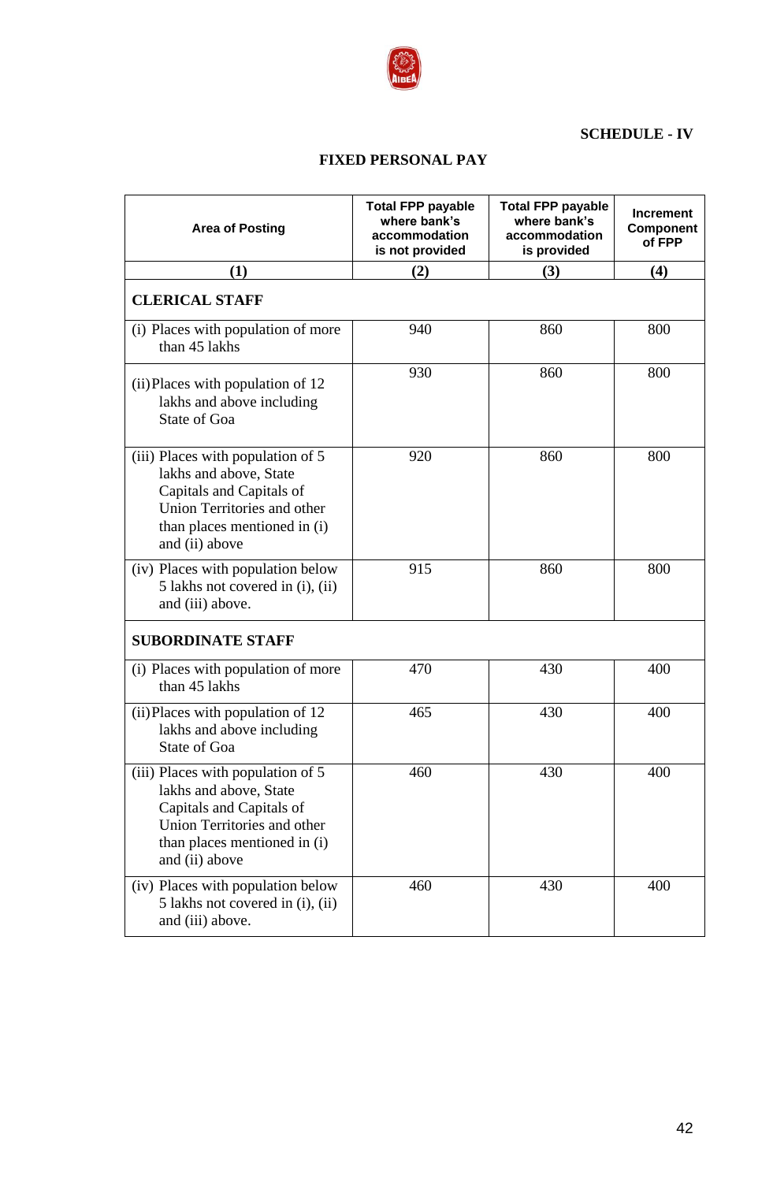**SCHEDULE - IV**

## FIXED PERSONAL PAY

| Area of Posting | Total FPP payable where bank's accommodation is not provided | Total FPP payable where bank's accommodation is provided | Increment Component of FPP |
|---|---|---|---|
| (1) | (2) | (3) | (4) |
| **CLERICAL STAFF** | | | |
| (i) Places with population of more than 45 lakhs | 940 | 860 | 800 |
| (ii) Places with population of 12 lakhs and above including State of Goa | 930 | 860 | 800 |
| (iii) Places with population of 5 lakhs and above, State Capitals and Capitals of Union Territories and other than places mentioned in (i) and (ii) above | 920 | 860 | 800 |
| (iv) Places with population below 5 lakhs not covered in (i), (ii) and (iii) above. | 915 | 860 | 800 |
| **SUBORDINATE STAFF** | | | |
| (i) Places with population of more than 45 lakhs | 470 | 430 | 400 |
| (ii) Places with population of 12 lakhs and above including State of Goa | 465 | 430 | 400 |
| (iii) Places with population of 5 lakhs and above, State Capitals and Capitals of Union Territories and other than places mentioned in (i) and (ii) above | 460 | 430 | 400 |
| (iv) Places with population below 5 lakhs not covered in (i), (ii) and (iii) above. | 460 | 430 | 400 |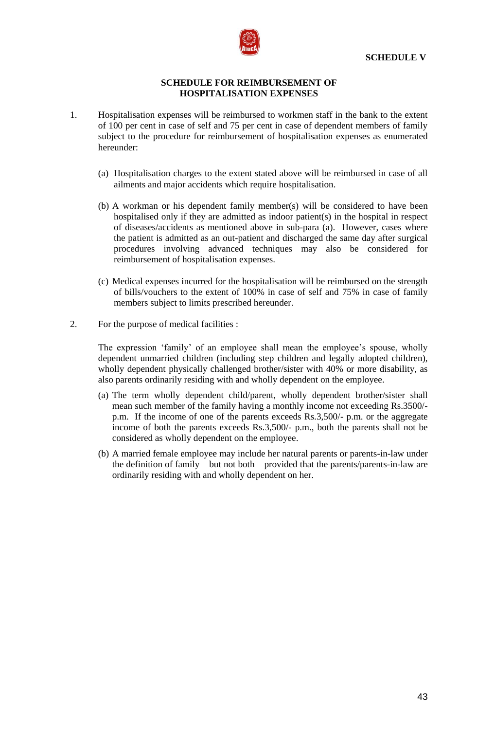**SCHEDULE V**

## SCHEDULE FOR REIMBURSEMENT OF HOSPITALISATION EXPENSES

1. Hospitalisation expenses will be reimbursed to workmen staff in the bank to the extent of 100 per cent in case of self and 75 per cent in case of dependent members of family subject to the procedure for reimbursement of hospitalisation expenses as enumerated hereunder:

   (a) Hospitalisation charges to the extent stated above will be reimbursed in case of all ailments and major accidents which require hospitalisation.

   (b) A workman or his dependent family member(s) will be considered to have been hospitalised only if they are admitted as indoor patient(s) in the hospital in respect of diseases/accidents as mentioned above in sub-para (a). However, cases where the patient is admitted as an out-patient and discharged the same day after surgical procedures involving advanced techniques may also be considered for reimbursement of hospitalisation expenses.

   (c) Medical expenses incurred for the hospitalisation will be reimbursed on the strength of bills/vouchers to the extent of 100% in case of self and 75% in case of family members subject to limits prescribed hereunder.

2. For the purpose of medical facilities :

   The expression 'family' of an employee shall mean the employee's spouse, wholly dependent unmarried children (including step children and legally adopted children), wholly dependent physically challenged brother/sister with 40% or more disability, as also parents ordinarily residing with and wholly dependent on the employee.

   (a) The term wholly dependent child/parent, wholly dependent brother/sister shall mean such member of the family having a monthly income not exceeding Rs.3500/- p.m. If the income of one of the parents exceeds Rs.3,500/- p.m. or the aggregate income of both the parents exceeds Rs.3,500/- p.m., both the parents shall not be considered as wholly dependent on the employee.

   (b) A married female employee may include her natural parents or parents-in-law under the definition of family – but not both – provided that the parents/parents-in-law are ordinarily residing with and wholly dependent on her.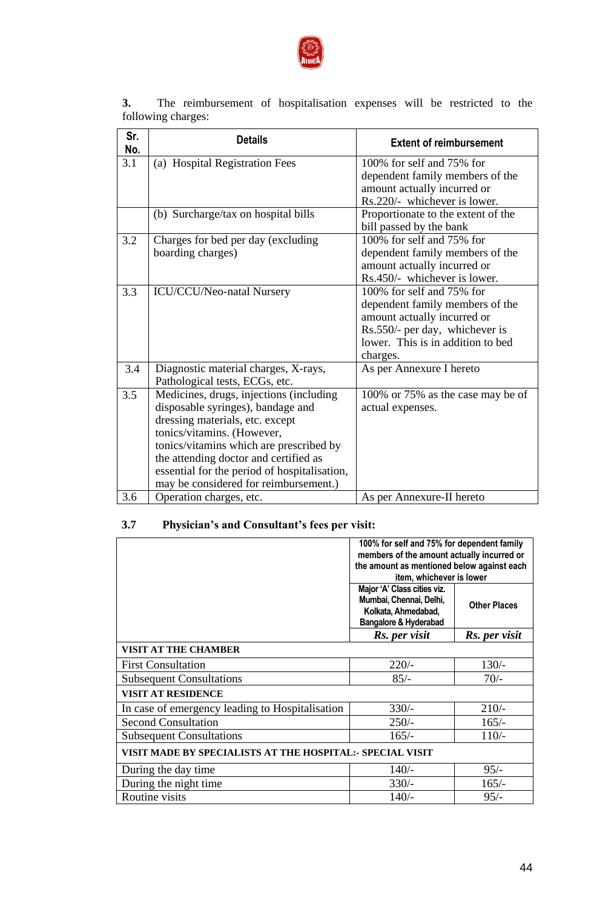**3.** The reimbursement of hospitalisation expenses will be restricted to the following charges:

| Sr. No. | Details | Extent of reimbursement |
|---|---|---|
| 3.1 | (a) Hospital Registration Fees | 100% for self and 75% for dependent family members of the amount actually incurred or Rs.220/- whichever is lower. |
| | (b) Surcharge/tax on hospital bills | Proportionate to the extent of the bill passed by the bank |
| 3.2 | Charges for bed per day (excluding boarding charges) | 100% for self and 75% for dependent family members of the amount actually incurred or Rs.450/- whichever is lower. |
| 3.3 | ICU/CCU/Neo-natal Nursery | 100% for self and 75% for dependent family members of the amount actually incurred or Rs.550/- per day, whichever is lower. This is in addition to bed charges. |
| 3.4 | Diagnostic material charges, X-rays, Pathological tests, ECGs, etc. | As per Annexure I hereto |
| 3.5 | Medicines, drugs, injections (including disposable syringes), bandage and dressing materials, etc. except tonics/vitamins. (However, tonics/vitamins which are prescribed by the attending doctor and certified as essential for the period of hospitalisation, may be considered for reimbursement.) | 100% or 75% as the case may be of actual expenses. |
| 3.6 | Operation charges, etc. | As per Annexure-II hereto |

### 3.7 Physician's and Consultant's fees per visit:

| | 100% for self and 75% for dependent family members of the amount actually incurred or the amount as mentioned below against each item, whichever is lower | |
|---|---|---|
| | Major 'A' Class cities viz. Mumbai, Chennai, Delhi, Kolkata, Ahmedabad, Bangalore & Hyderabad | Other Places |
| | *Rs. per visit* | *Rs. per visit* |
| **VISIT AT THE CHAMBER** | | |
| First Consultation | 220/- | 130/- |
| Subsequent Consultations | 85/- | 70/- |
| **VISIT AT RESIDENCE** | | |
| In case of emergency leading to Hospitalisation | 330/- | 210/- |
| Second Consultation | 250/- | 165/- |
| Subsequent Consultations | 165/- | 110/- |
| **VISIT MADE BY SPECIALISTS AT THE HOSPITAL:- SPECIAL VISIT** | | |
| During the day time | 140/- | 95/- |
| During the night time | 330/- | 165/- |
| Routine visits | 140/- | 95/- |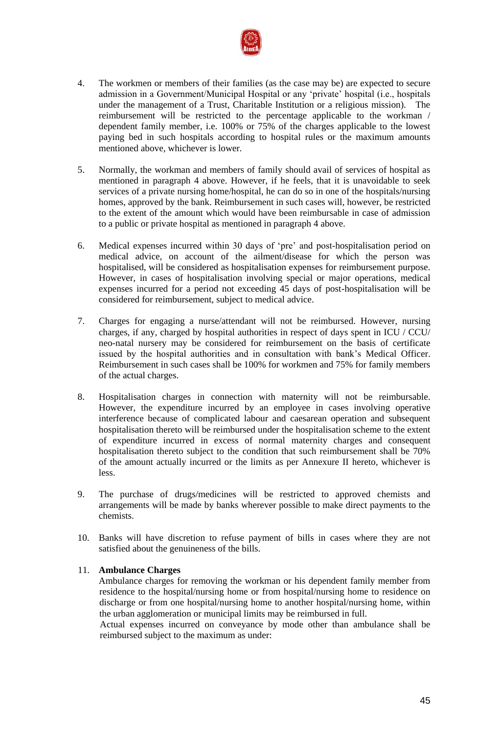4. The workmen or members of their families (as the case may be) are expected to secure admission in a Government/Municipal Hospital or any 'private' hospital (i.e., hospitals under the management of a Trust, Charitable Institution or a religious mission). The reimbursement will be restricted to the percentage applicable to the workman / dependent family member, i.e. 100% or 75% of the charges applicable to the lowest paying bed in such hospitals according to hospital rules or the maximum amounts mentioned above, whichever is lower.

5. Normally, the workman and members of family should avail of services of hospital as mentioned in paragraph 4 above. However, if he feels, that it is unavoidable to seek services of a private nursing home/hospital, he can do so in one of the hospitals/nursing homes, approved by the bank. Reimbursement in such cases will, however, be restricted to the extent of the amount which would have been reimbursable in case of admission to a public or private hospital as mentioned in paragraph 4 above.

6. Medical expenses incurred within 30 days of 'pre' and post-hospitalisation period on medical advice, on account of the ailment/disease for which the person was hospitalised, will be considered as hospitalisation expenses for reimbursement purpose. However, in cases of hospitalisation involving special or major operations, medical expenses incurred for a period not exceeding 45 days of post-hospitalisation will be considered for reimbursement, subject to medical advice.

7. Charges for engaging a nurse/attendant will not be reimbursed. However, nursing charges, if any, charged by hospital authorities in respect of days spent in ICU / CCU/ neo-natal nursery may be considered for reimbursement on the basis of certificate issued by the hospital authorities and in consultation with bank's Medical Officer. Reimbursement in such cases shall be 100% for workmen and 75% for family members of the actual charges.

8. Hospitalisation charges in connection with maternity will not be reimbursable. However, the expenditure incurred by an employee in cases involving operative interference because of complicated labour and caesarean operation and subsequent hospitalisation thereto will be reimbursed under the hospitalisation scheme to the extent of expenditure incurred in excess of normal maternity charges and consequent hospitalisation thereto subject to the condition that such reimbursement shall be 70% of the amount actually incurred or the limits as per Annexure II hereto, whichever is less.

9. The purchase of drugs/medicines will be restricted to approved chemists and arrangements will be made by banks wherever possible to make direct payments to the chemists.

10. Banks will have discretion to refuse payment of bills in cases where they are not satisfied about the genuineness of the bills.

11. **Ambulance Charges**

    Ambulance charges for removing the workman or his dependent family member from residence to the hospital/nursing home or from hospital/nursing home to residence on discharge or from one hospital/nursing home to another hospital/nursing home, within the urban agglomeration or municipal limits may be reimbursed in full.

    Actual expenses incurred on conveyance by mode other than ambulance shall be reimbursed subject to the maximum as under: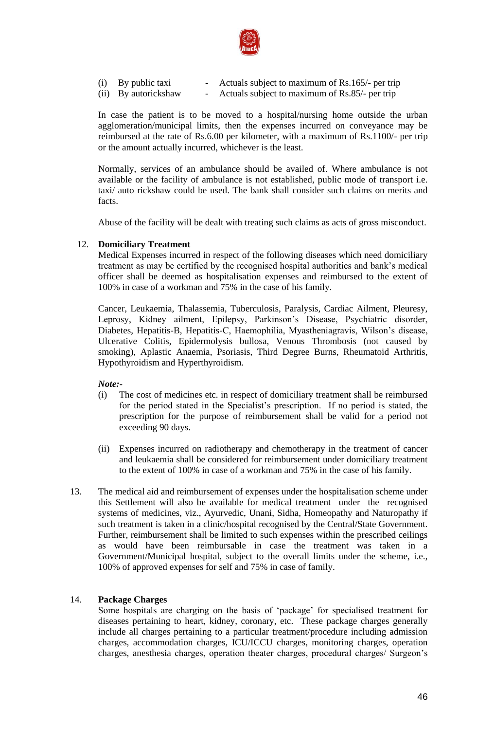(i) By public taxi - Actuals subject to maximum of Rs.165/- per trip
(ii) By autorickshaw - Actuals subject to maximum of Rs.85/- per trip

In case the patient is to be moved to a hospital/nursing home outside the urban agglomeration/municipal limits, then the expenses incurred on conveyance may be reimbursed at the rate of Rs.6.00 per kilometer, with a maximum of Rs.1100/- per trip or the amount actually incurred, whichever is the least.

Normally, services of an ambulance should be availed of. Where ambulance is not available or the facility of ambulance is not established, public mode of transport i.e. taxi/ auto rickshaw could be used. The bank shall consider such claims on merits and facts.

Abuse of the facility will be dealt with treating such claims as acts of gross misconduct.

12. **Domiciliary Treatment**

Medical Expenses incurred in respect of the following diseases which need domiciliary treatment as may be certified by the recognised hospital authorities and bank's medical officer shall be deemed as hospitalisation expenses and reimbursed to the extent of 100% in case of a workman and 75% in the case of his family.

Cancer, Leukaemia, Thalassemia, Tuberculosis, Paralysis, Cardiac Ailment, Pleuresy, Leprosy, Kidney ailment, Epilepsy, Parkinson's Disease, Psychiatric disorder, Diabetes, Hepatitis-B, Hepatitis-C, Haemophilia, Myastheniagravis, Wilson's disease, Ulcerative Colitis, Epidermolysis bullosa, Venous Thrombosis (not caused by smoking), Aplastic Anaemia, Psoriasis, Third Degree Burns, Rheumatoid Arthritis, Hypothyroidism and Hyperthyroidism.

***Note:-***

(i) The cost of medicines etc. in respect of domiciliary treatment shall be reimbursed for the period stated in the Specialist's prescription. If no period is stated, the prescription for the purpose of reimbursement shall be valid for a period not exceeding 90 days.

(ii) Expenses incurred on radiotherapy and chemotherapy in the treatment of cancer and leukaemia shall be considered for reimbursement under domiciliary treatment to the extent of 100% in case of a workman and 75% in the case of his family.

13. The medical aid and reimbursement of expenses under the hospitalisation scheme under this Settlement will also be available for medical treatment under the recognised systems of medicines, viz., Ayurvedic, Unani, Sidha, Homeopathy and Naturopathy if such treatment is taken in a clinic/hospital recognised by the Central/State Government. Further, reimbursement shall be limited to such expenses within the prescribed ceilings as would have been reimbursable in case the treatment was taken in a Government/Municipal hospital, subject to the overall limits under the scheme, i.e., 100% of approved expenses for self and 75% in case of family.

14. **Package Charges**

Some hospitals are charging on the basis of 'package' for specialised treatment for diseases pertaining to heart, kidney, coronary, etc. These package charges generally include all charges pertaining to a particular treatment/procedure including admission charges, accommodation charges, ICU/ICCU charges, monitoring charges, operation charges, anesthesia charges, operation theater charges, procedural charges/ Surgeon's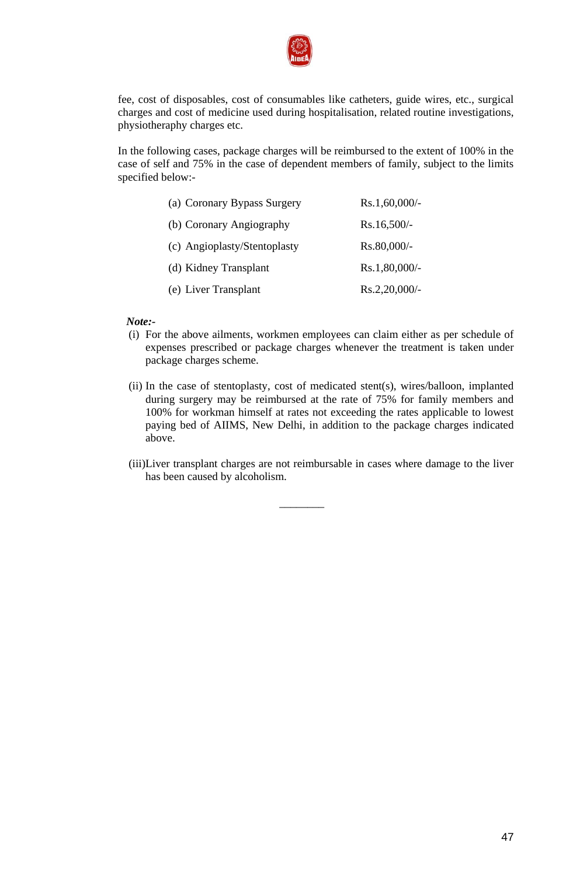fee, cost of disposables, cost of consumables like catheters, guide wires, etc., surgical charges and cost of medicine used during hospitalisation, related routine investigations, physiotheraphy charges etc.

In the following cases, package charges will be reimbursed to the extent of 100% in the case of self and 75% in the case of dependent members of family, subject to the limits specified below:-

| | |
|---|---|
| (a) Coronary Bypass Surgery | Rs.1,60,000/- |
| (b) Coronary Angiography | Rs.16,500/- |
| (c) Angioplasty/Stentoplasty | Rs.80,000/- |
| (d) Kidney Transplant | Rs.1,80,000/- |
| (e) Liver Transplant | Rs.2,20,000/- |

***Note:-***

(i) For the above ailments, workmen employees can claim either as per schedule of expenses prescribed or package charges whenever the treatment is taken under package charges scheme.

(ii) In the case of stentoplasty, cost of medicated stent(s), wires/balloon, implanted during surgery may be reimbursed at the rate of 75% for family members and 100% for workman himself at rates not exceeding the rates applicable to lowest paying bed of AIIMS, New Delhi, in addition to the package charges indicated above.

(iii)Liver transplant charges are not reimbursable in cases where damage to the liver has been caused by alcoholism.

________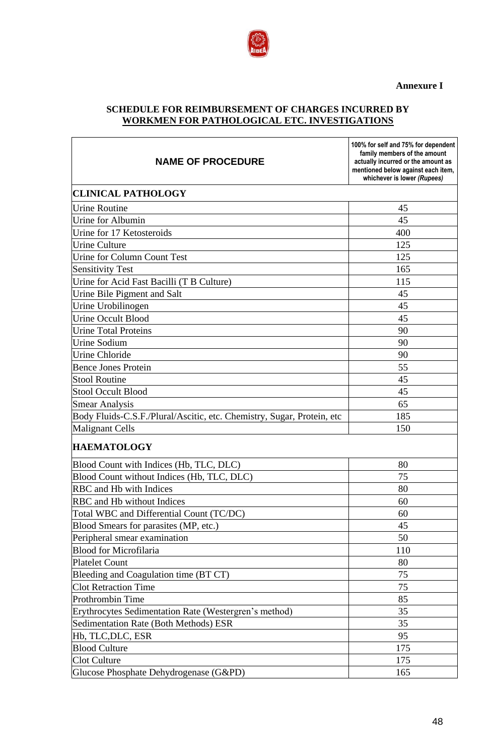**Annexure I**

**SCHEDULE FOR REIMBURSEMENT OF CHARGES INCURRED BY WORKMEN FOR PATHOLOGICAL ETC. INVESTIGATIONS**

| NAME OF PROCEDURE | 100% for self and 75% for dependent family members of the amount actually incurred or the amount as mentioned below against each item, whichever is lower *(Rupees)* |
|---|---|
| **CLINICAL PATHOLOGY** | |
| Urine Routine | 45 |
| Urine for Albumin | 45 |
| Urine for 17 Ketosteroids | 400 |
| Urine Culture | 125 |
| Urine for Column Count Test | 125 |
| Sensitivity Test | 165 |
| Urine for Acid Fast Bacilli (T B Culture) | 115 |
| Urine Bile Pigment and Salt | 45 |
| Urine Urobilinogen | 45 |
| Urine Occult Blood | 45 |
| Urine Total Proteins | 90 |
| Urine Sodium | 90 |
| Urine Chloride | 90 |
| Bence Jones Protein | 55 |
| Stool Routine | 45 |
| Stool Occult Blood | 45 |
| Smear Analysis | 65 |
| Body Fluids-C.S.F./Plural/Ascitic, etc. Chemistry, Sugar, Protein, etc | 185 |
| Malignant Cells | 150 |
| **HAEMATOLOGY** | |
| Blood Count with Indices (Hb, TLC, DLC) | 80 |
| Blood Count without Indices (Hb, TLC, DLC) | 75 |
| RBC and Hb with Indices | 80 |
| RBC and Hb without Indices | 60 |
| Total WBC and Differential Count (TC/DC) | 60 |
| Blood Smears for parasites (MP, etc.) | 45 |
| Peripheral smear examination | 50 |
| Blood for Microfilaria | 110 |
| Platelet Count | 80 |
| Bleeding and Coagulation time (BT CT) | 75 |
| Clot Retraction Time | 75 |
| Prothrombin Time | 85 |
| Erythrocytes Sedimentation Rate (Westergren's method) | 35 |
| Sedimentation Rate (Both Methods) ESR | 35 |
| Hb, TLC,DLC, ESR | 95 |
| Blood Culture | 175 |
| Clot Culture | 175 |
| Glucose Phosphate Dehydrogenase (G&PD) | 165 |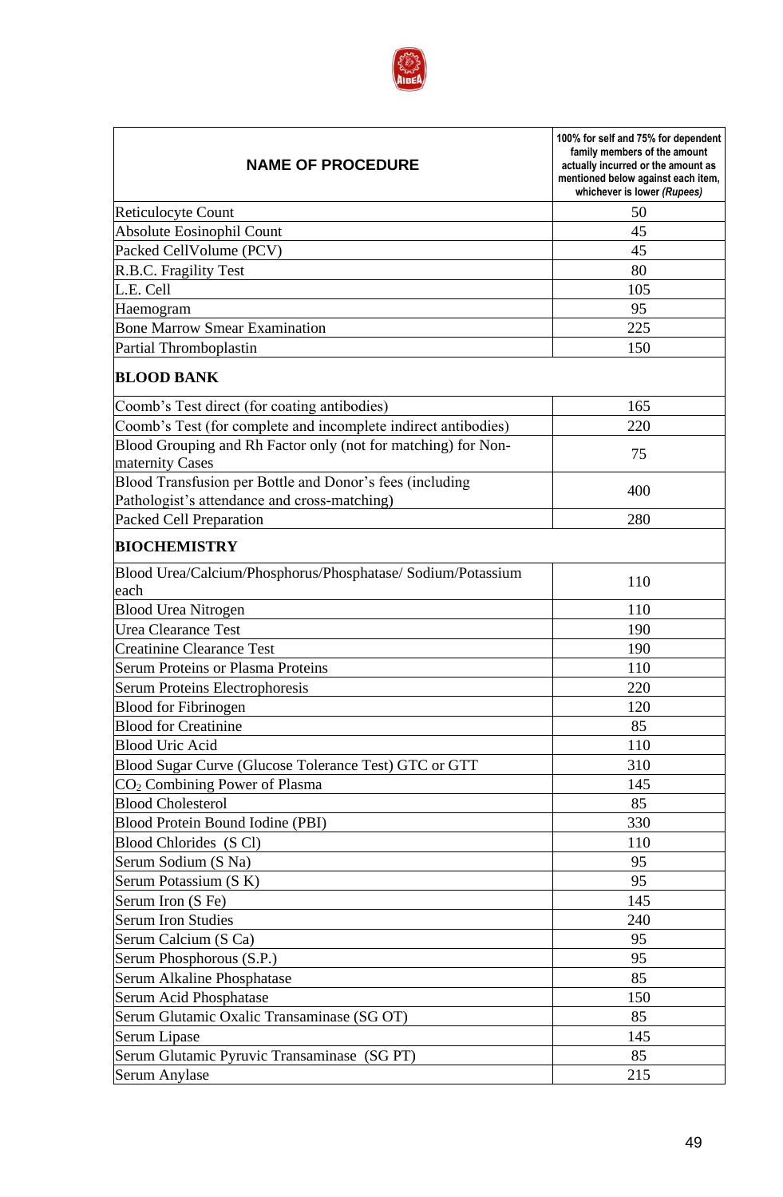| NAME OF PROCEDURE | 100% for self and 75% for dependent family members of the amount actually incurred or the amount as mentioned below against each item, whichever is lower *(Rupees)* |
|---|---|
| Reticulocyte Count | 50 |
| Absolute Eosinophil Count | 45 |
| Packed CellVolume (PCV) | 45 |
| R.B.C. Fragility Test | 80 |
| L.E. Cell | 105 |
| Haemogram | 95 |
| Bone Marrow Smear Examination | 225 |
| Partial Thromboplastin | 150 |
| **BLOOD BANK** | |
| Coomb's Test direct (for coating antibodies) | 165 |
| Coomb's Test (for complete and incomplete indirect antibodies) | 220 |
| Blood Grouping and Rh Factor only (not for matching) for Non-maternity Cases | 75 |
| Blood Transfusion per Bottle and Donor's fees (including Pathologist's attendance and cross-matching) | 400 |
| Packed Cell Preparation | 280 |
| **BIOCHEMISTRY** | |
| Blood Urea/Calcium/Phosphorus/Phosphatase/ Sodium/Potassium each | 110 |
| Blood Urea Nitrogen | 110 |
| Urea Clearance Test | 190 |
| Creatinine Clearance Test | 190 |
| Serum Proteins or Plasma Proteins | 110 |
| Serum Proteins Electrophoresis | 220 |
| Blood for Fibrinogen | 120 |
| Blood for Creatinine | 85 |
| Blood Uric Acid | 110 |
| Blood Sugar Curve (Glucose Tolerance Test) GTC or GTT | 310 |
| $CO_2$ Combining Power of Plasma | 145 |
| Blood Cholesterol | 85 |
| Blood Protein Bound Iodine (PBI) | 330 |
| Blood Chlorides (S Cl) | 110 |
| Serum Sodium (S Na) | 95 |
| Serum Potassium (S K) | 95 |
| Serum Iron (S Fe) | 145 |
| Serum Iron Studies | 240 |
| Serum Calcium (S Ca) | 95 |
| Serum Phosphorous (S.P.) | 95 |
| Serum Alkaline Phosphatase | 85 |
| Serum Acid Phosphatase | 150 |
| Serum Glutamic Oxalic Transaminase (SG OT) | 85 |
| Serum Lipase | 145 |
| Serum Glutamic Pyruvic Transaminase (SG PT) | 85 |
| Serum Anylase | 215 |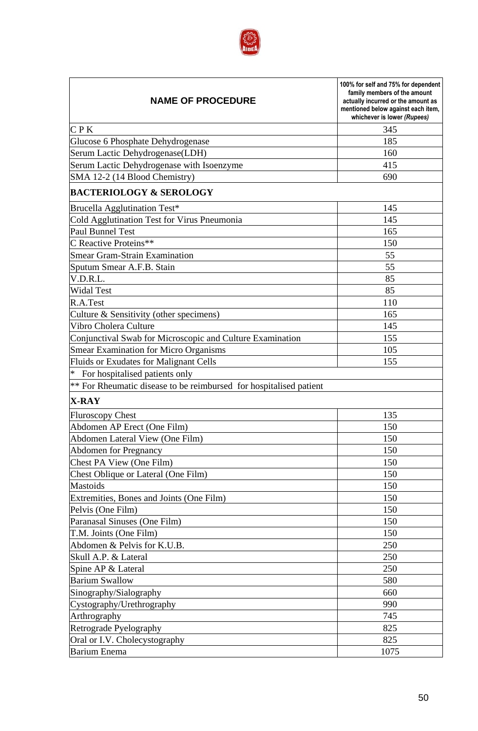| NAME OF PROCEDURE | 100% for self and 75% for dependent family members of the amount actually incurred or the amount as mentioned below against each item, whichever is lower *(Rupees)* |
|---|---|
| C P K | 345 |
| Glucose 6 Phosphate Dehydrogenase | 185 |
| Serum Lactic Dehydrogenase(LDH) | 160 |
| Serum Lactic Dehydrogenase with Isoenzyme | 415 |
| SMA 12-2 (14 Blood Chemistry) | 690 |
| **BACTERIOLOGY & SEROLOGY** | |
| Brucella Agglutination Test* | 145 |
| Cold Agglutination Test for Virus Pneumonia | 145 |
| Paul Bunnel Test | 165 |
| C Reactive Proteins** | 150 |
| Smear Gram-Strain Examination | 55 |
| Sputum Smear A.F.B. Stain | 55 |
| V.D.R.L. | 85 |
| Widal Test | 85 |
| R.A.Test | 110 |
| Culture & Sensitivity (other specimens) | 165 |
| Vibro Cholera Culture | 145 |
| Conjunctival Swab for Microscopic and Culture Examination | 155 |
| Smear Examination for Micro Organisms | 105 |
| Fluids or Exudates for Malignant Cells | 155 |
| * For hospitalised patients only | |
| ** For Rheumatic disease to be reimbursed for hospitalised patient | |
| **X-RAY** | |
| Fluroscopy Chest | 135 |
| Abdomen AP Erect (One Film) | 150 |
| Abdomen Lateral View (One Film) | 150 |
| Abdomen for Pregnancy | 150 |
| Chest PA View (One Film) | 150 |
| Chest Oblique or Lateral (One Film) | 150 |
| Mastoids | 150 |
| Extremities, Bones and Joints (One Film) | 150 |
| Pelvis (One Film) | 150 |
| Paranasal Sinuses (One Film) | 150 |
| T.M. Joints (One Film) | 150 |
| Abdomen & Pelvis for K.U.B. | 250 |
| Skull A.P. & Lateral | 250 |
| Spine AP & Lateral | 250 |
| Barium Swallow | 580 |
| Sinography/Sialography | 660 |
| Cystography/Urethrography | 990 |
| Arthrography | 745 |
| Retrograde Pyelography | 825 |
| Oral or I.V. Cholecystography | 825 |
| Barium Enema | 1075 |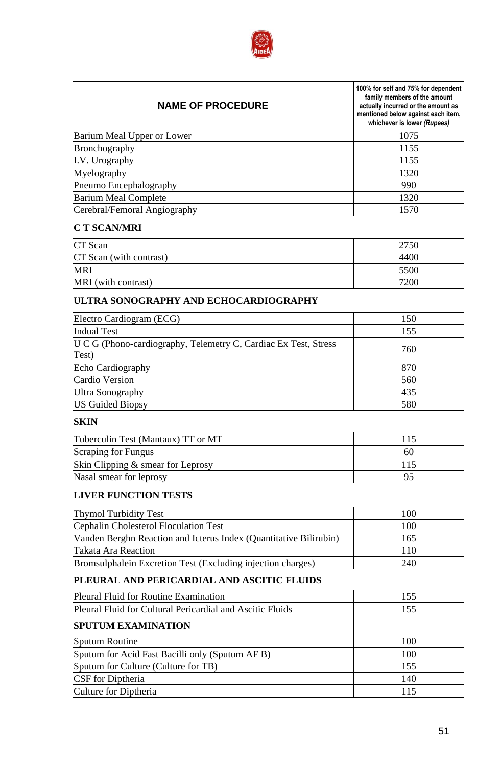| NAME OF PROCEDURE | 100% for self and 75% for dependent family members of the amount actually incurred or the amount as mentioned below against each item, whichever is lower *(Rupees)* |
|---|---|
| Barium Meal Upper or Lower | 1075 |
| Bronchography | 1155 |
| I.V. Urography | 1155 |
| Myelography | 1320 |
| Pneumo Encephalography | 990 |
| Barium Meal Complete | 1320 |
| Cerebral/Femoral Angiography | 1570 |
| **C T SCAN/MRI** | |
| CT Scan | 2750 |
| CT Scan (with contrast) | 4400 |
| MRI | 5500 |
| MRI (with contrast) | 7200 |
| **ULTRA SONOGRAPHY AND ECHOCARDIOGRAPHY** | |
| Electro Cardiogram (ECG) | 150 |
| Indual Test | 155 |
| U C G (Phono-cardiography, Telemetry C, Cardiac Ex Test, Stress Test) | 760 |
| Echo Cardiography | 870 |
| Cardio Version | 560 |
| Ultra Sonography | 435 |
| US Guided Biopsy | 580 |
| **SKIN** | |
| Tuberculin Test (Mantaux) TT or MT | 115 |
| Scraping for Fungus | 60 |
| Skin Clipping & smear for Leprosy | 115 |
| Nasal smear for leprosy | 95 |
| **LIVER FUNCTION TESTS** | |
| Thymol Turbidity Test | 100 |
| Cephalin Cholesterol Floculation Test | 100 |
| Vanden Berghn Reaction and Icterus Index (Quantitative Bilirubin) | 165 |
| Takata Ara Reaction | 110 |
| Bromsulphalein Excretion Test (Excluding injection charges) | 240 |
| **PLEURAL AND PERICARDIAL AND ASCITIC FLUIDS** | |
| Pleural Fluid for Routine Examination | 155 |
| Pleural Fluid for Cultural Pericardial and Ascitic Fluids | 155 |
| **SPUTUM EXAMINATION** | |
| Sputum Routine | 100 |
| Sputum for Acid Fast Bacilli only (Sputum AF B) | 100 |
| Sputum for Culture (Culture for TB) | 155 |
| CSF for Diptheria | 140 |
| Culture for Diptheria | 115 |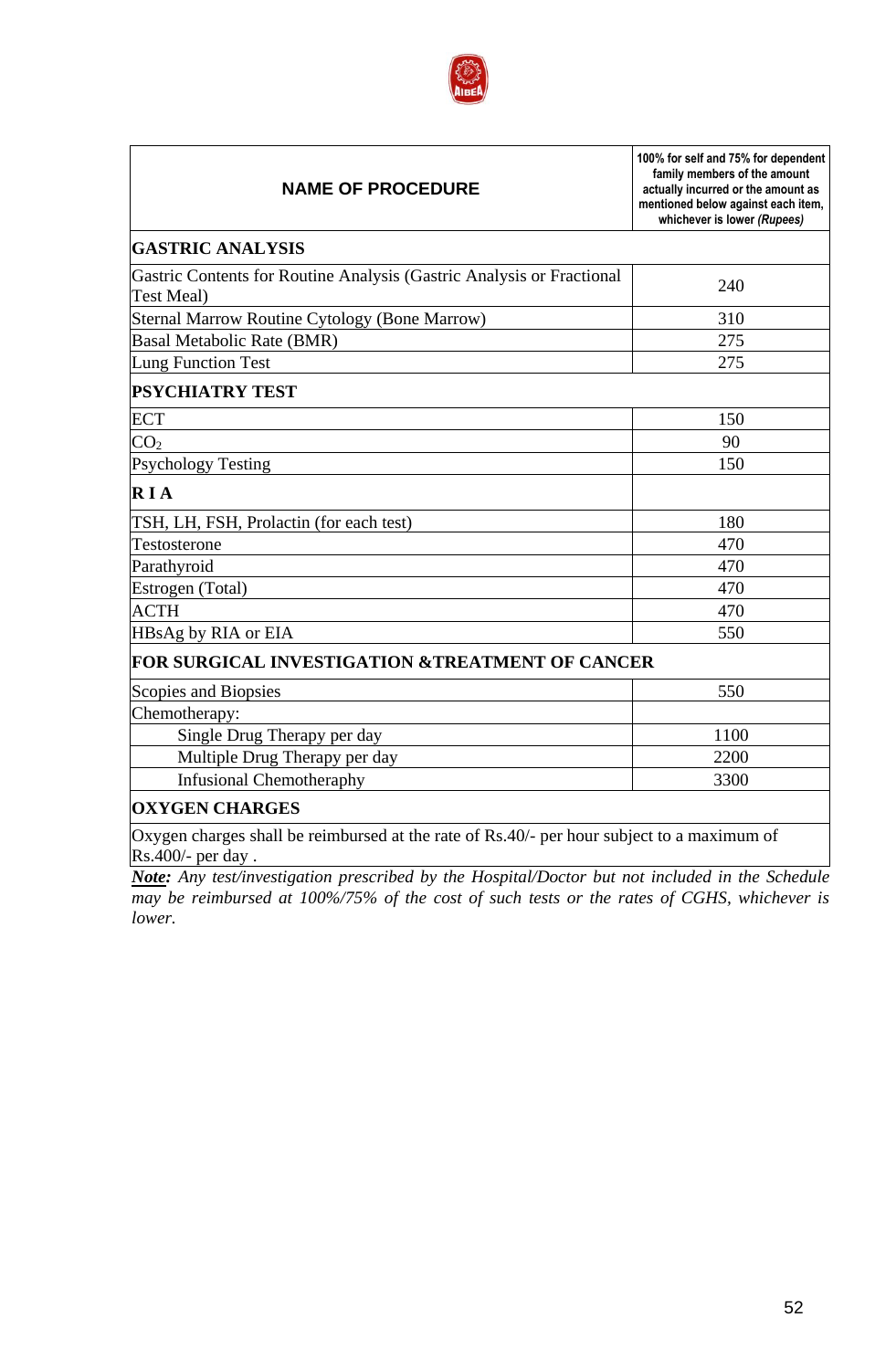| NAME OF PROCEDURE | 100% for self and 75% for dependent family members of the amount actually incurred or the amount as mentioned below against each item, whichever is lower *(Rupees)* |
|---|---|
| **GASTRIC ANALYSIS** | |
| Gastric Contents for Routine Analysis (Gastric Analysis or Fractional Test Meal) | 240 |
| Sternal Marrow Routine Cytology (Bone Marrow) | 310 |
| Basal Metabolic Rate (BMR) | 275 |
| Lung Function Test | 275 |
| **PSYCHIATRY TEST** | |
| ECT | 150 |
| $CO_2$ | 90 |
| Psychology Testing | 150 |
| **R I A** | |
| TSH, LH, FSH, Prolactin (for each test) | 180 |
| Testosterone | 470 |
| Parathyroid | 470 |
| Estrogen (Total) | 470 |
| ACTH | 470 |
| HBsAg by RIA or EIA | 550 |
| **FOR SURGICAL INVESTIGATION &TREATMENT OF CANCER** | |
| Scopies and Biopsies | 550 |
| Chemotherapy: | |
| Single Drug Therapy per day | 1100 |
| Multiple Drug Therapy per day | 2200 |
| Infusional Chemotheraphy | 3300 |
| **OXYGEN CHARGES** | |
| Oxygen charges shall be reimbursed at the rate of Rs.40/- per hour subject to a maximum of Rs.400/- per day . | |

***Note:*** *Any test/investigation prescribed by the Hospital/Doctor but not included in the Schedule may be reimbursed at 100%/75% of the cost of such tests or the rates of CGHS, whichever is lower.*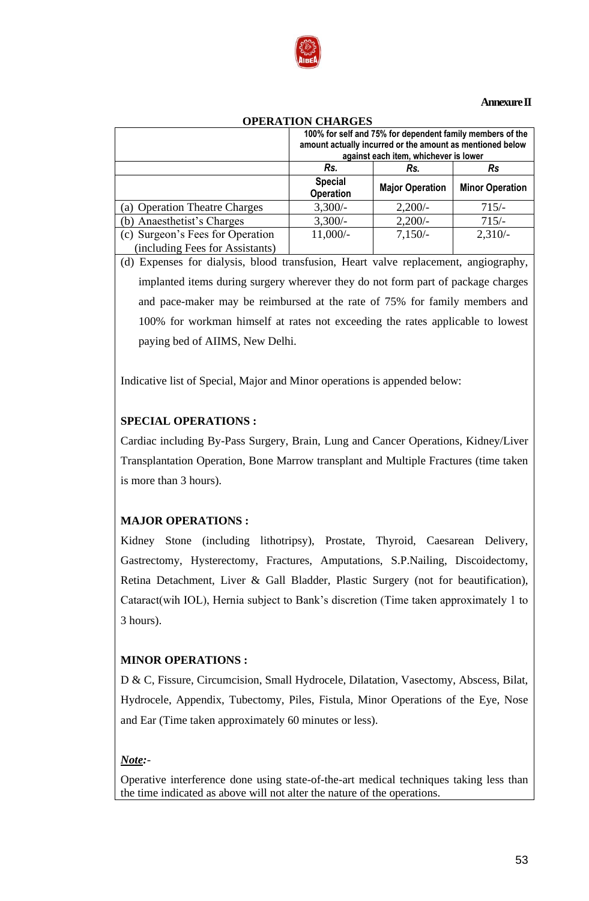**Annexure II**

**OPERATION CHARGES**

| | 100% for self and 75% for dependent family members of the amount actually incurred or the amount as mentioned below against each item, whichever is lower | | |
|---|---|---|---|
| | Rs. | Rs. | Rs |
| | Special Operation | Major Operation | Minor Operation |
| (a) Operation Theatre Charges | 3,300/- | 2,200/- | 715/- |
| (b) Anaesthetist's Charges | 3,300/- | 2,200/- | 715/- |
| (c) Surgeon's Fees for Operation (including Fees for Assistants) | 11,000/- | 7,150/- | 2,310/- |

(d) Expenses for dialysis, blood transfusion, Heart valve replacement, angiography, implanted items during surgery wherever they do not form part of package charges and pace-maker may be reimbursed at the rate of 75% for family members and 100% for workman himself at rates not exceeding the rates applicable to lowest paying bed of AIIMS, New Delhi.

Indicative list of Special, Major and Minor operations is appended below:

**SPECIAL OPERATIONS :**

Cardiac including By-Pass Surgery, Brain, Lung and Cancer Operations, Kidney/Liver Transplantation Operation, Bone Marrow transplant and Multiple Fractures (time taken is more than 3 hours).

**MAJOR OPERATIONS :**

Kidney Stone (including lithotripsy), Prostate, Thyroid, Caesarean Delivery, Gastrectomy, Hysterectomy, Fractures, Amputations, S.P.Nailing, Discoidectomy, Retina Detachment, Liver & Gall Bladder, Plastic Surgery (not for beautification), Cataract(wih IOL), Hernia subject to Bank's discretion (Time taken approximately 1 to 3 hours).

**MINOR OPERATIONS :**

D & C, Fissure, Circumcision, Small Hydrocele, Dilatation, Vasectomy, Abscess, Bilat, Hydrocele, Appendix, Tubectomy, Piles, Fistula, Minor Operations of the Eye, Nose and Ear (Time taken approximately 60 minutes or less).

***Note:***-

Operative interference done using state-of-the-art medical techniques taking less than the time indicated as above will not alter the nature of the operations.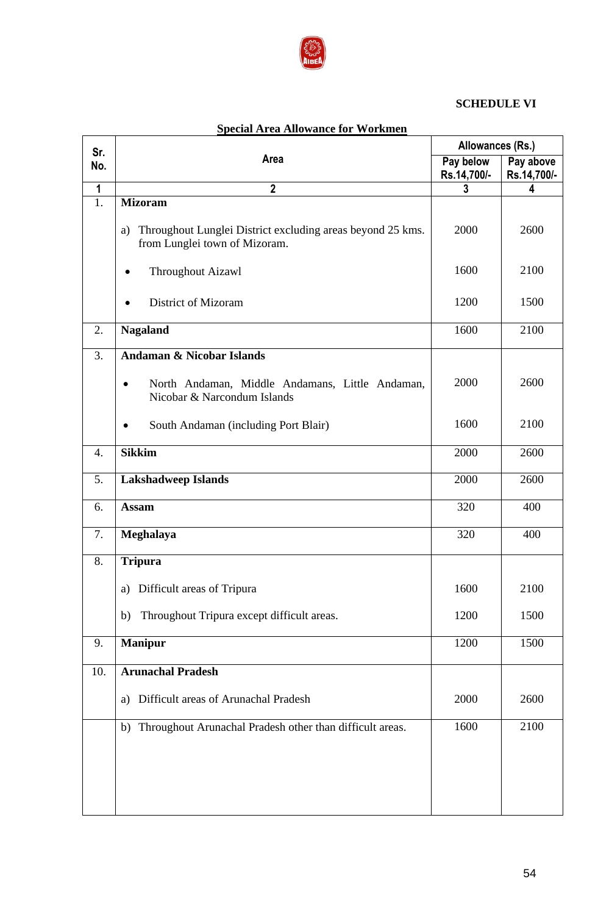**SCHEDULE VI**

**Special Area Allowance for Workmen**

| Sr. No. | Area | Allowances (Rs.) | |
|---|---|---|---|
| | | Pay below Rs.14,700/- | Pay above Rs.14,700/- |
| 1 | 2 | 3 | 4 |
| 1. | **Mizoram** | | |
| | a) Throughout Lunglei District excluding areas beyond 25 kms. from Lunglei town of Mizoram. | 2000 | 2600 |
| | • Throughout Aizawl | 1600 | 2100 |
| | • District of Mizoram | 1200 | 1500 |
| 2. | **Nagaland** | 1600 | 2100 |
| 3. | **Andaman & Nicobar Islands** | | |
| | • North Andaman, Middle Andamans, Little Andaman, Nicobar & Narcondum Islands | 2000 | 2600 |
| | • South Andaman (including Port Blair) | 1600 | 2100 |
| 4. | **Sikkim** | 2000 | 2600 |
| 5. | **Lakshadweep Islands** | 2000 | 2600 |
| 6. | **Assam** | 320 | 400 |
| 7. | **Meghalaya** | 320 | 400 |
| 8. | **Tripura** | | |
| | a) Difficult areas of Tripura | 1600 | 2100 |
| | b) Throughout Tripura except difficult areas. | 1200 | 1500 |
| 9. | **Manipur** | 1200 | 1500 |
| 10. | **Arunachal Pradesh** | | |
| | a) Difficult areas of Arunachal Pradesh | 2000 | 2600 |
| | b) Throughout Arunachal Pradesh other than difficult areas. | 1600 | 2100 |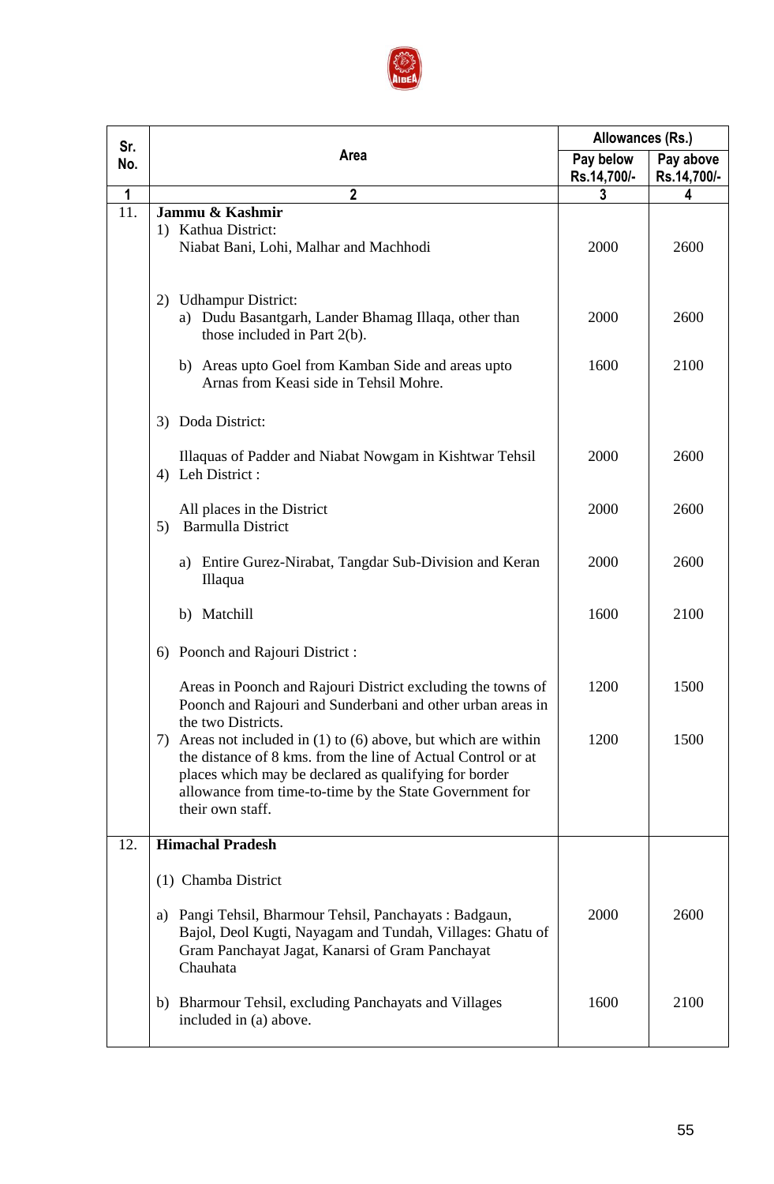| Sr. No. | Area | Allowances (Rs.) | |
|---|---|---|---|
| | | Pay below Rs.14,700/- | Pay above Rs.14,700/- |
| 1 | 2 | 3 | 4 |
| 11. | **Jammu & Kashmir** | | |
| | 1) Kathua District: Niabat Bani, Lohi, Malhar and Machhodi | 2000 | 2600 |
| | 2) Udhampur District: | | |
| | a) Dudu Basantgarh, Lander Bhamag Illaqa, other than those included in Part 2(b). | 2000 | 2600 |
| | b) Areas upto Goel from Kamban Side and areas upto Arnas from Keasi side in Tehsil Mohre. | 1600 | 2100 |
| | 3) Doda District: | | |
| | Illaquas of Padder and Niabat Nowgam in Kishtwar Tehsil | 2000 | 2600 |
| | 4) Leh District : | | |
| | All places in the District | 2000 | 2600 |
| | 5) Barmulla District | | |
| | a) Entire Gurez-Nirabat, Tangdar Sub-Division and Keran Illaqua | 2000 | 2600 |
| | b) Matchill | 1600 | 2100 |
| | 6) Poonch and Rajouri District : | | |
| | Areas in Poonch and Rajouri District excluding the towns of Poonch and Rajouri and Sunderbani and other urban areas in the two Districts. | 1200 | 1500 |
| | 7) Areas not included in (1) to (6) above, but which are within the distance of 8 kms. from the line of Actual Control or at places which may be declared as qualifying for border allowance from time-to-time by the State Government for their own staff. | 1200 | 1500 |
| 12. | **Himachal Pradesh** | | |
| | (1) Chamba District | | |
| | a) Pangi Tehsil, Bharmour Tehsil, Panchayats : Badgaun, Bajol, Deol Kugti, Nayagam and Tundah, Villages: Ghatu of Gram Panchayat Jagat, Kanarsi of Gram Panchayat Chauhata | 2000 | 2600 |
| | b) Bharmour Tehsil, excluding Panchayats and Villages included in (a) above. | 1600 | 2100 |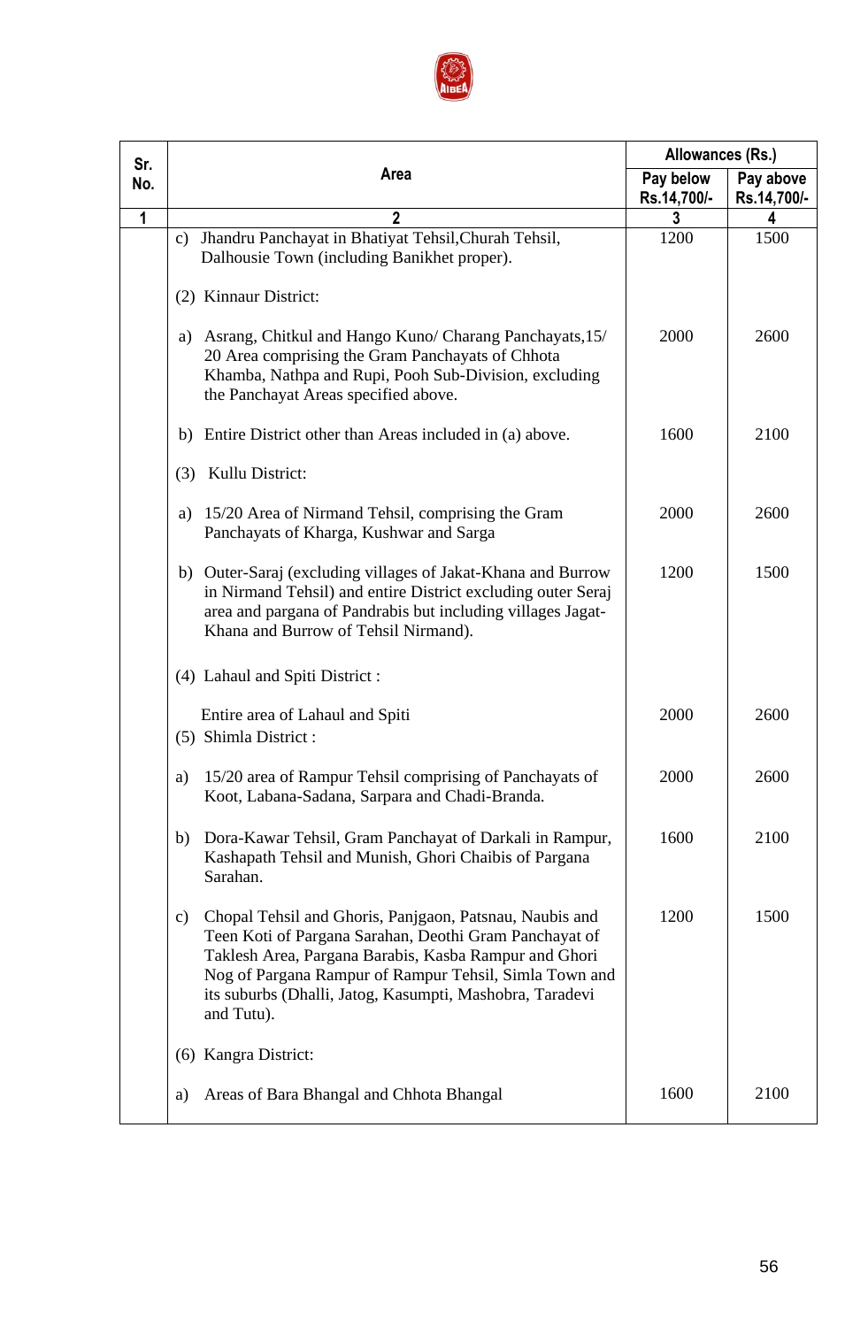| Sr. No. | Area | Allowances (Rs.) | |
|---|---|---|---|
| | | Pay below Rs.14,700/- | Pay above Rs.14,700/- |
| 1 | 2 | 3 | 4 |
| | c) Jhandru Panchayat in Bhatiyat Tehsil,Churah Tehsil, Dalhousie Town (including Banikhet proper). | 1200 | 1500 |
| | (2) Kinnaur District: | | |
| | a) Asrang, Chitkul and Hango Kuno/ Charang Panchayats,15/20 Area comprising the Gram Panchayats of Chhota Khamba, Nathpa and Rupi, Pooh Sub-Division, excluding the Panchayat Areas specified above. | 2000 | 2600 |
| | b) Entire District other than Areas included in (a) above. | 1600 | 2100 |
| | (3) Kullu District: | | |
| | a) 15/20 Area of Nirmand Tehsil, comprising the Gram Panchayats of Kharga, Kushwar and Sarga | 2000 | 2600 |
| | b) Outer-Saraj (excluding villages of Jakat-Khana and Burrow in Nirmand Tehsil) and entire District excluding outer Seraj area and pargana of Pandrabis but including villages Jagat-Khana and Burrow of Tehsil Nirmand). | 1200 | 1500 |
| | (4) Lahaul and Spiti District : | | |
| | Entire area of Lahaul and Spiti | 2000 | 2600 |
| | (5) Shimla District : | | |
| | a) 15/20 area of Rampur Tehsil comprising of Panchayats of Koot, Labana-Sadana, Sarpara and Chadi-Branda. | 2000 | 2600 |
| | b) Dora-Kawar Tehsil, Gram Panchayat of Darkali in Rampur, Kashapath Tehsil and Munish, Ghori Chaibis of Pargana Sarahan. | 1600 | 2100 |
| | c) Chopal Tehsil and Ghoris, Panjgaon, Patsnau, Naubis and Teen Koti of Pargana Sarahan, Deothi Gram Panchayat of Taklesh Area, Pargana Barabis, Kasba Rampur and Ghori Nog of Pargana Rampur of Rampur Tehsil, Simla Town and its suburbs (Dhalli, Jatog, Kasumpti, Mashobra, Taradevi and Tutu). | 1200 | 1500 |
| | (6) Kangra District: | | |
| | a) Areas of Bara Bhangal and Chhota Bhangal | 1600 | 2100 |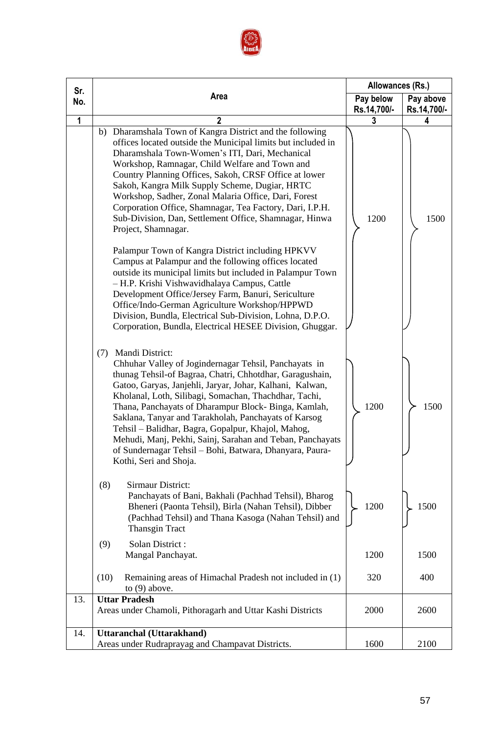| Sr. No. | Area | Allowances (Rs.) | |
|---|---|---|---|
| | | Pay below Rs.14,700/- | Pay above Rs.14,700/- |
| 1 | 2 | 3 | 4 |
| | b) Dharamshala Town of Kangra District and the following offices located outside the Municipal limits but included in Dharamshala Town-Women's ITI, Dari, Mechanical Workshop, Ramnagar, Child Welfare and Town and Country Planning Offices, Sakoh, CRSF Office at lower Sakoh, Kangra Milk Supply Scheme, Dugiar, HRTC Workshop, Sadher, Zonal Malaria Office, Dari, Forest Corporation Office, Shamnagar, Tea Factory, Dari, I.P.H. Sub-Division, Dan, Settlement Office, Shamnagar, Hinwa Project, Shamnagar.<br><br>Palampur Town of Kangra District including HPKVV Campus at Palampur and the following offices located outside its municipal limits but included in Palampur Town – H.P. Krishi Vishwavidhalaya Campus, Cattle Development Office/Jersey Farm, Banuri, Sericulture Office/Indo-German Agriculture Workshop/HPPWD Division, Bundla, Electrical Sub-Division, Lohna, D.P.O. Corporation, Bundla, Electrical HESEE Division, Ghuggar. | 1200 | 1500 |
| | (7) Mandi District:<br>Chhuhar Valley of Jogindernagar Tehsil, Panchayats in thunag Tehsil-of Bagraa, Chatri, Chhotdhar, Garagushain, Gatoo, Garyas, Janjehli, Jaryar, Johar, Kalhani, Kalwan, Kholanal, Loth, Silibagi, Somachan, Thachdhar, Tachi, Thana, Panchayats of Dharampur Block- Binga, Kamlah, Saklana, Tanyar and Tarakholah, Panchayats of Karsog Tehsil – Balidhar, Bagra, Gopalpur, Khajol, Mahog, Mehudi, Manj, Pekhi, Sainj, Sarahan and Teban, Panchayats of Sundernagar Tehsil – Bohi, Batwara, Dhanyara, Paura-Kothi, Seri and Shoja. | 1200 | 1500 |
| | (8) Sirmaur District:<br>Panchayats of Bani, Bakhali (Pachhad Tehsil), Bharog Bheneri (Paonta Tehsil), Birla (Nahan Tehsil), Dibber (Pachhad Tehsil) and Thana Kasoga (Nahan Tehsil) and Thansgin Tract | 1200 | 1500 |
| | (9) Solan District :<br>Mangal Panchayat. | 1200 | 1500 |
| | (10) Remaining areas of Himachal Pradesh not included in (1) to (9) above. | 320 | 400 |
| 13. | **Uttar Pradesh**<br>Areas under Chamoli, Pithoragarh and Uttar Kashi Districts | 2000 | 2600 |
| 14. | **Uttaranchal (Uttarakhand)**<br>Areas under Rudraprayag and Champavat Districts. | 1600 | 2100 |